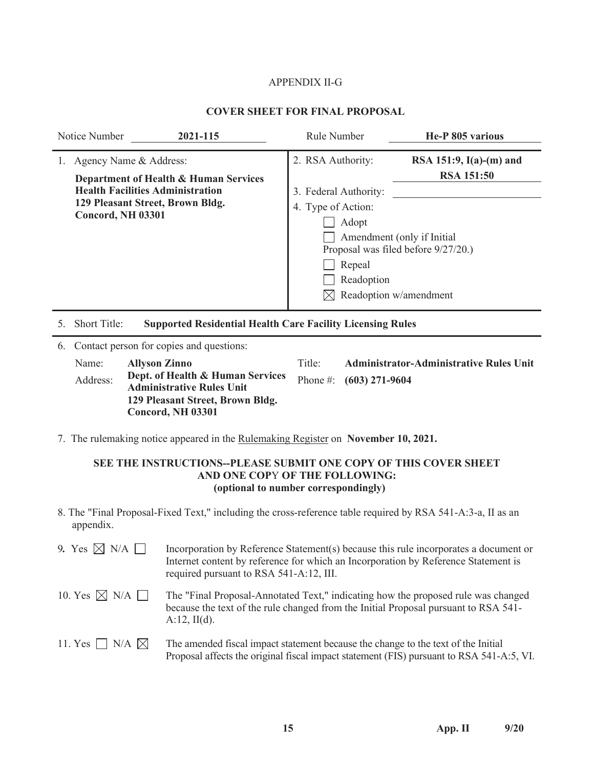APPENDIX II-G

## COVER SHEET FOR FINAL PROPOSAL

| Notice Number | **2021-115** | Rule Number | **He-P 805 various** |
|---|---|---|---|

1. Agency Name & Address:

**Department of Health & Human Services**
**Health Facilities Administration**
**129 Pleasant Street, Brown Bldg.**
**Concord, NH 03301**

2. RSA Authority: **RSA 151:9, I(a)-(m) and RSA 151:50**

3. Federal Authority:

4. Type of Action:

- ☐ Adopt
- ☐ Amendment (only if Initial Proposal was filed before 9/27/20.)
- ☐ Repeal
- ☐ Readoption
- ☒ Readoption w/amendment

5. Short Title: **Supported Residential Health Care Facility Licensing Rules**

6. Contact person for copies and questions:

Name: **Allyson Zinno**
Title: **Administrator-Administrative Rules Unit**
Address: **Dept. of Health & Human Services**
**Administrative Rules Unit**
**129 Pleasant Street, Brown Bldg.**
**Concord, NH 03301**
Phone #: **(603) 271-9604**

7. The rulemaking notice appeared in the Rulemaking Register on **November 10, 2021.**

**SEE THE INSTRUCTIONS--PLEASE SUBMIT ONE COPY OF THIS COVER SHEET AND ONE COPY OF THE FOLLOWING:**
**(optional to number correspondingly)**

8. The "Final Proposal-Fixed Text," including the cross-reference table required by RSA 541-A:3-a, II as an appendix.

9. Yes ☒ N/A ☐ Incorporation by Reference Statement(s) because this rule incorporates a document or Internet content by reference for which an Incorporation by Reference Statement is required pursuant to RSA 541-A:12, III.

10. Yes ☒ N/A ☐ The "Final Proposal-Annotated Text," indicating how the proposed rule was changed because the text of the rule changed from the Initial Proposal pursuant to RSA 541-A:12, II(d).

11. Yes ☐ N/A ☒ The amended fiscal impact statement because the change to the text of the Initial Proposal affects the original fiscal impact statement (FIS) pursuant to RSA 541-A:5, VI.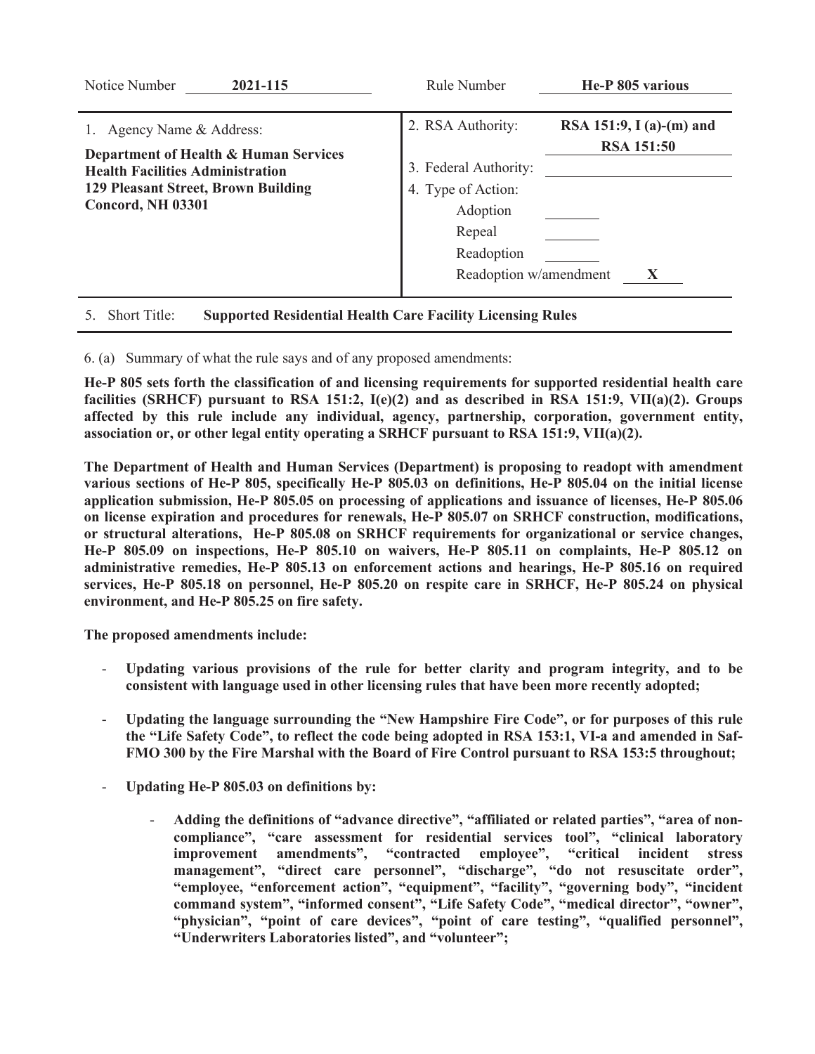| Notice Number | **2021-115** | Rule Number | **He-P 805 various** |
| --- | --- | --- | --- |

| 1. Agency Name & Address: | 2. RSA Authority: **RSA 151:9, I (a)-(m) and RSA 151:50** |
| --- | --- |
| **Department of Health & Human Services**<br>**Health Facilities Administration**<br>**129 Pleasant Street, Brown Building**<br>**Concord, NH 03301** | 3. Federal Authority: ________<br>4. Type of Action:<br>Adoption ________<br>Repeal ________<br>Readoption ________<br>Readoption w/amendment **X** |

5. Short Title: **Supported Residential Health Care Facility Licensing Rules**

6. (a) Summary of what the rule says and of any proposed amendments:

**He-P 805 sets forth the classification of and licensing requirements for supported residential health care facilities (SRHCF) pursuant to RSA 151:2, I(e)(2) and as described in RSA 151:9, VII(a)(2). Groups affected by this rule include any individual, agency, partnership, corporation, government entity, association or, or other legal entity operating a SRHCF pursuant to RSA 151:9, VII(a)(2).**

**The Department of Health and Human Services (Department) is proposing to readopt with amendment various sections of He-P 805, specifically He-P 805.03 on definitions, He-P 805.04 on the initial license application submission, He-P 805.05 on processing of applications and issuance of licenses, He-P 805.06 on license expiration and procedures for renewals, He-P 805.07 on SRHCF construction, modifications, or structural alterations, He-P 805.08 on SRHCF requirements for organizational or service changes, He-P 805.09 on inspections, He-P 805.10 on waivers, He-P 805.11 on complaints, He-P 805.12 on administrative remedies, He-P 805.13 on enforcement actions and hearings, He-P 805.16 on required services, He-P 805.18 on personnel, He-P 805.20 on respite care in SRHCF, He-P 805.24 on physical environment, and He-P 805.25 on fire safety.**

**The proposed amendments include:**

- **Updating various provisions of the rule for better clarity and program integrity, and to be consistent with language used in other licensing rules that have been more recently adopted;**
- **Updating the language surrounding the "New Hampshire Fire Code", or for purposes of this rule the "Life Safety Code", to reflect the code being adopted in RSA 153:1, VI-a and amended in Saf-FMO 300 by the Fire Marshal with the Board of Fire Control pursuant to RSA 153:5 throughout;**
- **Updating He-P 805.03 on definitions by:**
    - **Adding the definitions of "advance directive", "affiliated or related parties", "area of non-compliance", "care assessment for residential services tool", "clinical laboratory improvement amendments", "contracted employee", "critical incident stress management", "direct care personnel", "discharge", "do not resuscitate order", "employee, "enforcement action", "equipment", "facility", "governing body", "incident command system", "informed consent", "Life Safety Code", "medical director", "owner", "physician", "point of care devices", "point of care testing", "qualified personnel", "Underwriters Laboratories listed", and "volunteer";**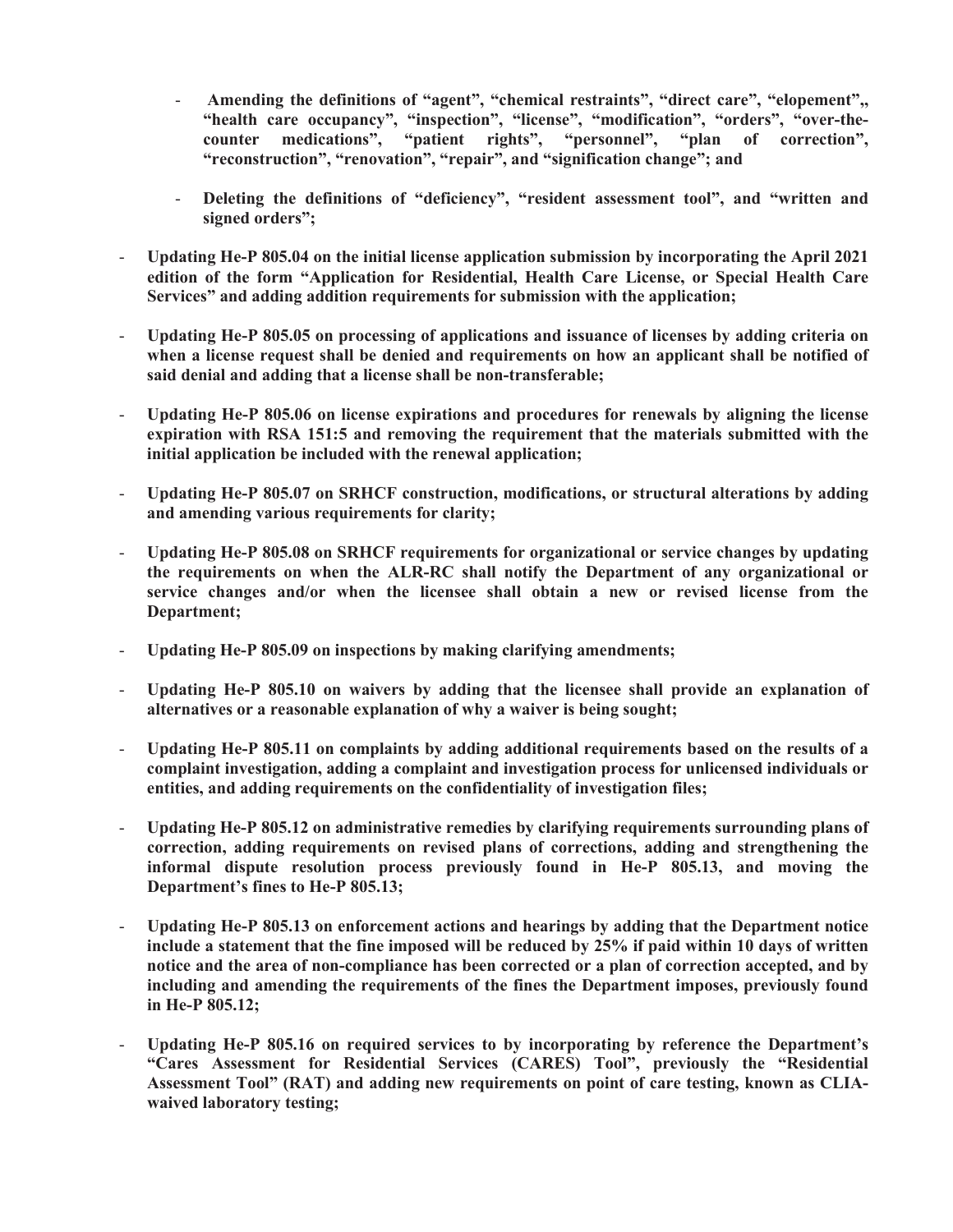- **Amending the definitions of "agent", "chemical restraints", "direct care", "elopement",, "health care occupancy", "inspection", "license", "modification", "orders", "over-the-counter medications", "patient rights", "personnel", "plan of correction", "reconstruction", "renovation", "repair", and "signification change"; and**

  - **Deleting the definitions of "deficiency", "resident assessment tool", and "written and signed orders";**

- **Updating He-P 805.04 on the initial license application submission by incorporating the April 2021 edition of the form "Application for Residential, Health Care License, or Special Health Care Services" and adding addition requirements for submission with the application;**

- **Updating He-P 805.05 on processing of applications and issuance of licenses by adding criteria on when a license request shall be denied and requirements on how an applicant shall be notified of said denial and adding that a license shall be non-transferable;**

- **Updating He-P 805.06 on license expirations and procedures for renewals by aligning the license expiration with RSA 151:5 and removing the requirement that the materials submitted with the initial application be included with the renewal application;**

- **Updating He-P 805.07 on SRHCF construction, modifications, or structural alterations by adding and amending various requirements for clarity;**

- **Updating He-P 805.08 on SRHCF requirements for organizational or service changes by updating the requirements on when the ALR-RC shall notify the Department of any organizational or service changes and/or when the licensee shall obtain a new or revised license from the Department;**

- **Updating He-P 805.09 on inspections by making clarifying amendments;**

- **Updating He-P 805.10 on waivers by adding that the licensee shall provide an explanation of alternatives or a reasonable explanation of why a waiver is being sought;**

- **Updating He-P 805.11 on complaints by adding additional requirements based on the results of a complaint investigation, adding a complaint and investigation process for unlicensed individuals or entities, and adding requirements on the confidentiality of investigation files;**

- **Updating He-P 805.12 on administrative remedies by clarifying requirements surrounding plans of correction, adding requirements on revised plans of corrections, adding and strengthening the informal dispute resolution process previously found in He-P 805.13, and moving the Department's fines to He-P 805.13;**

- **Updating He-P 805.13 on enforcement actions and hearings by adding that the Department notice include a statement that the fine imposed will be reduced by 25% if paid within 10 days of written notice and the area of non-compliance has been corrected or a plan of correction accepted, and by including and amending the requirements of the fines the Department imposes, previously found in He-P 805.12;**

- **Updating He-P 805.16 on required services to by incorporating by reference the Department's "Cares Assessment for Residential Services (CARES) Tool", previously the "Residential Assessment Tool" (RAT) and adding new requirements on point of care testing, known as CLIA-waived laboratory testing;**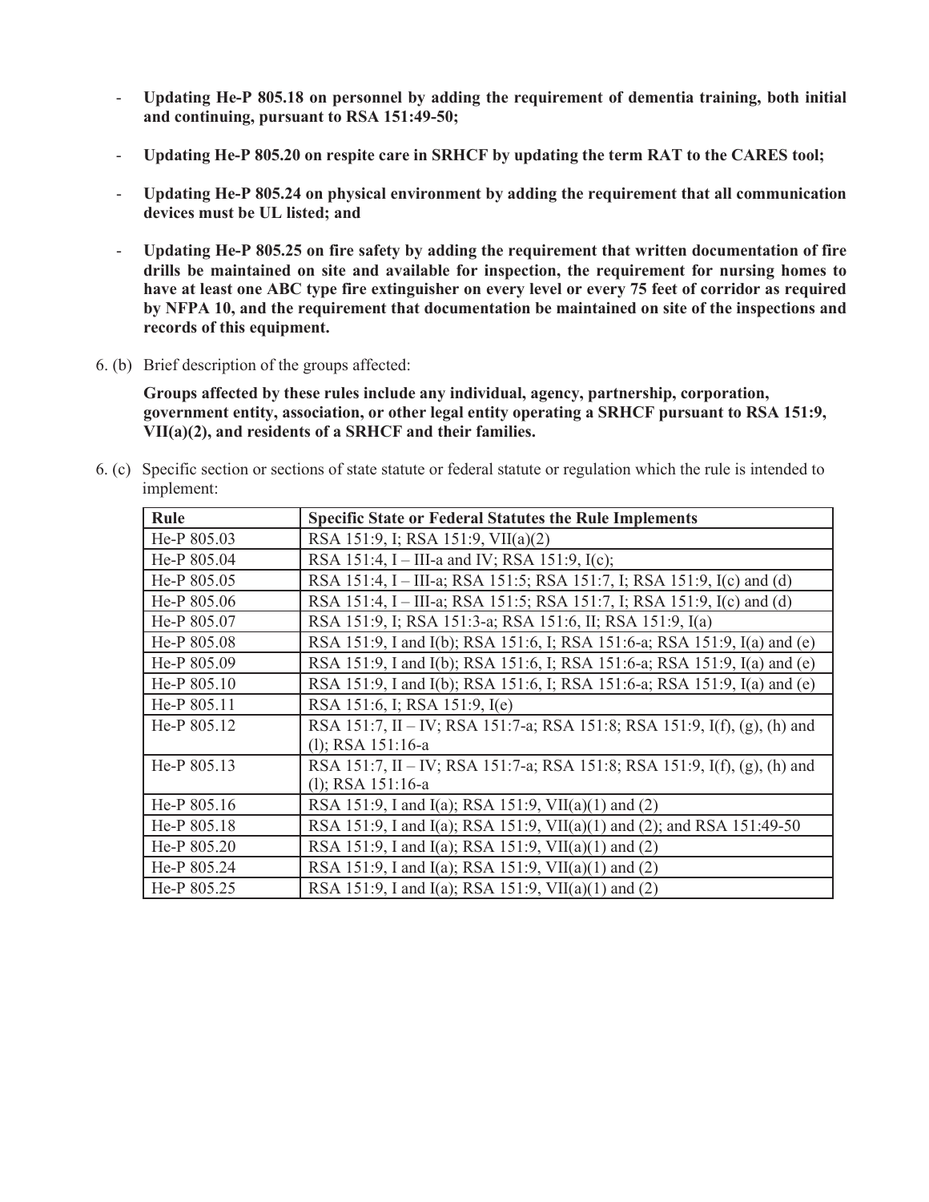- **Updating He-P 805.18 on personnel by adding the requirement of dementia training, both initial and continuing, pursuant to RSA 151:49-50;**

- **Updating He-P 805.20 on respite care in SRHCF by updating the term RAT to the CARES tool;**

- **Updating He-P 805.24 on physical environment by adding the requirement that all communication devices must be UL listed; and**

- **Updating He-P 805.25 on fire safety by adding the requirement that written documentation of fire drills be maintained on site and available for inspection, the requirement for nursing homes to have at least one ABC type fire extinguisher on every level or every 75 feet of corridor as required by NFPA 10, and the requirement that documentation be maintained on site of the inspections and records of this equipment.**

6. (b) Brief description of the groups affected:

**Groups affected by these rules include any individual, agency, partnership, corporation, government entity, association, or other legal entity operating a SRHCF pursuant to RSA 151:9, VII(a)(2), and residents of a SRHCF and their families.**

6. (c) Specific section or sections of state statute or federal statute or regulation which the rule is intended to implement:

| Rule | Specific State or Federal Statutes the Rule Implements |
| --- | --- |
| He-P 805.03 | RSA 151:9, I; RSA 151:9, VII(a)(2) |
| He-P 805.04 | RSA 151:4, I – III-a and IV; RSA 151:9, I(c); |
| He-P 805.05 | RSA 151:4, I – III-a; RSA 151:5; RSA 151:7, I; RSA 151:9, I(c) and (d) |
| He-P 805.06 | RSA 151:4, I – III-a; RSA 151:5; RSA 151:7, I; RSA 151:9, I(c) and (d) |
| He-P 805.07 | RSA 151:9, I; RSA 151:3-a; RSA 151:6, II; RSA 151:9, I(a) |
| He-P 805.08 | RSA 151:9, I and I(b); RSA 151:6, I; RSA 151:6-a; RSA 151:9, I(a) and (e) |
| He-P 805.09 | RSA 151:9, I and I(b); RSA 151:6, I; RSA 151:6-a; RSA 151:9, I(a) and (e) |
| He-P 805.10 | RSA 151:9, I and I(b); RSA 151:6, I; RSA 151:6-a; RSA 151:9, I(a) and (e) |
| He-P 805.11 | RSA 151:6, I; RSA 151:9, I(e) |
| He-P 805.12 | RSA 151:7, II – IV; RSA 151:7-a; RSA 151:8; RSA 151:9, I(f), (g), (h) and (l); RSA 151:16-a |
| He-P 805.13 | RSA 151:7, II – IV; RSA 151:7-a; RSA 151:8; RSA 151:9, I(f), (g), (h) and (l); RSA 151:16-a |
| He-P 805.16 | RSA 151:9, I and I(a); RSA 151:9, VII(a)(1) and (2) |
| He-P 805.18 | RSA 151:9, I and I(a); RSA 151:9, VII(a)(1) and (2); and RSA 151:49-50 |
| He-P 805.20 | RSA 151:9, I and I(a); RSA 151:9, VII(a)(1) and (2) |
| He-P 805.24 | RSA 151:9, I and I(a); RSA 151:9, VII(a)(1) and (2) |
| He-P 805.25 | RSA 151:9, I and I(a); RSA 151:9, VII(a)(1) and (2) |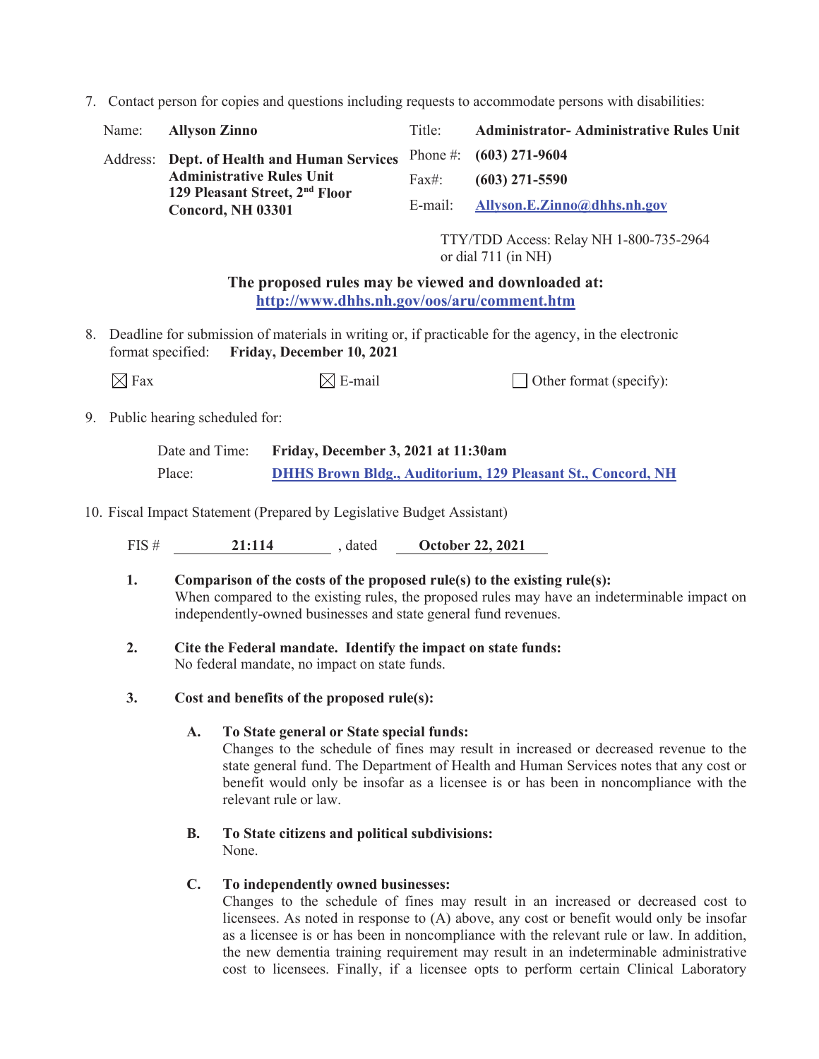7. Contact person for copies and questions including requests to accommodate persons with disabilities:

| | | | |
|---|---|---|---|
| Name: | **Allyson Zinno** | Title: | **Administrator- Administrative Rules Unit** |
| Address: | **Dept. of Health and Human Services<br>Administrative Rules Unit<br>129 Pleasant Street, 2nd Floor<br>Concord, NH 03301** | Phone #:<br>Fax#:<br>E-mail: | **(603) 271-9604**<br>**(603) 271-5590**<br>**Allyson.E.Zinno@dhhs.nh.gov** |

TTY/TDD Access: Relay NH 1-800-735-2964 or dial 711 (in NH)

**The proposed rules may be viewed and downloaded at:**
**http://www.dhhs.nh.gov/oos/aru/comment.htm**

8. Deadline for submission of materials in writing or, if practicable for the agency, in the electronic format specified: **Friday, December 10, 2021**

☒ Fax ☒ E-mail ☐ Other format (specify):

9. Public hearing scheduled for:

Date and Time: **Friday, December 3, 2021 at 11:30am**
Place: **DHHS Brown Bldg., Auditorium, 129 Pleasant St., Concord, NH**

10. Fiscal Impact Statement (Prepared by Legislative Budget Assistant)

FIS # **21:114** , dated **October 22, 2021**

**1. Comparison of the costs of the proposed rule(s) to the existing rule(s):**
When compared to the existing rules, the proposed rules may have an indeterminable impact on independently-owned businesses and state general fund revenues.

**2. Cite the Federal mandate. Identify the impact on state funds:**
No federal mandate, no impact on state funds.

**3. Cost and benefits of the proposed rule(s):**

**A. To State general or State special funds:**
Changes to the schedule of fines may result in increased or decreased revenue to the state general fund. The Department of Health and Human Services notes that any cost or benefit would only be insofar as a licensee is or has been in noncompliance with the relevant rule or law.

**B. To State citizens and political subdivisions:**
None.

**C. To independently owned businesses:**
Changes to the schedule of fines may result in an increased or decreased cost to licensees. As noted in response to (A) above, any cost or benefit would only be insofar as a licensee is or has been in noncompliance with the relevant rule or law. In addition, the new dementia training requirement may result in an indeterminable administrative cost to licensees. Finally, if a licensee opts to perform certain Clinical Laboratory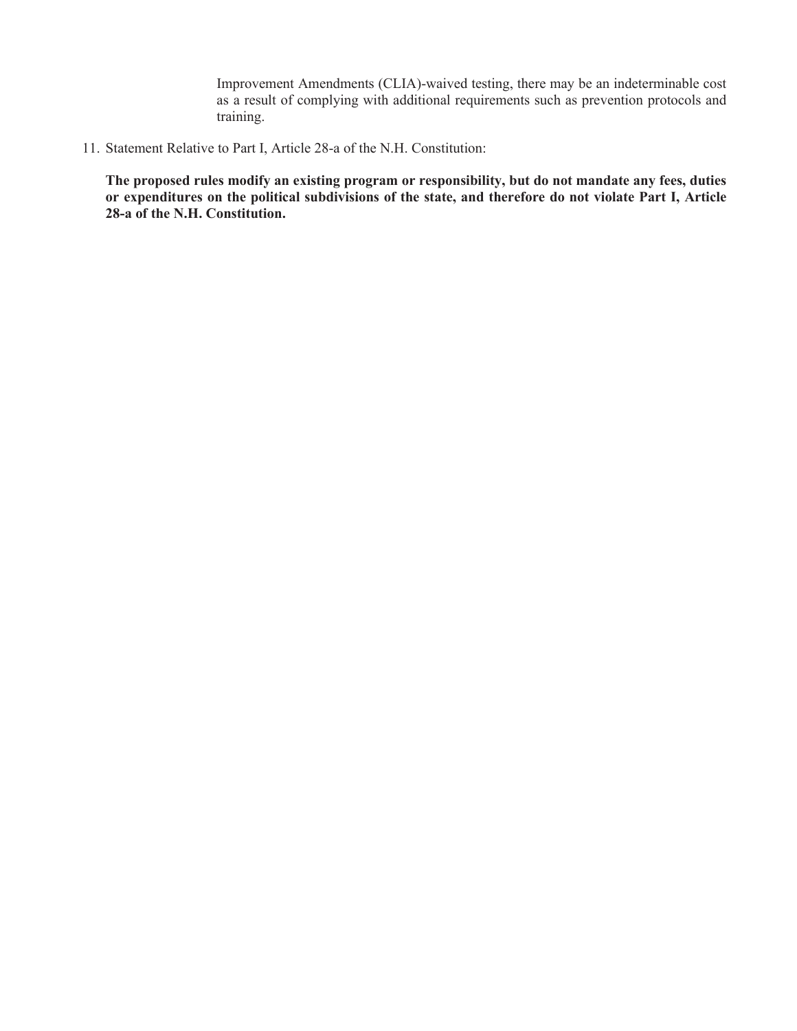Improvement Amendments (CLIA)-waived testing, there may be an indeterminable cost as a result of complying with additional requirements such as prevention protocols and training.

11. Statement Relative to Part I, Article 28-a of the N.H. Constitution:

    **The proposed rules modify an existing program or responsibility, but do not mandate any fees, duties or expenditures on the political subdivisions of the state, and therefore do not violate Part I, Article 28-a of the N.H. Constitution.**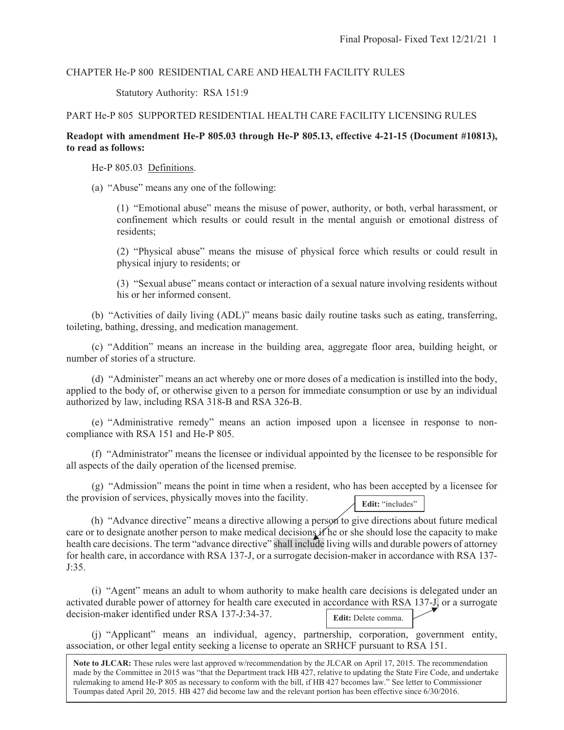CHAPTER He-P 800 RESIDENTIAL CARE AND HEALTH FACILITY RULES

Statutory Authority: RSA 151:9

PART He-P 805 SUPPORTED RESIDENTIAL HEALTH CARE FACILITY LICENSING RULES

**Readopt with amendment He-P 805.03 through He-P 805.13, effective 4-21-15 (Document #10813), to read as follows:**

He-P 805.03 Definitions.

(a) "Abuse" means any one of the following:

(1) "Emotional abuse" means the misuse of power, authority, or both, verbal harassment, or confinement which results or could result in the mental anguish or emotional distress of residents;

(2) "Physical abuse" means the misuse of physical force which results or could result in physical injury to residents; or

(3) "Sexual abuse" means contact or interaction of a sexual nature involving residents without his or her informed consent.

(b) "Activities of daily living (ADL)" means basic daily routine tasks such as eating, transferring, toileting, bathing, dressing, and medication management.

(c) "Addition" means an increase in the building area, aggregate floor area, building height, or number of stories of a structure.

(d) "Administer" means an act whereby one or more doses of a medication is instilled into the body, applied to the body of, or otherwise given to a person for immediate consumption or use by an individual authorized by law, including RSA 318-B and RSA 326-B.

(e) "Administrative remedy" means an action imposed upon a licensee in response to non-compliance with RSA 151 and He-P 805.

(f) "Administrator" means the licensee or individual appointed by the licensee to be responsible for all aspects of the daily operation of the licensed premise.

(g) "Admission" means the point in time when a resident, who has been accepted by a licensee for the provision of services, physically moves into the facility.

**Edit:** "includes"

(h) "Advance directive" means a directive allowing a person to give directions about future medical care or to designate another person to make medical decisions if he or she should lose the capacity to make health care decisions. The term "advance directive" shall include living wills and durable powers of attorney for health care, in accordance with RSA 137-J, or a surrogate decision-maker in accordance with RSA 137-J:35.

(i) "Agent" means an adult to whom authority to make health care decisions is delegated under an activated durable power of attorney for health care executed in accordance with RSA 137-J, or a surrogate decision-maker identified under RSA 137-J:34-37.

**Edit:** Delete comma.

(j) "Applicant" means an individual, agency, partnership, corporation, government entity, association, or other legal entity seeking a license to operate an SRHCF pursuant to RSA 151.

**Note to JLCAR:** These rules were last approved w/recommendation by the JLCAR on April 17, 2015. The recommendation made by the Committee in 2015 was "that the Department track HB 427, relative to updating the State Fire Code, and undertake rulemaking to amend He-P 805 as necessary to conform with the bill, if HB 427 becomes law." See letter to Commissioner Toumpas dated April 20, 2015. HB 427 did become law and the relevant portion has been effective since 6/30/2016.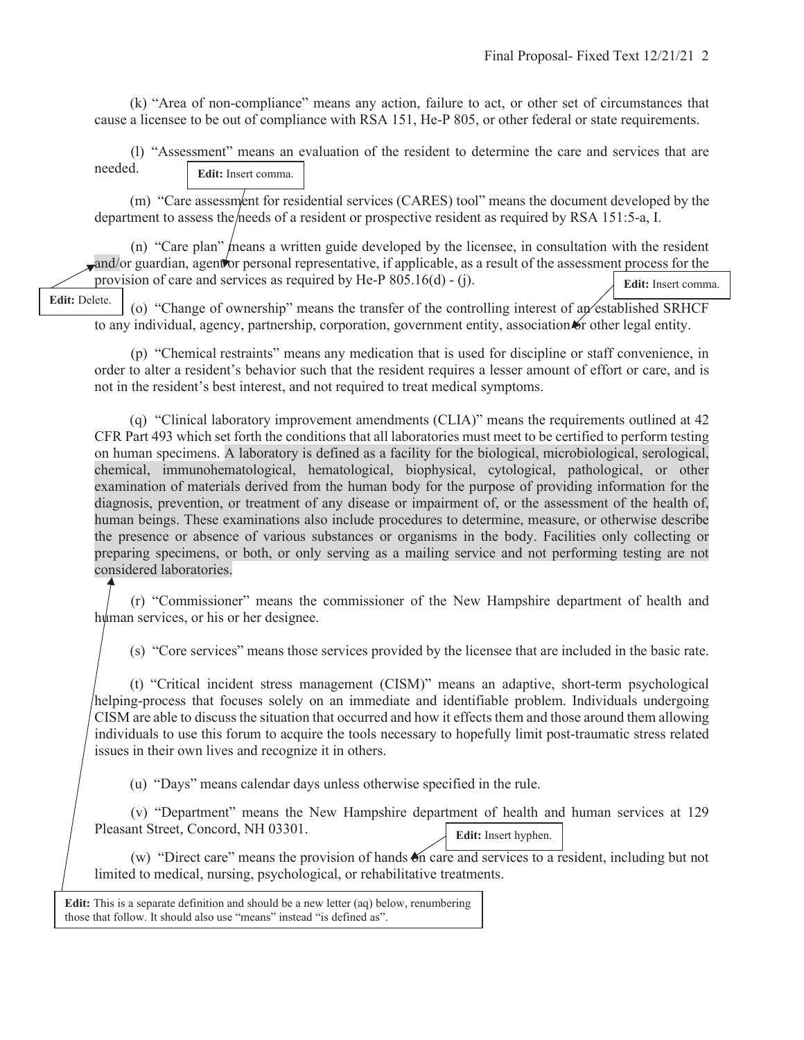(k) "Area of non-compliance" means any action, failure to act, or other set of circumstances that cause a licensee to be out of compliance with RSA 151, He-P 805, or other federal or state requirements.

(l) "Assessment" means an evaluation of the resident to determine the care and services that are needed.

**Edit:** Insert comma.

(m) "Care assessment for residential services (CARES) tool" means the document developed by the department to assess the needs of a resident or prospective resident as required by RSA 151:5-a, I.

(n) "Care plan" means a written guide developed by the licensee, in consultation with the resident and/or guardian, agent or personal representative, if applicable, as a result of the assessment process for the provision of care and services as required by He-P 805.16(d) - (j).

**Edit:** Delete.

**Edit:** Insert comma.

(o) "Change of ownership" means the transfer of the controlling interest of an established SRHCF to any individual, agency, partnership, corporation, government entity, association or other legal entity.

(p) "Chemical restraints" means any medication that is used for discipline or staff convenience, in order to alter a resident's behavior such that the resident requires a lesser amount of effort or care, and is not in the resident's best interest, and not required to treat medical symptoms.

(q) "Clinical laboratory improvement amendments (CLIA)" means the requirements outlined at 42 CFR Part 493 which set forth the conditions that all laboratories must meet to be certified to perform testing on human specimens. A laboratory is defined as a facility for the biological, microbiological, serological, chemical, immunohematological, hematological, biophysical, cytological, pathological, or other examination of materials derived from the human body for the purpose of providing information for the diagnosis, prevention, or treatment of any disease or impairment of, or the assessment of the health of, human beings. These examinations also include procedures to determine, measure, or otherwise describe the presence or absence of various substances or organisms in the body. Facilities only collecting or preparing specimens, or both, or only serving as a mailing service and not performing testing are not considered laboratories.

(r) "Commissioner" means the commissioner of the New Hampshire department of health and human services, or his or her designee.

(s) "Core services" means those services provided by the licensee that are included in the basic rate.

(t) "Critical incident stress management (CISM)" means an adaptive, short-term psychological helping-process that focuses solely on an immediate and identifiable problem. Individuals undergoing CISM are able to discuss the situation that occurred and how it effects them and those around them allowing individuals to use this forum to acquire the tools necessary to hopefully limit post-traumatic stress related issues in their own lives and recognize it in others.

(u) "Days" means calendar days unless otherwise specified in the rule.

(v) "Department" means the New Hampshire department of health and human services at 129 Pleasant Street, Concord, NH 03301.

**Edit:** Insert hyphen.

(w) "Direct care" means the provision of hands on care and services to a resident, including but not limited to medical, nursing, psychological, or rehabilitative treatments.

**Edit:** This is a separate definition and should be a new letter (aq) below, renumbering those that follow. It should also use "means" instead "is defined as".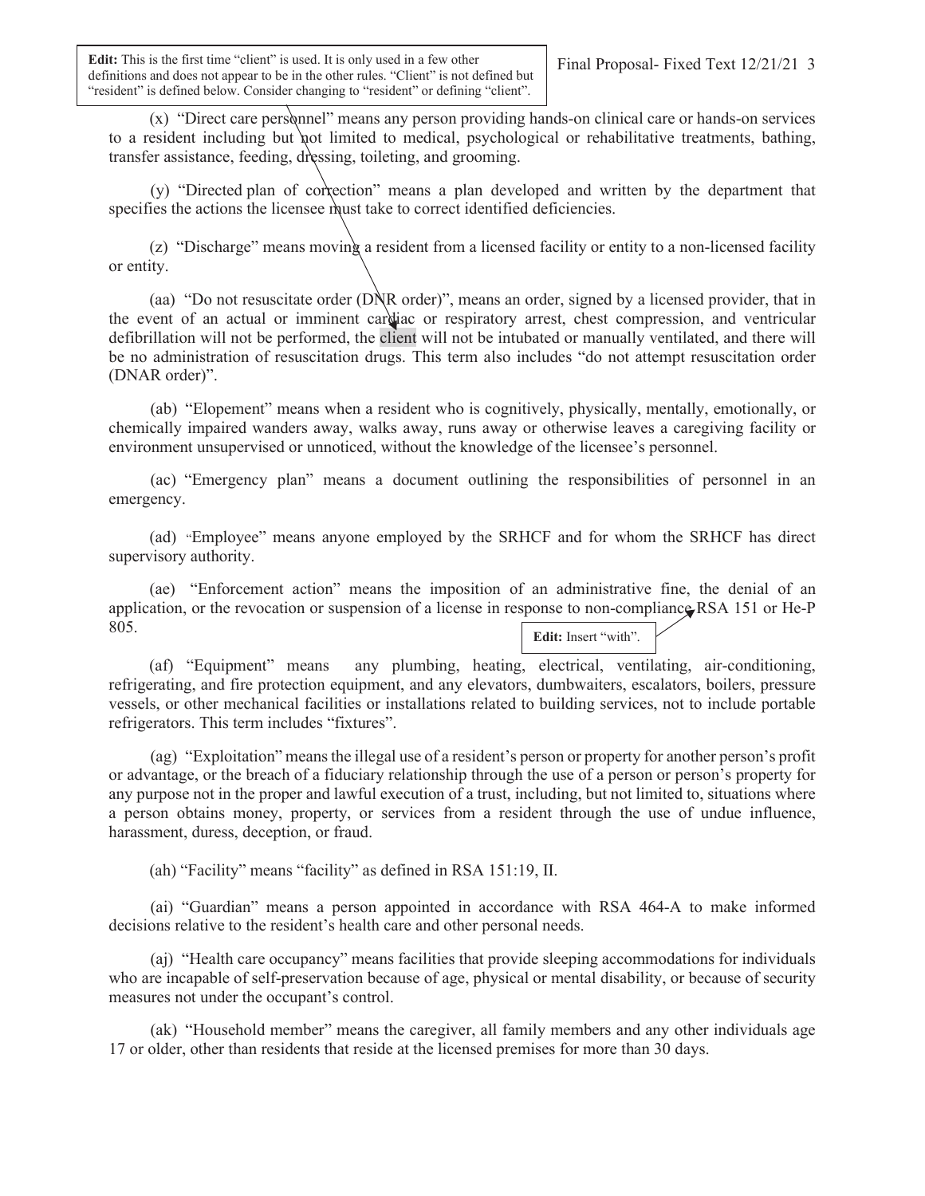**Edit:** This is the first time "client" is used. It is only used in a few other definitions and does not appear to be in the other rules. "Client" is not defined but "resident" is defined below. Consider changing to "resident" or defining "client".

(x) "Direct care personnel" means any person providing hands-on clinical care or hands-on services to a resident including but not limited to medical, psychological or rehabilitative treatments, bathing, transfer assistance, feeding, dressing, toileting, and grooming.

(y) "Directed plan of correction" means a plan developed and written by the department that specifies the actions the licensee must take to correct identified deficiencies.

(z) "Discharge" means moving a resident from a licensed facility or entity to a non-licensed facility or entity.

(aa) "Do not resuscitate order (DNR order)", means an order, signed by a licensed provider, that in the event of an actual or imminent cardiac or respiratory arrest, chest compression, and ventricular defibrillation will not be performed, the client will not be intubated or manually ventilated, and there will be no administration of resuscitation drugs. This term also includes "do not attempt resuscitation order (DNAR order)".

(ab) "Elopement" means when a resident who is cognitively, physically, mentally, emotionally, or chemically impaired wanders away, walks away, runs away or otherwise leaves a caregiving facility or environment unsupervised or unnoticed, without the knowledge of the licensee's personnel.

(ac) "Emergency plan" means a document outlining the responsibilities of personnel in an emergency.

(ad) "Employee" means anyone employed by the SRHCF and for whom the SRHCF has direct supervisory authority.

(ae) "Enforcement action" means the imposition of an administrative fine, the denial of an application, or the revocation or suspension of a license in response to non-compliance RSA 151 or He-P 805.

**Edit:** Insert "with".

(af) "Equipment" means any plumbing, heating, electrical, ventilating, air-conditioning, refrigerating, and fire protection equipment, and any elevators, dumbwaiters, escalators, boilers, pressure vessels, or other mechanical facilities or installations related to building services, not to include portable refrigerators. This term includes "fixtures".

(ag) "Exploitation" means the illegal use of a resident's person or property for another person's profit or advantage, or the breach of a fiduciary relationship through the use of a person or person's property for any purpose not in the proper and lawful execution of a trust, including, but not limited to, situations where a person obtains money, property, or services from a resident through the use of undue influence, harassment, duress, deception, or fraud.

(ah) "Facility" means "facility" as defined in RSA 151:19, II.

(ai) "Guardian" means a person appointed in accordance with RSA 464-A to make informed decisions relative to the resident's health care and other personal needs.

(aj) "Health care occupancy" means facilities that provide sleeping accommodations for individuals who are incapable of self-preservation because of age, physical or mental disability, or because of security measures not under the occupant's control.

(ak) "Household member" means the caregiver, all family members and any other individuals age 17 or older, other than residents that reside at the licensed premises for more than 30 days.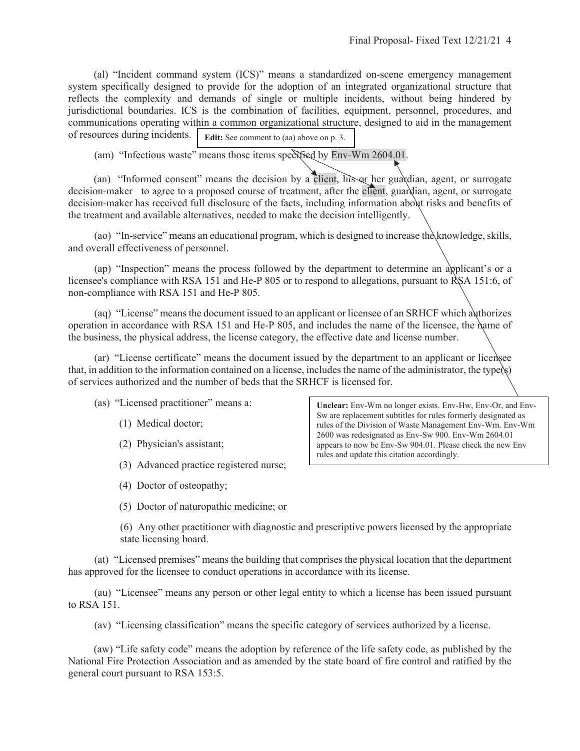(al) "Incident command system (ICS)" means a standardized on-scene emergency management system specifically designed to provide for the adoption of an integrated organizational structure that reflects the complexity and demands of single or multiple incidents, without being hindered by jurisdictional boundaries. ICS is the combination of facilities, equipment, personnel, procedures, and communications operating within a common organizational structure, designed to aid in the management of resources during incidents.

**Edit:** See comment to (aa) above on p. 3.

(am) "Infectious waste" means those items specified by Env-Wm 2604.01.

(an) "Informed consent" means the decision by a client, his or her guardian, agent, or surrogate decision-maker to agree to a proposed course of treatment, after the client, guardian, agent, or surrogate decision-maker has received full disclosure of the facts, including information about risks and benefits of the treatment and available alternatives, needed to make the decision intelligently.

(ao) "In-service" means an educational program, which is designed to increase the knowledge, skills, and overall effectiveness of personnel.

(ap) "Inspection" means the process followed by the department to determine an applicant's or a licensee's compliance with RSA 151 and He-P 805 or to respond to allegations, pursuant to RSA 151:6, of non-compliance with RSA 151 and He-P 805.

(aq) "License" means the document issued to an applicant or licensee of an SRHCF which authorizes operation in accordance with RSA 151 and He-P 805, and includes the name of the licensee, the name of the business, the physical address, the license category, the effective date and license number.

(ar) "License certificate" means the document issued by the department to an applicant or licensee that, in addition to the information contained on a license, includes the name of the administrator, the type(s) of services authorized and the number of beds that the SRHCF is licensed for.

(as) "Licensed practitioner" means a:

(1) Medical doctor;

(2) Physician's assistant;

(3) Advanced practice registered nurse;

(4) Doctor of osteopathy;

(5) Doctor of naturopathic medicine; or

(6) Any other practitioner with diagnostic and prescriptive powers licensed by the appropriate state licensing board.

**Unclear:** Env-Wm no longer exists. Env-Hw, Env-Or, and Env-Sw are replacement subtitles for rules formerly designated as rules of the Division of Waste Management Env-Wm. Env-Wm 2600 was redesignated as Env-Sw 900. Env-Wm 2604.01 appears to now be Env-Sw 904.01. Please check the new Env rules and update this citation accordingly.

(at) "Licensed premises" means the building that comprises the physical location that the department has approved for the licensee to conduct operations in accordance with its license.

(au) "Licensee" means any person or other legal entity to which a license has been issued pursuant to RSA 151.

(av) "Licensing classification" means the specific category of services authorized by a license.

(aw) "Life safety code" means the adoption by reference of the life safety code, as published by the National Fire Protection Association and as amended by the state board of fire control and ratified by the general court pursuant to RSA 153:5.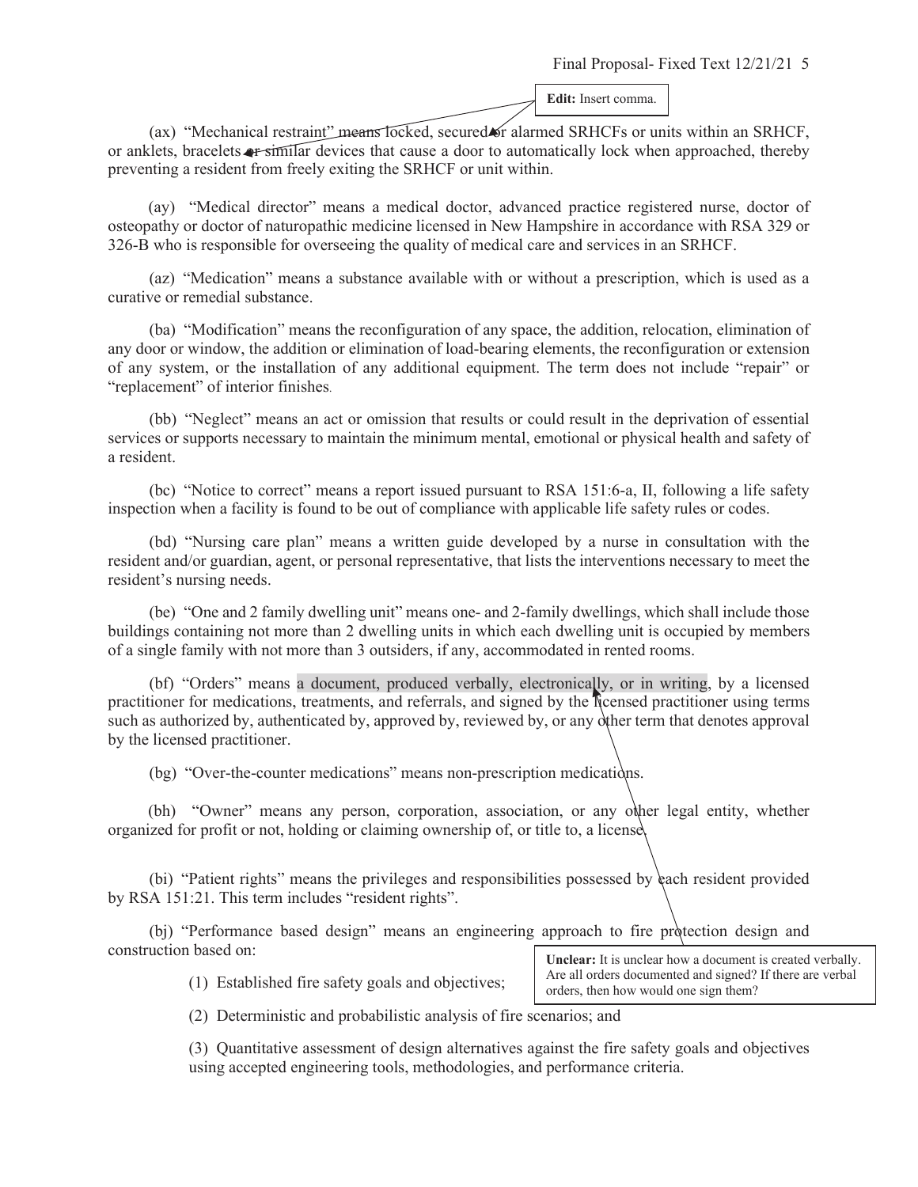**Edit:** Insert comma.

(ax) "Mechanical restraint" means locked, secured or alarmed SRHCFs or units within an SRHCF, or anklets, bracelets or similar devices that cause a door to automatically lock when approached, thereby preventing a resident from freely exiting the SRHCF or unit within.

(ay) "Medical director" means a medical doctor, advanced practice registered nurse, doctor of osteopathy or doctor of naturopathic medicine licensed in New Hampshire in accordance with RSA 329 or 326-B who is responsible for overseeing the quality of medical care and services in an SRHCF.

(az) "Medication" means a substance available with or without a prescription, which is used as a curative or remedial substance.

(ba) "Modification" means the reconfiguration of any space, the addition, relocation, elimination of any door or window, the addition or elimination of load-bearing elements, the reconfiguration or extension of any system, or the installation of any additional equipment. The term does not include "repair" or "replacement" of interior finishes.

(bb) "Neglect" means an act or omission that results or could result in the deprivation of essential services or supports necessary to maintain the minimum mental, emotional or physical health and safety of a resident.

(bc) "Notice to correct" means a report issued pursuant to RSA 151:6-a, II, following a life safety inspection when a facility is found to be out of compliance with applicable life safety rules or codes.

(bd) "Nursing care plan" means a written guide developed by a nurse in consultation with the resident and/or guardian, agent, or personal representative, that lists the interventions necessary to meet the resident's nursing needs.

(be) "One and 2 family dwelling unit" means one- and 2-family dwellings, which shall include those buildings containing not more than 2 dwelling units in which each dwelling unit is occupied by members of a single family with not more than 3 outsiders, if any, accommodated in rented rooms.

(bf) "Orders" means a document, produced verbally, electronically, or in writing, by a licensed practitioner for medications, treatments, and referrals, and signed by the licensed practitioner using terms such as authorized by, authenticated by, approved by, reviewed by, or any other term that denotes approval by the licensed practitioner.

(bg) "Over-the-counter medications" means non-prescription medications.

(bh) "Owner" means any person, corporation, association, or any other legal entity, whether organized for profit or not, holding or claiming ownership of, or title to, a license.

(bi) "Patient rights" means the privileges and responsibilities possessed by each resident provided by RSA 151:21. This term includes "resident rights".

(bj) "Performance based design" means an engineering approach to fire protection design and construction based on:

(1) Established fire safety goals and objectives;

(2) Deterministic and probabilistic analysis of fire scenarios; and

(3) Quantitative assessment of design alternatives against the fire safety goals and objectives using accepted engineering tools, methodologies, and performance criteria.

**Unclear:** It is unclear how a document is created verbally. Are all orders documented and signed? If there are verbal orders, then how would one sign them?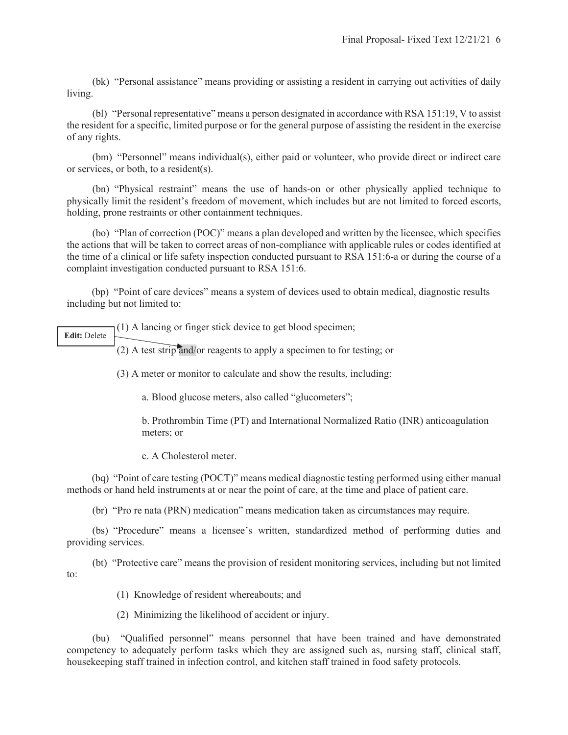(bk) "Personal assistance" means providing or assisting a resident in carrying out activities of daily living.

(bl) "Personal representative" means a person designated in accordance with RSA 151:19, V to assist the resident for a specific, limited purpose or for the general purpose of assisting the resident in the exercise of any rights.

(bm) "Personnel" means individual(s), either paid or volunteer, who provide direct or indirect care or services, or both, to a resident(s).

(bn) "Physical restraint" means the use of hands-on or other physically applied technique to physically limit the resident's freedom of movement, which includes but are not limited to forced escorts, holding, prone restraints or other containment techniques.

(bo) "Plan of correction (POC)" means a plan developed and written by the licensee, which specifies the actions that will be taken to correct areas of non-compliance with applicable rules or codes identified at the time of a clinical or life safety inspection conducted pursuant to RSA 151:6-a or during the course of a complaint investigation conducted pursuant to RSA 151:6.

(bp) "Point of care devices" means a system of devices used to obtain medical, diagnostic results including but not limited to:

(1) A lancing or finger stick device to get blood specimen;

**Edit:** Delete

(2) A test strip and/or reagents to apply a specimen to for testing; or

(3) A meter or monitor to calculate and show the results, including:

a. Blood glucose meters, also called "glucometers";

b. Prothrombin Time (PT) and International Normalized Ratio (INR) anticoagulation meters; or

c. A Cholesterol meter.

(bq) "Point of care testing (POCT)" means medical diagnostic testing performed using either manual methods or hand held instruments at or near the point of care, at the time and place of patient care.

(br) "Pro re nata (PRN) medication" means medication taken as circumstances may require.

(bs) "Procedure" means a licensee's written, standardized method of performing duties and providing services.

(bt) "Protective care" means the provision of resident monitoring services, including but not limited to:

(1) Knowledge of resident whereabouts; and

(2) Minimizing the likelihood of accident or injury.

(bu) "Qualified personnel" means personnel that have been trained and have demonstrated competency to adequately perform tasks which they are assigned such as, nursing staff, clinical staff, housekeeping staff trained in infection control, and kitchen staff trained in food safety protocols.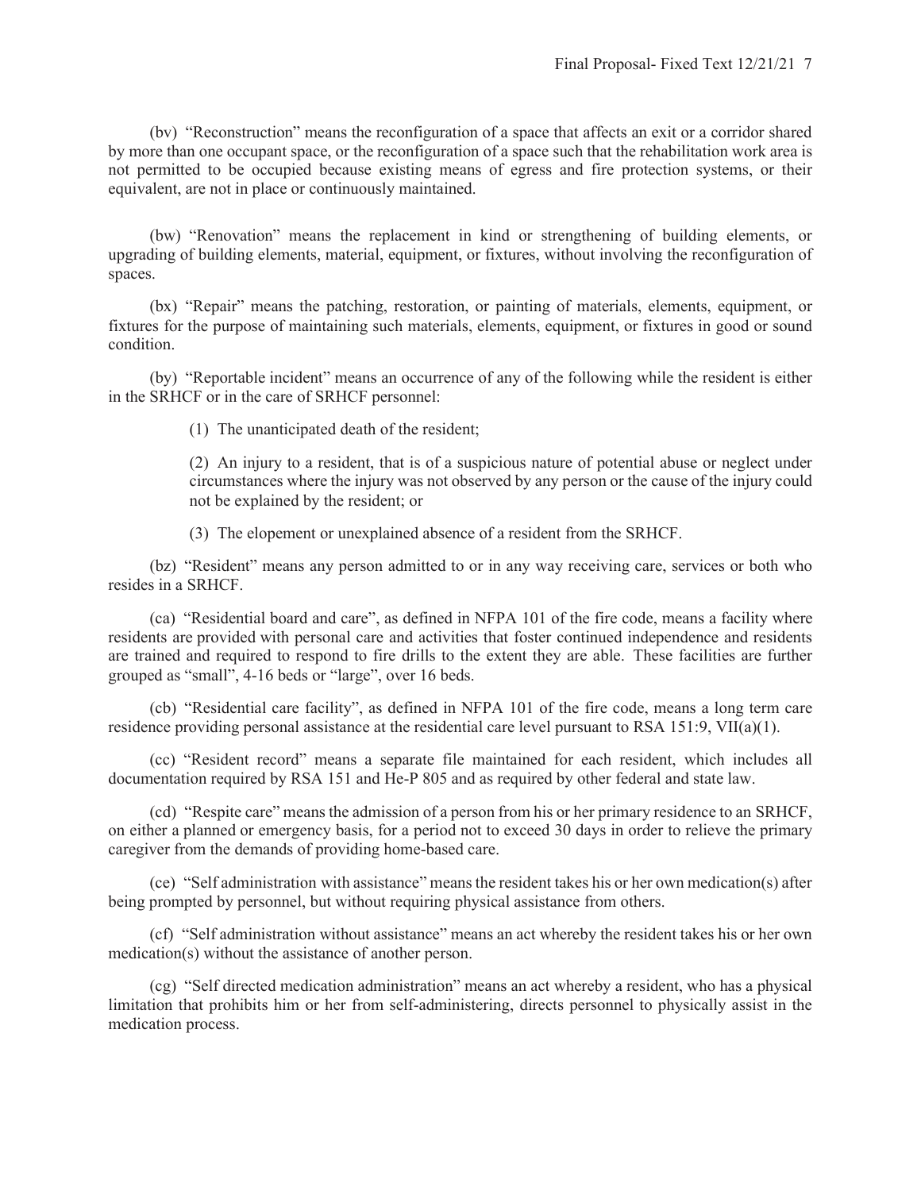(bv) "Reconstruction" means the reconfiguration of a space that affects an exit or a corridor shared by more than one occupant space, or the reconfiguration of a space such that the rehabilitation work area is not permitted to be occupied because existing means of egress and fire protection systems, or their equivalent, are not in place or continuously maintained.

(bw) "Renovation" means the replacement in kind or strengthening of building elements, or upgrading of building elements, material, equipment, or fixtures, without involving the reconfiguration of spaces.

(bx) "Repair" means the patching, restoration, or painting of materials, elements, equipment, or fixtures for the purpose of maintaining such materials, elements, equipment, or fixtures in good or sound condition.

(by) "Reportable incident" means an occurrence of any of the following while the resident is either in the SRHCF or in the care of SRHCF personnel:

(1) The unanticipated death of the resident;

(2) An injury to a resident, that is of a suspicious nature of potential abuse or neglect under circumstances where the injury was not observed by any person or the cause of the injury could not be explained by the resident; or

(3) The elopement or unexplained absence of a resident from the SRHCF.

(bz) "Resident" means any person admitted to or in any way receiving care, services or both who resides in a SRHCF.

(ca) "Residential board and care", as defined in NFPA 101 of the fire code, means a facility where residents are provided with personal care and activities that foster continued independence and residents are trained and required to respond to fire drills to the extent they are able. These facilities are further grouped as "small", 4-16 beds or "large", over 16 beds.

(cb) "Residential care facility", as defined in NFPA 101 of the fire code, means a long term care residence providing personal assistance at the residential care level pursuant to RSA 151:9, VII(a)(1).

(cc) "Resident record" means a separate file maintained for each resident, which includes all documentation required by RSA 151 and He-P 805 and as required by other federal and state law.

(cd) "Respite care" means the admission of a person from his or her primary residence to an SRHCF, on either a planned or emergency basis, for a period not to exceed 30 days in order to relieve the primary caregiver from the demands of providing home-based care.

(ce) "Self administration with assistance" means the resident takes his or her own medication(s) after being prompted by personnel, but without requiring physical assistance from others.

(cf) "Self administration without assistance" means an act whereby the resident takes his or her own medication(s) without the assistance of another person.

(cg) "Self directed medication administration" means an act whereby a resident, who has a physical limitation that prohibits him or her from self-administering, directs personnel to physically assist in the medication process.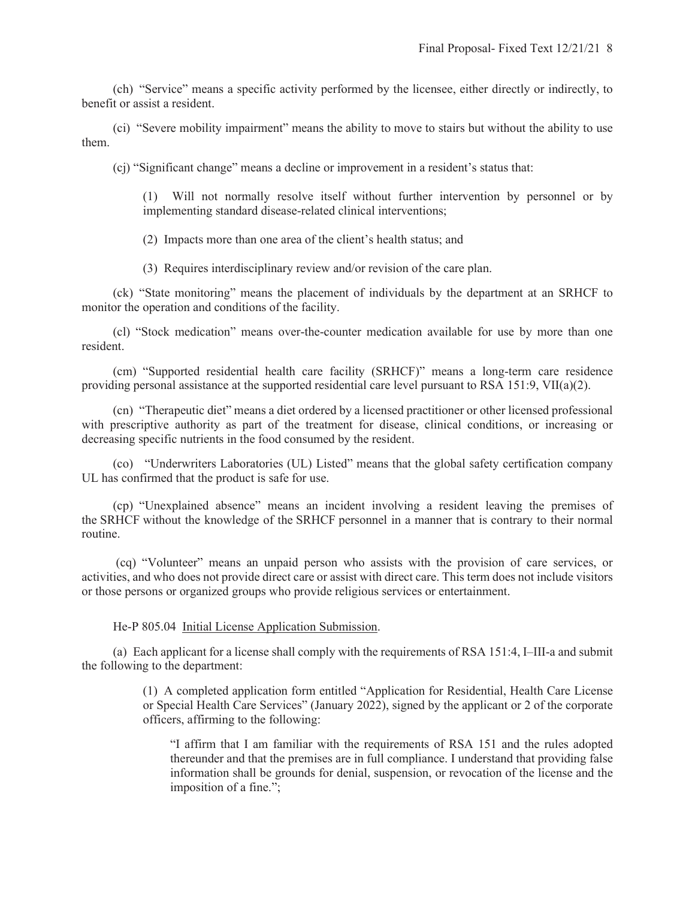(ch) "Service" means a specific activity performed by the licensee, either directly or indirectly, to benefit or assist a resident.

(ci) "Severe mobility impairment" means the ability to move to stairs but without the ability to use them.

(cj) "Significant change" means a decline or improvement in a resident's status that:

> (1) Will not normally resolve itself without further intervention by personnel or by implementing standard disease-related clinical interventions;
>
> (2) Impacts more than one area of the client's health status; and
>
> (3) Requires interdisciplinary review and/or revision of the care plan.

(ck) "State monitoring" means the placement of individuals by the department at an SRHCF to monitor the operation and conditions of the facility.

(cl) "Stock medication" means over-the-counter medication available for use by more than one resident.

(cm) "Supported residential health care facility (SRHCF)" means a long-term care residence providing personal assistance at the supported residential care level pursuant to RSA 151:9, VII(a)(2).

(cn) "Therapeutic diet" means a diet ordered by a licensed practitioner or other licensed professional with prescriptive authority as part of the treatment for disease, clinical conditions, or increasing or decreasing specific nutrients in the food consumed by the resident.

(co) "Underwriters Laboratories (UL) Listed" means that the global safety certification company UL has confirmed that the product is safe for use.

(cp) "Unexplained absence" means an incident involving a resident leaving the premises of the SRHCF without the knowledge of the SRHCF personnel in a manner that is contrary to their normal routine.

(cq) "Volunteer" means an unpaid person who assists with the provision of care services, or activities, and who does not provide direct care or assist with direct care. This term does not include visitors or those persons or organized groups who provide religious services or entertainment.

He-P 805.04 Initial License Application Submission.

(a) Each applicant for a license shall comply with the requirements of RSA 151:4, I–III-a and submit the following to the department:

> (1) A completed application form entitled "Application for Residential, Health Care License or Special Health Care Services" (January 2022), signed by the applicant or 2 of the corporate officers, affirming to the following:
>
> > "I affirm that I am familiar with the requirements of RSA 151 and the rules adopted thereunder and that the premises are in full compliance. I understand that providing false information shall be grounds for denial, suspension, or revocation of the license and the imposition of a fine.";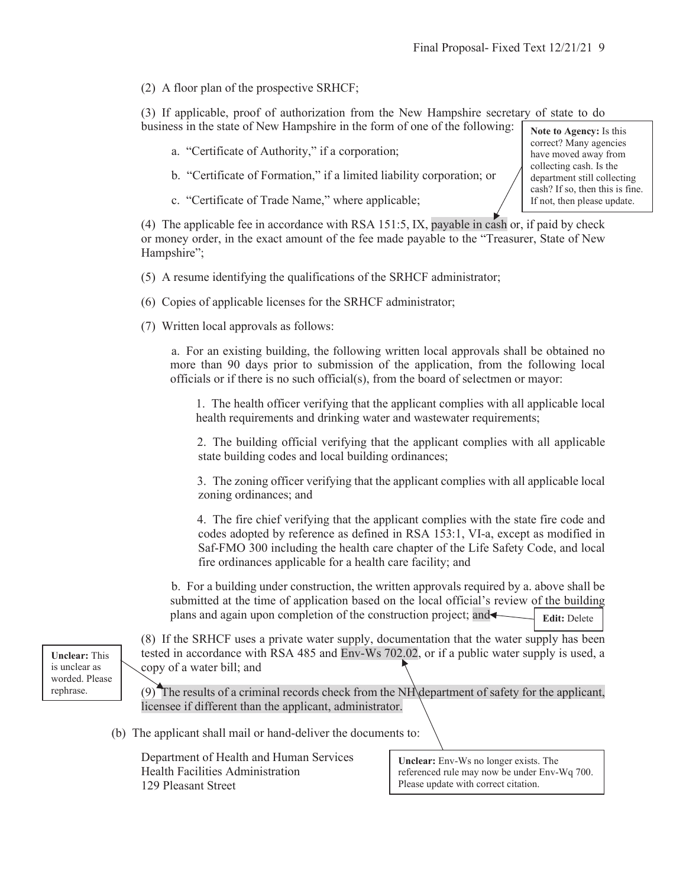(2) A floor plan of the prospective SRHCF;

(3) If applicable, proof of authorization from the New Hampshire secretary of state to do business in the state of New Hampshire in the form of one of the following:

a. "Certificate of Authority," if a corporation;

b. "Certificate of Formation," if a limited liability corporation; or

c. "Certificate of Trade Name," where applicable;

> **Note to Agency:** Is this correct? Many agencies have moved away from collecting cash. Is the department still collecting cash? If so, then this is fine. If not, then please update.

(4) The applicable fee in accordance with RSA 151:5, IX, payable in cash or, if paid by check or money order, in the exact amount of the fee made payable to the "Treasurer, State of New Hampshire";

(5) A resume identifying the qualifications of the SRHCF administrator;

(6) Copies of applicable licenses for the SRHCF administrator;

(7) Written local approvals as follows:

a. For an existing building, the following written local approvals shall be obtained no more than 90 days prior to submission of the application, from the following local officials or if there is no such official(s), from the board of selectmen or mayor:

1. The health officer verifying that the applicant complies with all applicable local health requirements and drinking water and wastewater requirements;

2. The building official verifying that the applicant complies with all applicable state building codes and local building ordinances;

3. The zoning officer verifying that the applicant complies with all applicable local zoning ordinances; and

4. The fire chief verifying that the applicant complies with the state fire code and codes adopted by reference as defined in RSA 153:1, VI-a, except as modified in Saf-FMO 300 including the health care chapter of the Life Safety Code, and local fire ordinances applicable for a health care facility; and

b. For a building under construction, the written approvals required by a. above shall be submitted at the time of application based on the local official's review of the building plans and again upon completion of the construction project; and

> **Edit:** Delete

(8) If the SRHCF uses a private water supply, documentation that the water supply has been tested in accordance with RSA 485 and Env-Ws 702.02, or if a public water supply is used, a copy of a water bill; and

> **Unclear:** Env-Ws no longer exists. The referenced rule may now be under Env-Wq 700. Please update with correct citation.

(9) The results of a criminal records check from the NH department of safety for the applicant, licensee if different than the applicant, administrator.

> **Unclear:** This is unclear as worded. Please rephrase.

(b) The applicant shall mail or hand-deliver the documents to:

Department of Health and Human Services
Health Facilities Administration
129 Pleasant Street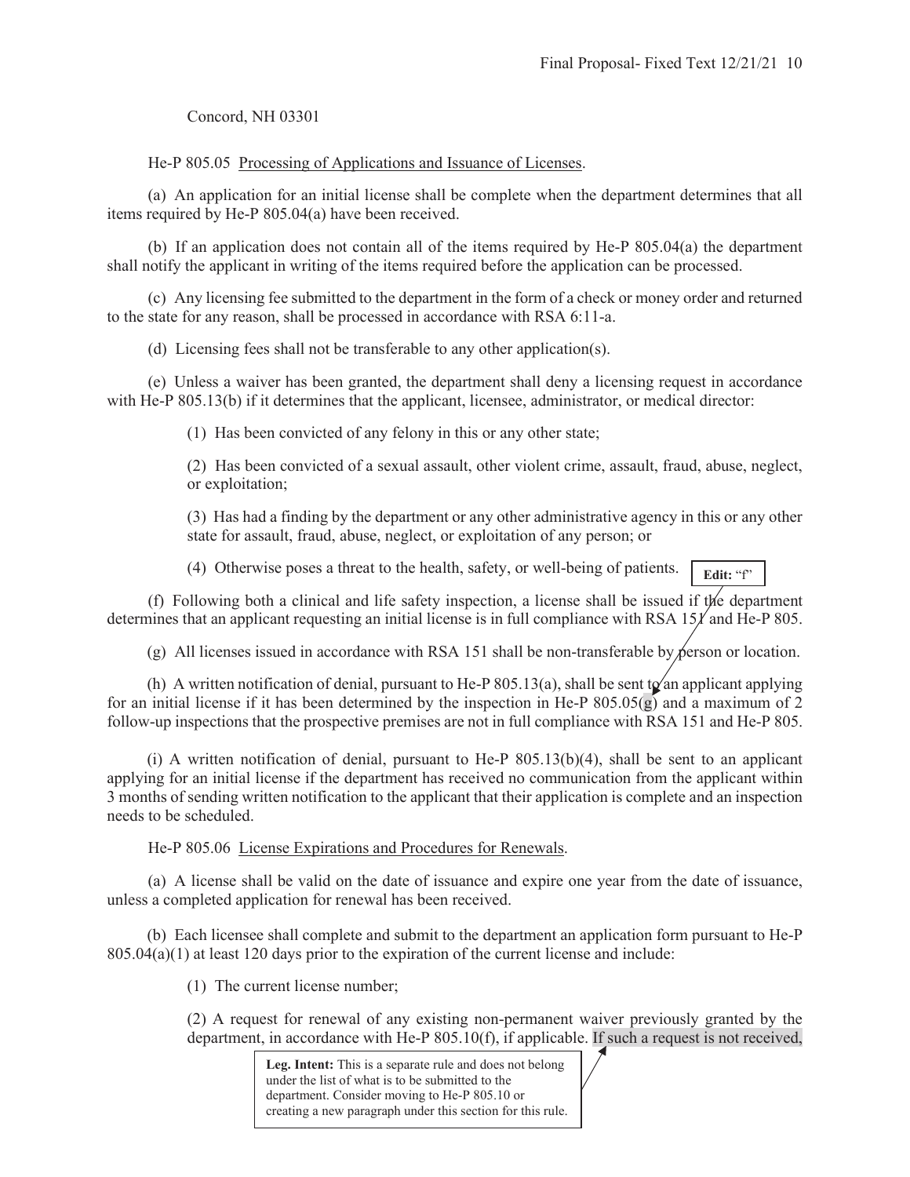Concord, NH 03301

He-P 805.05 Processing of Applications and Issuance of Licenses.

(a) An application for an initial license shall be complete when the department determines that all items required by He-P 805.04(a) have been received.

(b) If an application does not contain all of the items required by He-P 805.04(a) the department shall notify the applicant in writing of the items required before the application can be processed.

(c) Any licensing fee submitted to the department in the form of a check or money order and returned to the state for any reason, shall be processed in accordance with RSA 6:11-a.

(d) Licensing fees shall not be transferable to any other application(s).

(e) Unless a waiver has been granted, the department shall deny a licensing request in accordance with He-P 805.13(b) if it determines that the applicant, licensee, administrator, or medical director:

> (1) Has been convicted of any felony in this or any other state;
>
> (2) Has been convicted of a sexual assault, other violent crime, assault, fraud, abuse, neglect, or exploitation;
>
> (3) Has had a finding by the department or any other administrative agency in this or any other state for assault, fraud, abuse, neglect, or exploitation of any person; or
>
> (4) Otherwise poses a threat to the health, safety, or well-being of patients.

**Edit:** "f"

(f) Following both a clinical and life safety inspection, a license shall be issued if the department determines that an applicant requesting an initial license is in full compliance with RSA 151 and He-P 805.

(g) All licenses issued in accordance with RSA 151 shall be non-transferable by person or location.

(h) A written notification of denial, pursuant to He-P 805.13(a), shall be sent to an applicant applying for an initial license if it has been determined by the inspection in He-P 805.05(g) and a maximum of 2 follow-up inspections that the prospective premises are not in full compliance with RSA 151 and He-P 805.

(i) A written notification of denial, pursuant to He-P 805.13(b)(4), shall be sent to an applicant applying for an initial license if the department has received no communication from the applicant within 3 months of sending written notification to the applicant that their application is complete and an inspection needs to be scheduled.

He-P 805.06 License Expirations and Procedures for Renewals.

(a) A license shall be valid on the date of issuance and expire one year from the date of issuance, unless a completed application for renewal has been received.

(b) Each licensee shall complete and submit to the department an application form pursuant to He-P 805.04(a)(1) at least 120 days prior to the expiration of the current license and include:

> (1) The current license number;
>
> (2) A request for renewal of any existing non-permanent waiver previously granted by the department, in accordance with He-P 805.10(f), if applicable. If such a request is not received,

**Leg. Intent:** This is a separate rule and does not belong under the list of what is to be submitted to the department. Consider moving to He-P 805.10 or creating a new paragraph under this section for this rule.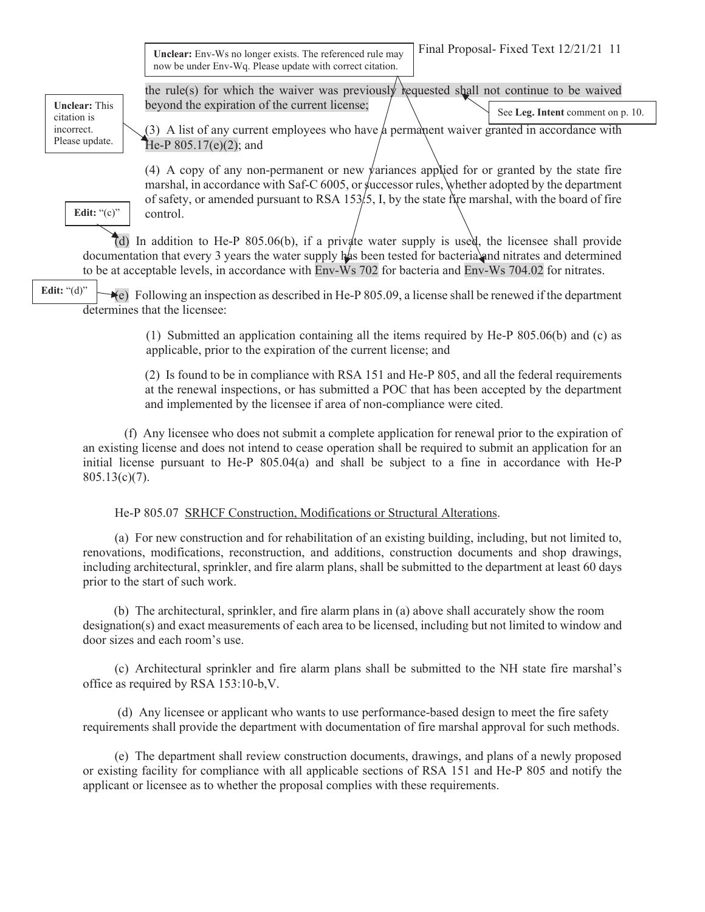Unclear: Env-Ws no longer exists. The referenced rule may now be under Env-Wq. Please update with correct citation.

the rule(s) for which the waiver was previously requested shall not continue to be waived beyond the expiration of the current license;

See **Leg. Intent** comment on p. 10.

**Unclear:** This citation is incorrect. Please update.

(3) A list of any current employees who have a permanent waiver granted in accordance with He-P 805.17(e)(2); and

(4) A copy of any non-permanent or new variances applied for or granted by the state fire marshal, in accordance with Saf-C 6005, or successor rules, whether adopted by the department of safety, or amended pursuant to RSA 153:5, I, by the state fire marshal, with the board of fire control.

**Edit:** "(c)"

(d) In addition to He-P 805.06(b), if a private water supply is used, the licensee shall provide documentation that every 3 years the water supply has been tested for bacteria and nitrates and determined to be at acceptable levels, in accordance with Env-Ws 702 for bacteria and Env-Ws 704.02 for nitrates.

**Edit:** "(d)"

(e) Following an inspection as described in He-P 805.09, a license shall be renewed if the department determines that the licensee:

(1) Submitted an application containing all the items required by He-P 805.06(b) and (c) as applicable, prior to the expiration of the current license; and

(2) Is found to be in compliance with RSA 151 and He-P 805, and all the federal requirements at the renewal inspections, or has submitted a POC that has been accepted by the department and implemented by the licensee if area of non-compliance were cited.

(f) Any licensee who does not submit a complete application for renewal prior to the expiration of an existing license and does not intend to cease operation shall be required to submit an application for an initial license pursuant to He-P 805.04(a) and shall be subject to a fine in accordance with He-P 805.13(c)(7).

He-P 805.07 SRHCF Construction, Modifications or Structural Alterations.

(a) For new construction and for rehabilitation of an existing building, including, but not limited to, renovations, modifications, reconstruction, and additions, construction documents and shop drawings, including architectural, sprinkler, and fire alarm plans, shall be submitted to the department at least 60 days prior to the start of such work.

(b) The architectural, sprinkler, and fire alarm plans in (a) above shall accurately show the room designation(s) and exact measurements of each area to be licensed, including but not limited to window and door sizes and each room's use.

(c) Architectural sprinkler and fire alarm plans shall be submitted to the NH state fire marshal's office as required by RSA 153:10-b,V.

(d) Any licensee or applicant who wants to use performance-based design to meet the fire safety requirements shall provide the department with documentation of fire marshal approval for such methods.

(e) The department shall review construction documents, drawings, and plans of a newly proposed or existing facility for compliance with all applicable sections of RSA 151 and He-P 805 and notify the applicant or licensee as to whether the proposal complies with these requirements.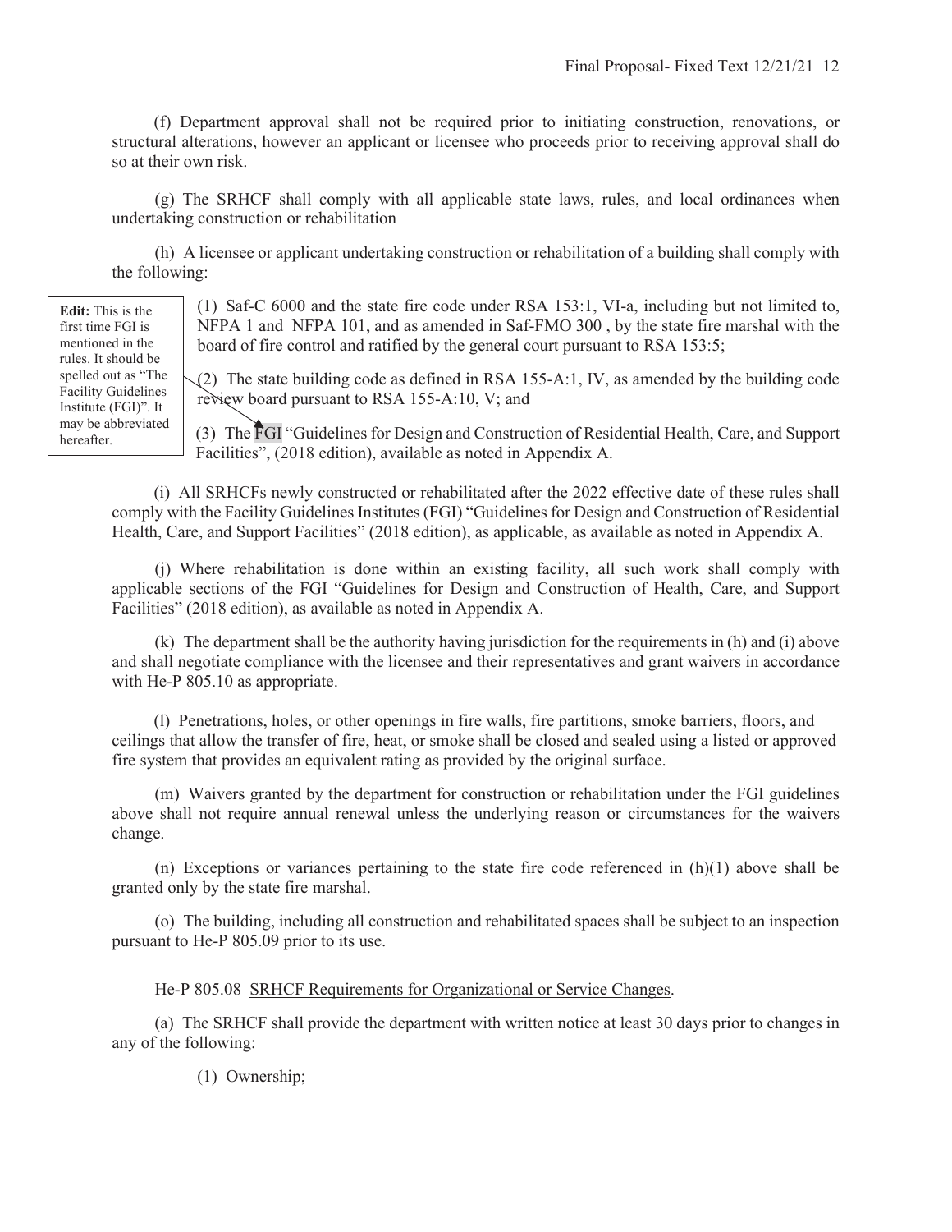(f) Department approval shall not be required prior to initiating construction, renovations, or structural alterations, however an applicant or licensee who proceeds prior to receiving approval shall do so at their own risk.

(g) The SRHCF shall comply with all applicable state laws, rules, and local ordinances when undertaking construction or rehabilitation

(h) A licensee or applicant undertaking construction or rehabilitation of a building shall comply with the following:

> **Edit:** This is the first time FGI is mentioned in the rules. It should be spelled out as "The Facility Guidelines Institute (FGI)". It may be abbreviated hereafter.

(1) Saf-C 6000 and the state fire code under RSA 153:1, VI-a, including but not limited to, NFPA 1 and NFPA 101, and as amended in Saf-FMO 300 , by the state fire marshal with the board of fire control and ratified by the general court pursuant to RSA 153:5;

(2) The state building code as defined in RSA 155-A:1, IV, as amended by the building code review board pursuant to RSA 155-A:10, V; and

(3) The FGI "Guidelines for Design and Construction of Residential Health, Care, and Support Facilities", (2018 edition), available as noted in Appendix A.

(i) All SRHCFs newly constructed or rehabilitated after the 2022 effective date of these rules shall comply with the Facility Guidelines Institutes (FGI) "Guidelines for Design and Construction of Residential Health, Care, and Support Facilities" (2018 edition), as applicable, as available as noted in Appendix A.

(j) Where rehabilitation is done within an existing facility, all such work shall comply with applicable sections of the FGI "Guidelines for Design and Construction of Health, Care, and Support Facilities" (2018 edition), as available as noted in Appendix A.

(k) The department shall be the authority having jurisdiction for the requirements in (h) and (i) above and shall negotiate compliance with the licensee and their representatives and grant waivers in accordance with He-P 805.10 as appropriate.

(l) Penetrations, holes, or other openings in fire walls, fire partitions, smoke barriers, floors, and ceilings that allow the transfer of fire, heat, or smoke shall be closed and sealed using a listed or approved fire system that provides an equivalent rating as provided by the original surface.

(m) Waivers granted by the department for construction or rehabilitation under the FGI guidelines above shall not require annual renewal unless the underlying reason or circumstances for the waivers change.

(n) Exceptions or variances pertaining to the state fire code referenced in (h)(1) above shall be granted only by the state fire marshal.

(o) The building, including all construction and rehabilitated spaces shall be subject to an inspection pursuant to He-P 805.09 prior to its use.

He-P 805.08 <u>SRHCF Requirements for Organizational or Service Changes</u>.

(a) The SRHCF shall provide the department with written notice at least 30 days prior to changes in any of the following:

(1) Ownership;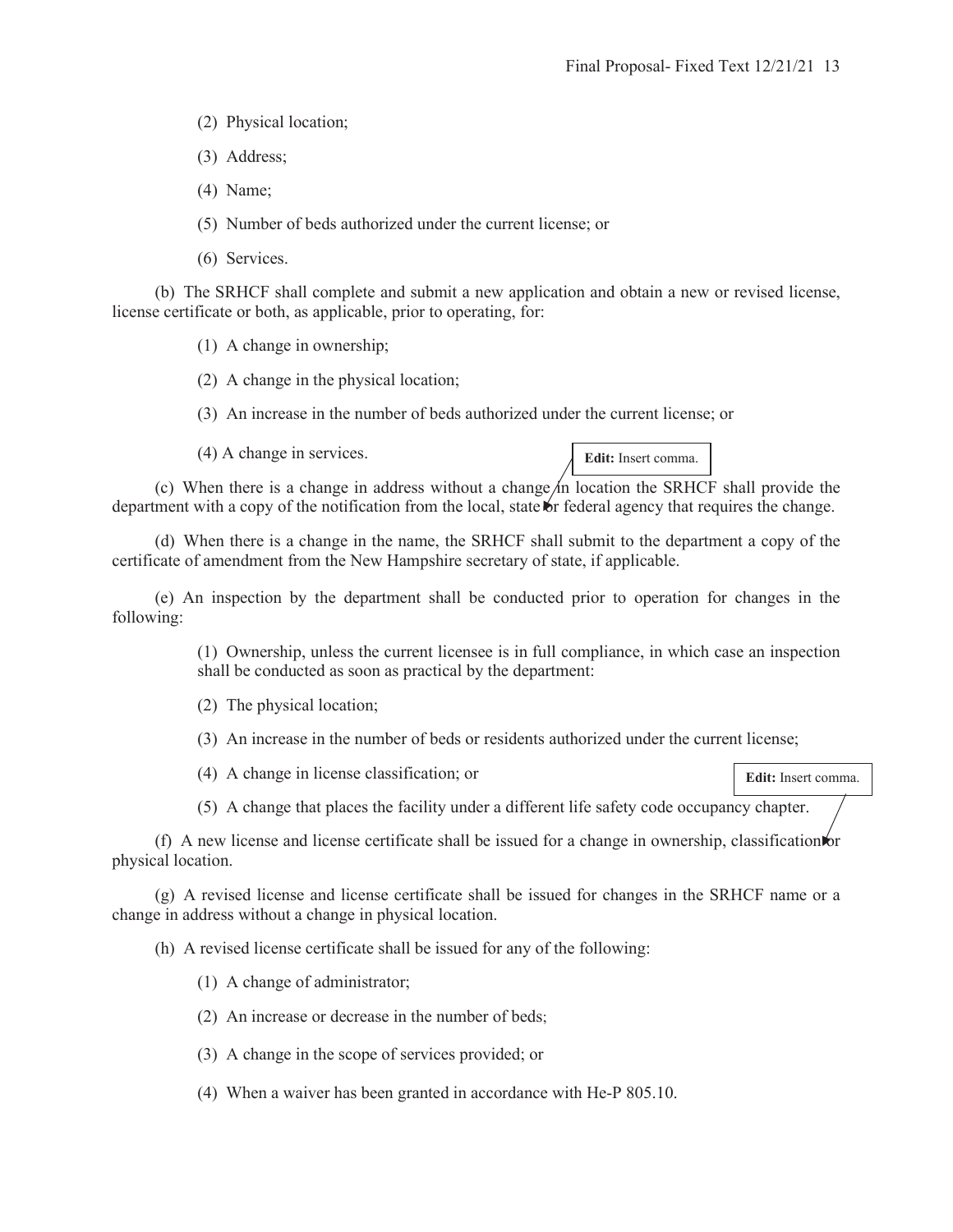(2) Physical location;

(3) Address;

(4) Name;

(5) Number of beds authorized under the current license; or

(6) Services.

(b) The SRHCF shall complete and submit a new application and obtain a new or revised license, license certificate or both, as applicable, prior to operating, for:

(1) A change in ownership;

(2) A change in the physical location;

(3) An increase in the number of beds authorized under the current license; or

(4) A change in services.

**Edit:** Insert comma.

(c) When there is a change in address without a change in location the SRHCF shall provide the department with a copy of the notification from the local, state or federal agency that requires the change.

(d) When there is a change in the name, the SRHCF shall submit to the department a copy of the certificate of amendment from the New Hampshire secretary of state, if applicable.

(e) An inspection by the department shall be conducted prior to operation for changes in the following:

(1) Ownership, unless the current licensee is in full compliance, in which case an inspection shall be conducted as soon as practical by the department:

(2) The physical location;

(3) An increase in the number of beds or residents authorized under the current license;

(4) A change in license classification; or

(5) A change that places the facility under a different life safety code occupancy chapter.

**Edit:** Insert comma.

(f) A new license and license certificate shall be issued for a change in ownership, classification or physical location.

(g) A revised license and license certificate shall be issued for changes in the SRHCF name or a change in address without a change in physical location.

(h) A revised license certificate shall be issued for any of the following:

(1) A change of administrator;

(2) An increase or decrease in the number of beds;

(3) A change in the scope of services provided; or

(4) When a waiver has been granted in accordance with He-P 805.10.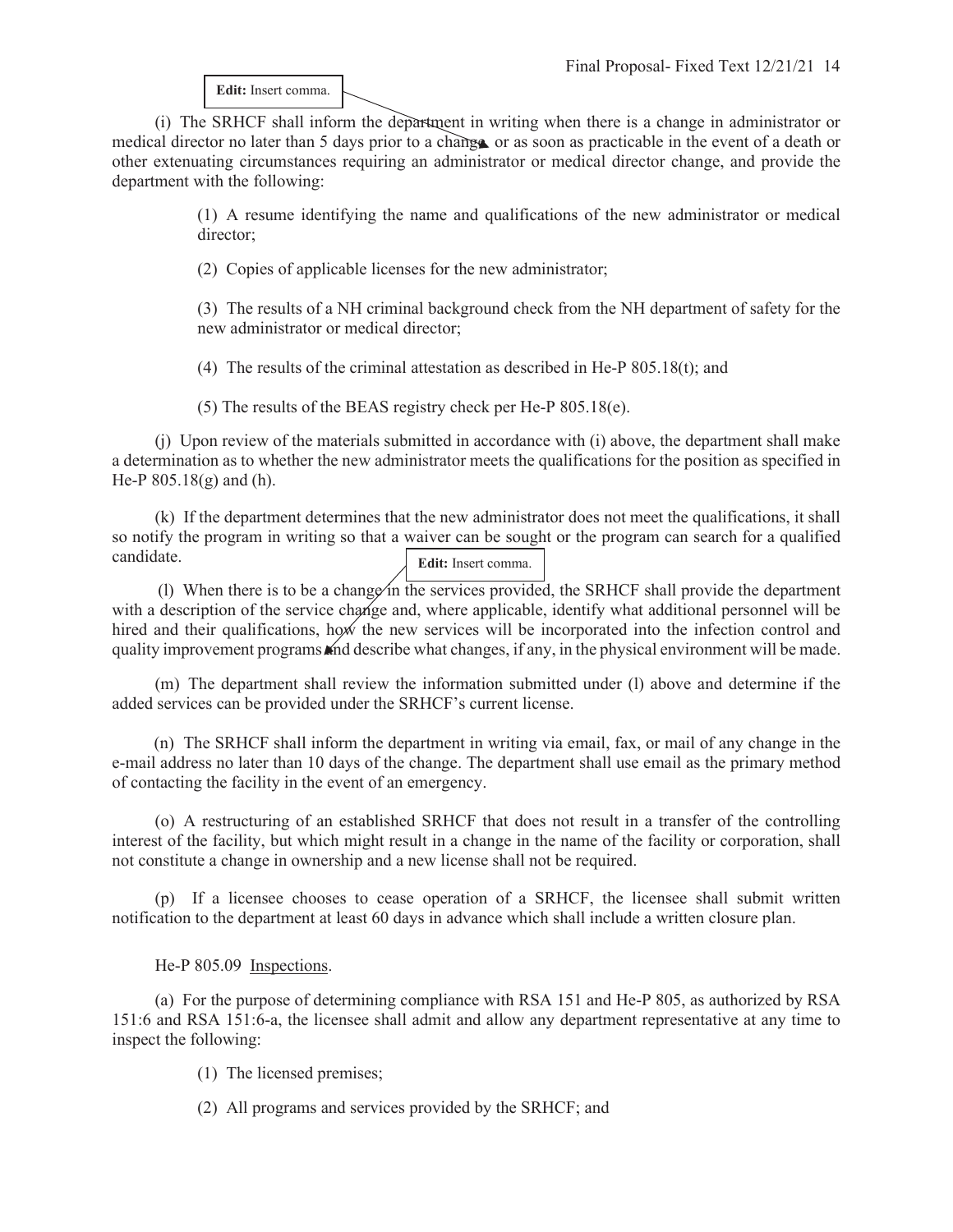Edit: Insert comma.

(i) The SRHCF shall inform the department in writing when there is a change in administrator or medical director no later than 5 days prior to a change or as soon as practicable in the event of a death or other extenuating circumstances requiring an administrator or medical director change, and provide the department with the following:

> (1) A resume identifying the name and qualifications of the new administrator or medical director;
>
> (2) Copies of applicable licenses for the new administrator;
>
> (3) The results of a NH criminal background check from the NH department of safety for the new administrator or medical director;
>
> (4) The results of the criminal attestation as described in He-P 805.18(t); and
>
> (5) The results of the BEAS registry check per He-P 805.18(e).

(j) Upon review of the materials submitted in accordance with (i) above, the department shall make a determination as to whether the new administrator meets the qualifications for the position as specified in He-P 805.18(g) and (h).

(k) If the department determines that the new administrator does not meet the qualifications, it shall so notify the program in writing so that a waiver can be sought or the program can search for a qualified candidate.

Edit: Insert comma.

(l) When there is to be a change in the services provided, the SRHCF shall provide the department with a description of the service change and, where applicable, identify what additional personnel will be hired and their qualifications, how the new services will be incorporated into the infection control and quality improvement programs and describe what changes, if any, in the physical environment will be made.

(m) The department shall review the information submitted under (l) above and determine if the added services can be provided under the SRHCF's current license.

(n) The SRHCF shall inform the department in writing via email, fax, or mail of any change in the e-mail address no later than 10 days of the change. The department shall use email as the primary method of contacting the facility in the event of an emergency.

(o) A restructuring of an established SRHCF that does not result in a transfer of the controlling interest of the facility, but which might result in a change in the name of the facility or corporation, shall not constitute a change in ownership and a new license shall not be required.

(p) If a licensee chooses to cease operation of a SRHCF, the licensee shall submit written notification to the department at least 60 days in advance which shall include a written closure plan.

He-P 805.09 Inspections.

(a) For the purpose of determining compliance with RSA 151 and He-P 805, as authorized by RSA 151:6 and RSA 151:6-a, the licensee shall admit and allow any department representative at any time to inspect the following:

> (1) The licensed premises;
>
> (2) All programs and services provided by the SRHCF; and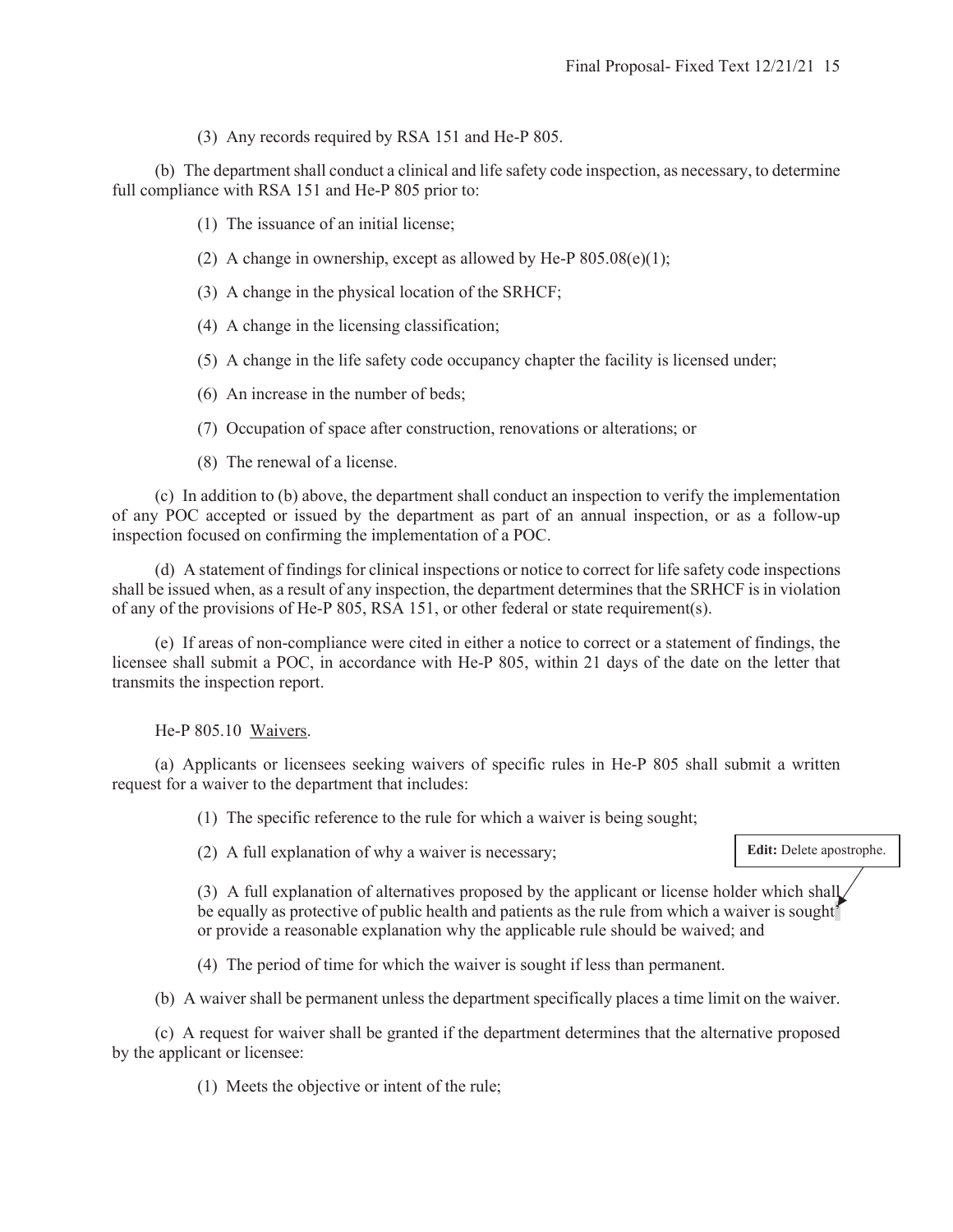(3) Any records required by RSA 151 and He-P 805.

(b) The department shall conduct a clinical and life safety code inspection, as necessary, to determine full compliance with RSA 151 and He-P 805 prior to:

(1) The issuance of an initial license;

(2) A change in ownership, except as allowed by He-P 805.08(e)(1);

(3) A change in the physical location of the SRHCF;

(4) A change in the licensing classification;

(5) A change in the life safety code occupancy chapter the facility is licensed under;

(6) An increase in the number of beds;

(7) Occupation of space after construction, renovations or alterations; or

(8) The renewal of a license.

(c) In addition to (b) above, the department shall conduct an inspection to verify the implementation of any POC accepted or issued by the department as part of an annual inspection, or as a follow-up inspection focused on confirming the implementation of a POC.

(d) A statement of findings for clinical inspections or notice to correct for life safety code inspections shall be issued when, as a result of any inspection, the department determines that the SRHCF is in violation of any of the provisions of He-P 805, RSA 151, or other federal or state requirement(s).

(e) If areas of non-compliance were cited in either a notice to correct or a statement of findings, the licensee shall submit a POC, in accordance with He-P 805, within 21 days of the date on the letter that transmits the inspection report.

He-P 805.10 Waivers.

(a) Applicants or licensees seeking waivers of specific rules in He-P 805 shall submit a written request for a waiver to the department that includes:

(1) The specific reference to the rule for which a waiver is being sought;

(2) A full explanation of why a waiver is necessary;

**Edit:** Delete apostrophe.

(3) A full explanation of alternatives proposed by the applicant or license holder which shall be equally as protective of public health and patients as the rule from which a waiver is sought' or provide a reasonable explanation why the applicable rule should be waived; and

(4) The period of time for which the waiver is sought if less than permanent.

(b) A waiver shall be permanent unless the department specifically places a time limit on the waiver.

(c) A request for waiver shall be granted if the department determines that the alternative proposed by the applicant or licensee:

(1) Meets the objective or intent of the rule;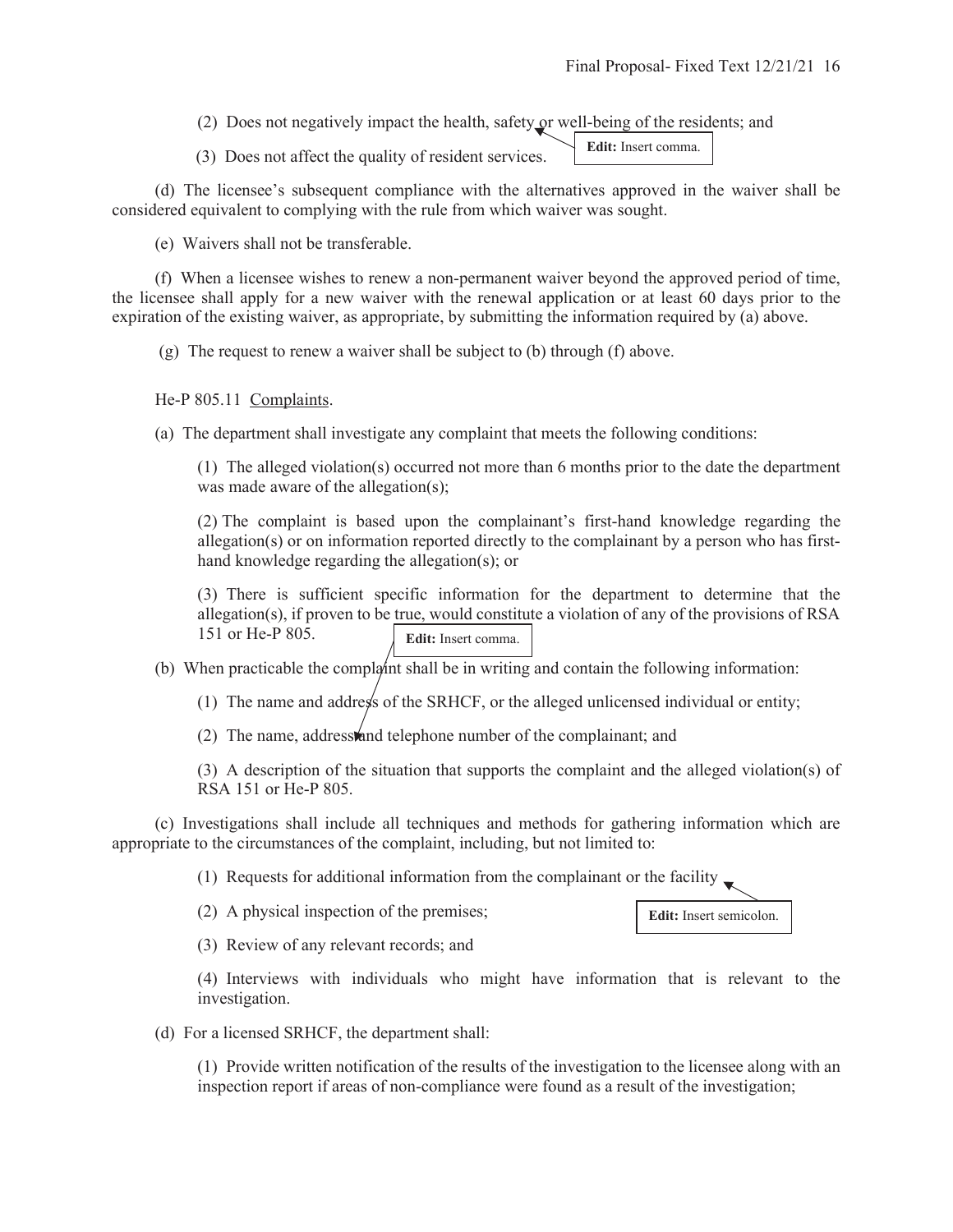(2) Does not negatively impact the health, safety or well-being of the residents; and

(3) Does not affect the quality of resident services.

**Edit:** Insert comma.

(d) The licensee's subsequent compliance with the alternatives approved in the waiver shall be considered equivalent to complying with the rule from which waiver was sought.

(e) Waivers shall not be transferable.

(f) When a licensee wishes to renew a non-permanent waiver beyond the approved period of time, the licensee shall apply for a new waiver with the renewal application or at least 60 days prior to the expiration of the existing waiver, as appropriate, by submitting the information required by (a) above.

(g) The request to renew a waiver shall be subject to (b) through (f) above.

He-P 805.11 Complaints.

(a) The department shall investigate any complaint that meets the following conditions:

(1) The alleged violation(s) occurred not more than 6 months prior to the date the department was made aware of the allegation(s);

(2) The complaint is based upon the complainant's first-hand knowledge regarding the allegation(s) or on information reported directly to the complainant by a person who has first-hand knowledge regarding the allegation(s); or

(3) There is sufficient specific information for the department to determine that the allegation(s), if proven to be true, would constitute a violation of any of the provisions of RSA 151 or He-P 805.

**Edit:** Insert comma.

(b) When practicable the complaint shall be in writing and contain the following information:

(1) The name and address of the SRHCF, or the alleged unlicensed individual or entity;

(2) The name, address and telephone number of the complainant; and

(3) A description of the situation that supports the complaint and the alleged violation(s) of RSA 151 or He-P 805.

(c) Investigations shall include all techniques and methods for gathering information which are appropriate to the circumstances of the complaint, including, but not limited to:

(1) Requests for additional information from the complainant or the facility

**Edit:** Insert semicolon.

(2) A physical inspection of the premises;

(3) Review of any relevant records; and

(4) Interviews with individuals who might have information that is relevant to the investigation.

(d) For a licensed SRHCF, the department shall:

(1) Provide written notification of the results of the investigation to the licensee along with an inspection report if areas of non-compliance were found as a result of the investigation;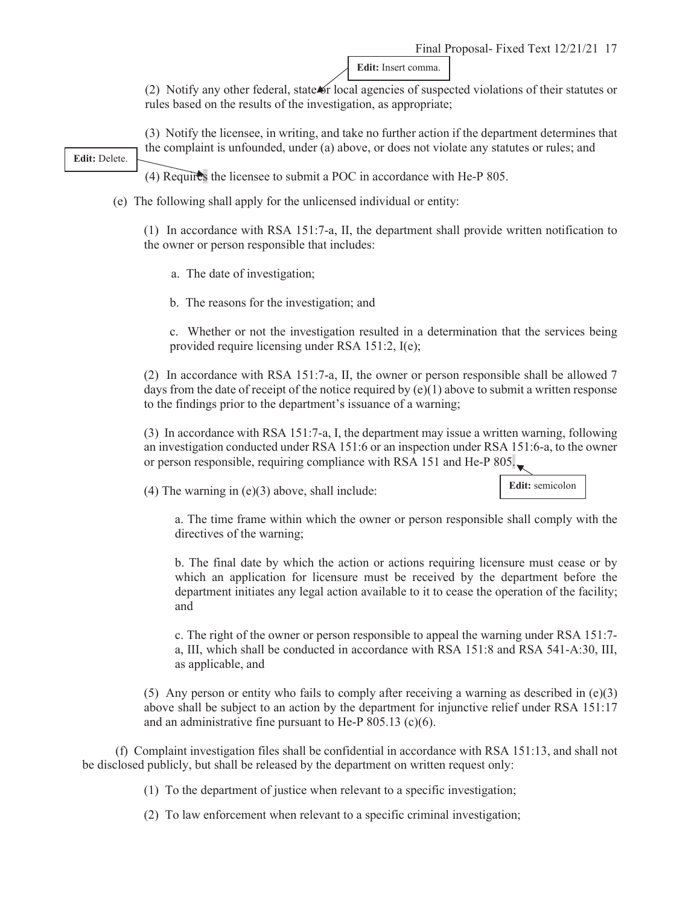Edit: Insert comma.

(2) Notify any other federal, state or local agencies of suspected violations of their statutes or rules based on the results of the investigation, as appropriate;

(3) Notify the licensee, in writing, and take no further action if the department determines that the complaint is unfounded, under (a) above, or does not violate any statutes or rules; and

Edit: Delete.

(4) Requires the licensee to submit a POC in accordance with He-P 805.

(e) The following shall apply for the unlicensed individual or entity:

(1) In accordance with RSA 151:7-a, II, the department shall provide written notification to the owner or person responsible that includes:

a. The date of investigation;

b. The reasons for the investigation; and

c. Whether or not the investigation resulted in a determination that the services being provided require licensing under RSA 151:2, I(e);

(2) In accordance with RSA 151:7-a, II, the owner or person responsible shall be allowed 7 days from the date of receipt of the notice required by (e)(1) above to submit a written response to the findings prior to the department's issuance of a warning;

(3) In accordance with RSA 151:7-a, I, the department may issue a written warning, following an investigation conducted under RSA 151:6 or an inspection under RSA 151:6-a, to the owner or person responsible, requiring compliance with RSA 151 and He-P 805.

Edit: semicolon

(4) The warning in (e)(3) above, shall include:

a. The time frame within which the owner or person responsible shall comply with the directives of the warning;

b. The final date by which the action or actions requiring licensure must cease or by which an application for licensure must be received by the department before the department initiates any legal action available to it to cease the operation of the facility; and

c. The right of the owner or person responsible to appeal the warning under RSA 151:7-a, III, which shall be conducted in accordance with RSA 151:8 and RSA 541-A:30, III, as applicable, and

(5) Any person or entity who fails to comply after receiving a warning as described in (e)(3) above shall be subject to an action by the department for injunctive relief under RSA 151:17 and an administrative fine pursuant to He-P 805.13 (c)(6).

(f) Complaint investigation files shall be confidential in accordance with RSA 151:13, and shall not be disclosed publicly, but shall be released by the department on written request only:

(1) To the department of justice when relevant to a specific investigation;

(2) To law enforcement when relevant to a specific criminal investigation;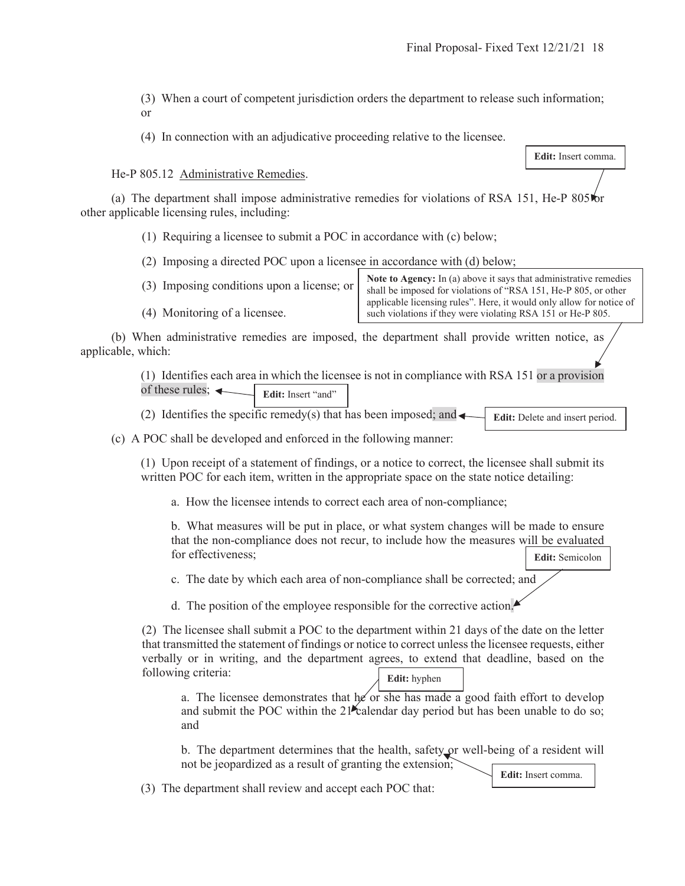(3) When a court of competent jurisdiction orders the department to release such information; or

(4) In connection with an adjudicative proceeding relative to the licensee.

He-P 805.12 Administrative Remedies.

**Edit:** Insert comma.

(a) The department shall impose administrative remedies for violations of RSA 151, He-P 805 or other applicable licensing rules, including:

(1) Requiring a licensee to submit a POC in accordance with (c) below;

(2) Imposing a directed POC upon a licensee in accordance with (d) below;

(3) Imposing conditions upon a license; or

(4) Monitoring of a licensee.

**Note to Agency:** In (a) above it says that administrative remedies shall be imposed for violations of "RSA 151, He-P 805, or other applicable licensing rules". Here, it would only allow for notice of such violations if they were violating RSA 151 or He-P 805.

(b) When administrative remedies are imposed, the department shall provide written notice, as applicable, which:

(1) Identifies each area in which the licensee is not in compliance with RSA 151 or a provision of these rules;

**Edit:** Insert "and"

(2) Identifies the specific remedy(s) that has been imposed; and

**Edit:** Delete and insert period.

(c) A POC shall be developed and enforced in the following manner:

(1) Upon receipt of a statement of findings, or a notice to correct, the licensee shall submit its written POC for each item, written in the appropriate space on the state notice detailing:

a. How the licensee intends to correct each area of non-compliance;

b. What measures will be put in place, or what system changes will be made to ensure that the non-compliance does not recur, to include how the measures will be evaluated for effectiveness;

**Edit:** Semicolon

c. The date by which each area of non-compliance shall be corrected; and

d. The position of the employee responsible for the corrective action.

(2) The licensee shall submit a POC to the department within 21 days of the date on the letter that transmitted the statement of findings or notice to correct unless the licensee requests, either verbally or in writing, and the department agrees, to extend that deadline, based on the following criteria:

**Edit:** hyphen

a. The licensee demonstrates that he or she has made a good faith effort to develop and submit the POC within the 21 calendar day period but has been unable to do so; and

b. The department determines that the health, safety or well-being of a resident will not be jeopardized as a result of granting the extension;

**Edit:** Insert comma.

(3) The department shall review and accept each POC that: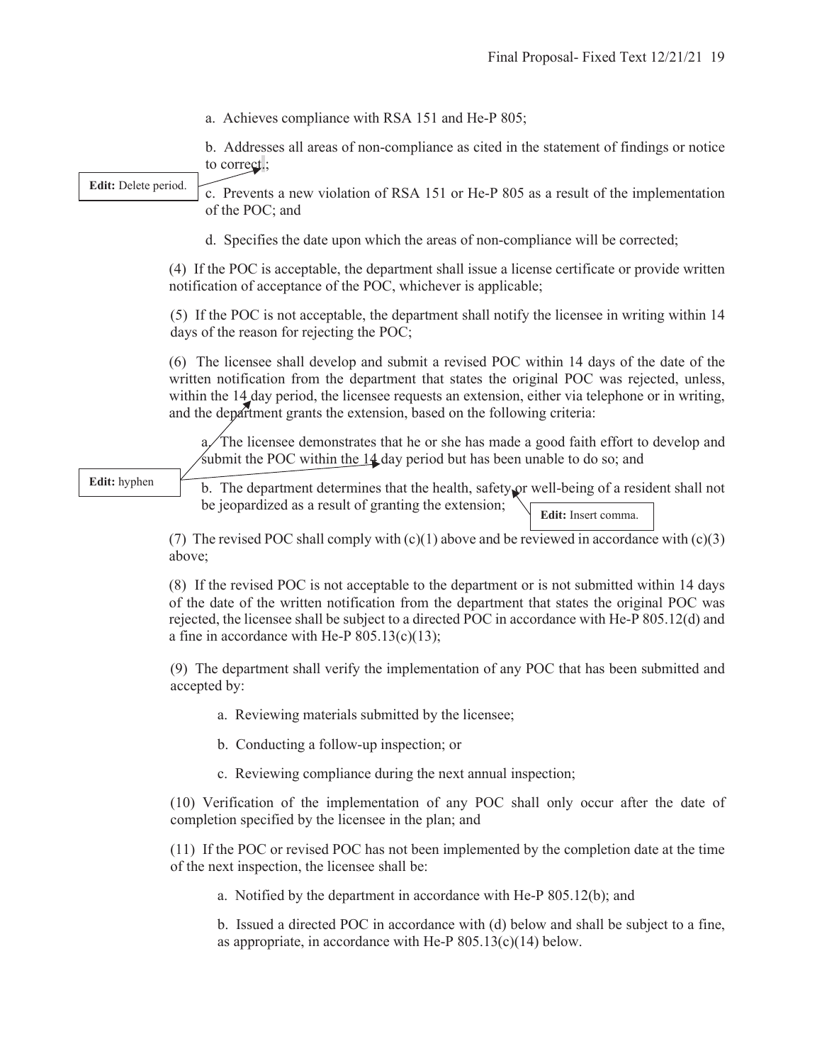a. Achieves compliance with RSA 151 and He-P 805;

b. Addresses all areas of non-compliance as cited in the statement of findings or notice to correct.;

**Edit:** Delete period.

c. Prevents a new violation of RSA 151 or He-P 805 as a result of the implementation of the POC; and

d. Specifies the date upon which the areas of non-compliance will be corrected;

(4) If the POC is acceptable, the department shall issue a license certificate or provide written notification of acceptance of the POC, whichever is applicable;

(5) If the POC is not acceptable, the department shall notify the licensee in writing within 14 days of the reason for rejecting the POC;

(6) The licensee shall develop and submit a revised POC within 14 days of the date of the written notification from the department that states the original POC was rejected, unless, within the 14 day period, the licensee requests an extension, either via telephone or in writing, and the department grants the extension, based on the following criteria:

a. The licensee demonstrates that he or she has made a good faith effort to develop and submit the POC within the 14 day period but has been unable to do so; and

**Edit:** hyphen

b. The department determines that the health, safety or well-being of a resident shall not be jeopardized as a result of granting the extension;

**Edit:** Insert comma.

(7) The revised POC shall comply with (c)(1) above and be reviewed in accordance with (c)(3) above;

(8) If the revised POC is not acceptable to the department or is not submitted within 14 days of the date of the written notification from the department that states the original POC was rejected, the licensee shall be subject to a directed POC in accordance with He-P 805.12(d) and a fine in accordance with He-P 805.13(c)(13);

(9) The department shall verify the implementation of any POC that has been submitted and accepted by:

a. Reviewing materials submitted by the licensee;

b. Conducting a follow-up inspection; or

c. Reviewing compliance during the next annual inspection;

(10) Verification of the implementation of any POC shall only occur after the date of completion specified by the licensee in the plan; and

(11) If the POC or revised POC has not been implemented by the completion date at the time of the next inspection, the licensee shall be:

a. Notified by the department in accordance with He-P 805.12(b); and

b. Issued a directed POC in accordance with (d) below and shall be subject to a fine, as appropriate, in accordance with He-P 805.13(c)(14) below.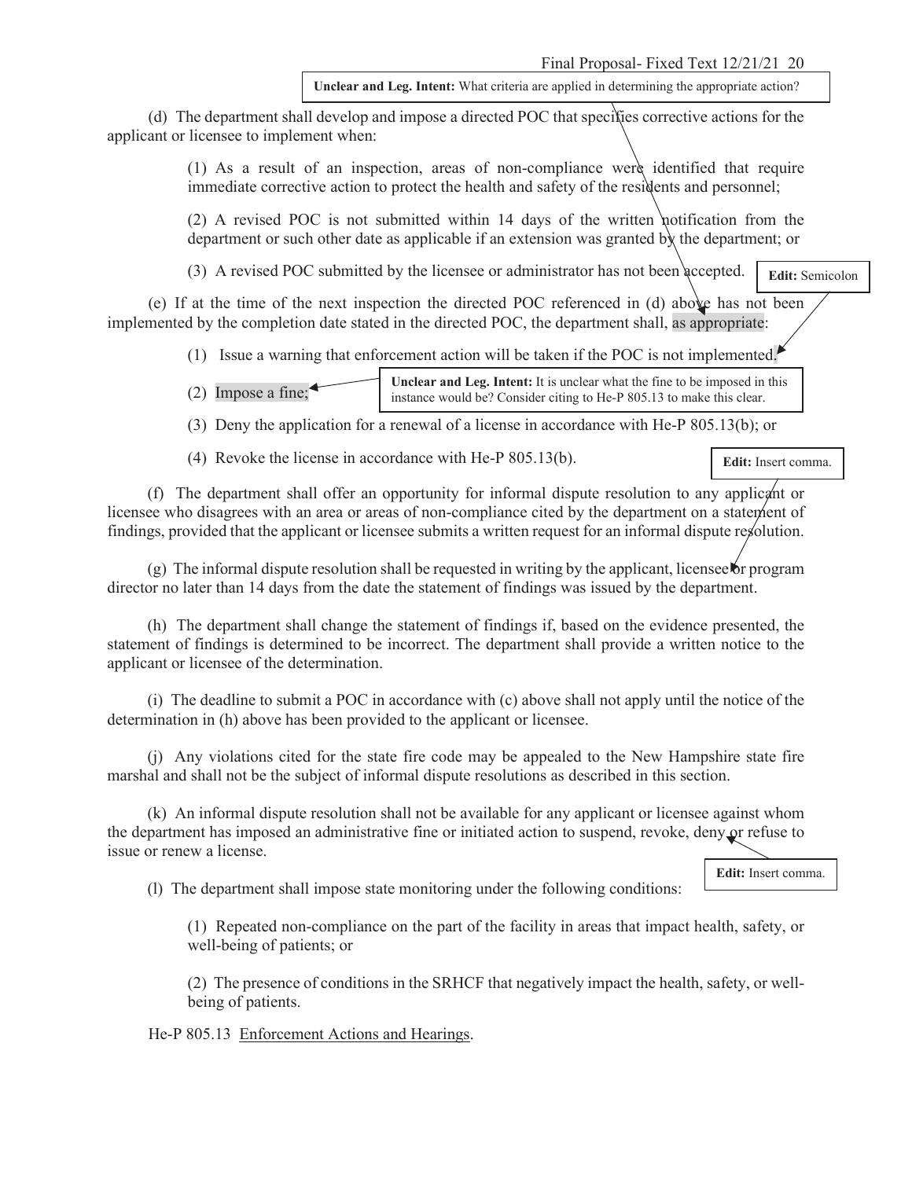Unclear and Leg. Intent: What criteria are applied in determining the appropriate action?

(d) The department shall develop and impose a directed POC that specifies corrective actions for the applicant or licensee to implement when:

(1) As a result of an inspection, areas of non-compliance were identified that require immediate corrective action to protect the health and safety of the residents and personnel;

(2) A revised POC is not submitted within 14 days of the written notification from the department or such other date as applicable if an extension was granted by the department; or

(3) A revised POC submitted by the licensee or administrator has not been accepted.

Edit: Semicolon

(e) If at the time of the next inspection the directed POC referenced in (d) above has not been implemented by the completion date stated in the directed POC, the department shall, as appropriate:

(1) Issue a warning that enforcement action will be taken if the POC is not implemented.

(2) Impose a fine;

Unclear and Leg. Intent: It is unclear what the fine to be imposed in this instance would be? Consider citing to He-P 805.13 to make this clear.

(3) Deny the application for a renewal of a license in accordance with He-P 805.13(b); or

(4) Revoke the license in accordance with He-P 805.13(b).

Edit: Insert comma.

(f) The department shall offer an opportunity for informal dispute resolution to any applicant or licensee who disagrees with an area or areas of non-compliance cited by the department on a statement of findings, provided that the applicant or licensee submits a written request for an informal dispute resolution.

(g) The informal dispute resolution shall be requested in writing by the applicant, licensee or program director no later than 14 days from the date the statement of findings was issued by the department.

(h) The department shall change the statement of findings if, based on the evidence presented, the statement of findings is determined to be incorrect. The department shall provide a written notice to the applicant or licensee of the determination.

(i) The deadline to submit a POC in accordance with (c) above shall not apply until the notice of the determination in (h) above has been provided to the applicant or licensee.

(j) Any violations cited for the state fire code may be appealed to the New Hampshire state fire marshal and shall not be the subject of informal dispute resolutions as described in this section.

(k) An informal dispute resolution shall not be available for any applicant or licensee against whom the department has imposed an administrative fine or initiated action to suspend, revoke, deny or refuse to issue or renew a license.

Edit: Insert comma.

(l) The department shall impose state monitoring under the following conditions:

(1) Repeated non-compliance on the part of the facility in areas that impact health, safety, or well-being of patients; or

(2) The presence of conditions in the SRHCF that negatively impact the health, safety, or well-being of patients.

He-P 805.13 Enforcement Actions and Hearings.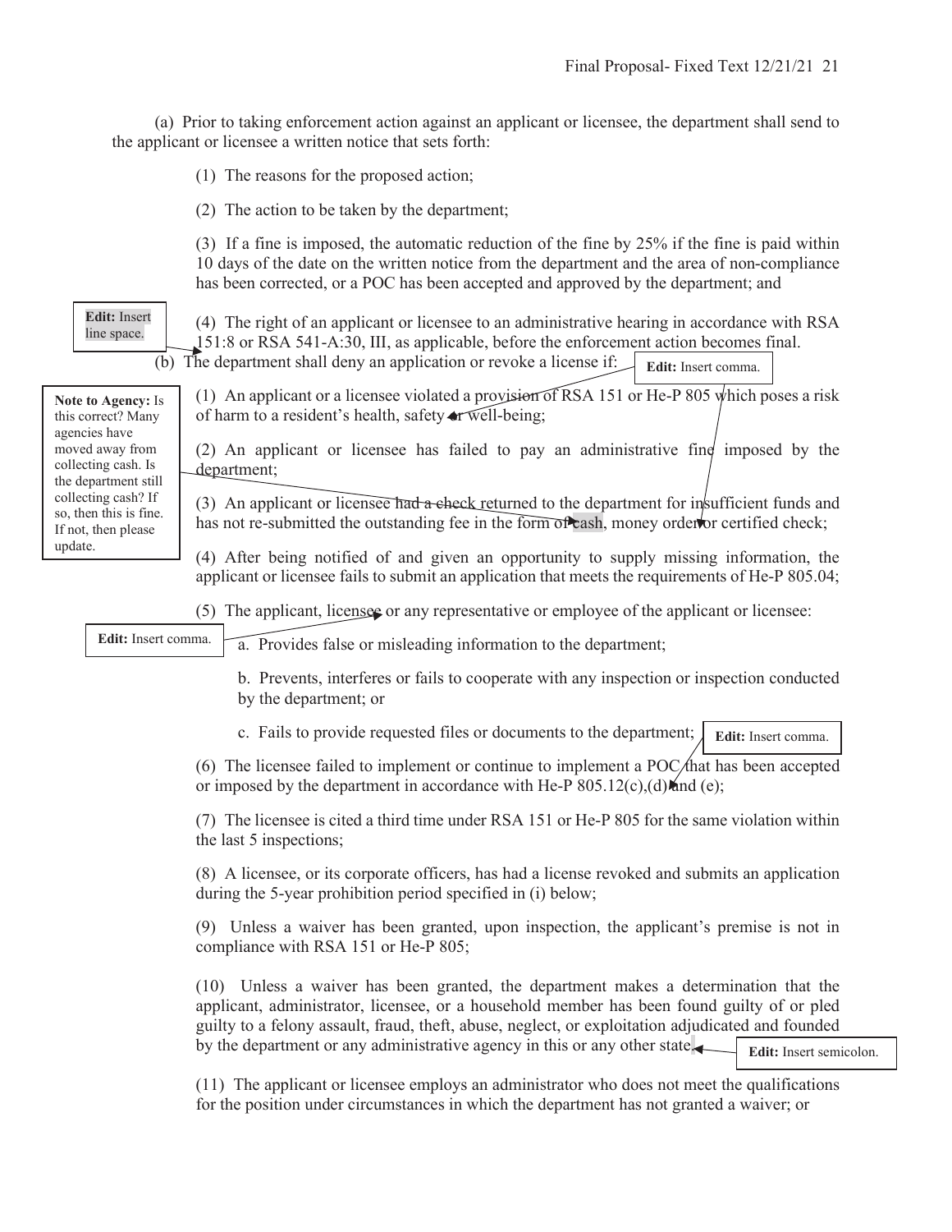(a) Prior to taking enforcement action against an applicant or licensee, the department shall send to the applicant or licensee a written notice that sets forth:

(1) The reasons for the proposed action;

(2) The action to be taken by the department;

(3) If a fine is imposed, the automatic reduction of the fine by 25% if the fine is paid within 10 days of the date on the written notice from the department and the area of non-compliance has been corrected, or a POC has been accepted and approved by the department; and

(4) The right of an applicant or licensee to an administrative hearing in accordance with RSA 151:8 or RSA 541-A:30, III, as applicable, before the enforcement action becomes final.

**Edit:** Insert line space.

(b) The department shall deny an application or revoke a license if:

**Edit:** Insert comma.

(1) An applicant or a licensee violated a provision of RSA 151 or He-P 805 which poses a risk of harm to a resident's health, safety or well-being;

(2) An applicant or licensee has failed to pay an administrative fine imposed by the department;

(3) An applicant or licensee had a check returned to the department for insufficient funds and has not re-submitted the outstanding fee in the form of cash, money order or certified check;

**Note to Agency:** Is this correct? Many agencies have moved away from collecting cash. Is the department still collecting cash? If so, then this is fine. If not, then please update.

(4) After being notified of and given an opportunity to supply missing information, the applicant or licensee fails to submit an application that meets the requirements of He-P 805.04;

(5) The applicant, licensee or any representative or employee of the applicant or licensee:

**Edit:** Insert comma.

a. Provides false or misleading information to the department;

b. Prevents, interferes or fails to cooperate with any inspection or inspection conducted by the department; or

c. Fails to provide requested files or documents to the department;

**Edit:** Insert comma.

(6) The licensee failed to implement or continue to implement a POC that has been accepted or imposed by the department in accordance with He-P 805.12(c),(d) and (e);

(7) The licensee is cited a third time under RSA 151 or He-P 805 for the same violation within the last 5 inspections;

(8) A licensee, or its corporate officers, has had a license revoked and submits an application during the 5-year prohibition period specified in (i) below;

(9) Unless a waiver has been granted, upon inspection, the applicant's premise is not in compliance with RSA 151 or He-P 805;

(10) Unless a waiver has been granted, the department makes a determination that the applicant, administrator, licensee, or a household member has been found guilty of or pled guilty to a felony assault, fraud, theft, abuse, neglect, or exploitation adjudicated and founded by the department or any administrative agency in this or any other state.

**Edit:** Insert semicolon.

(11) The applicant or licensee employs an administrator who does not meet the qualifications for the position under circumstances in which the department has not granted a waiver; or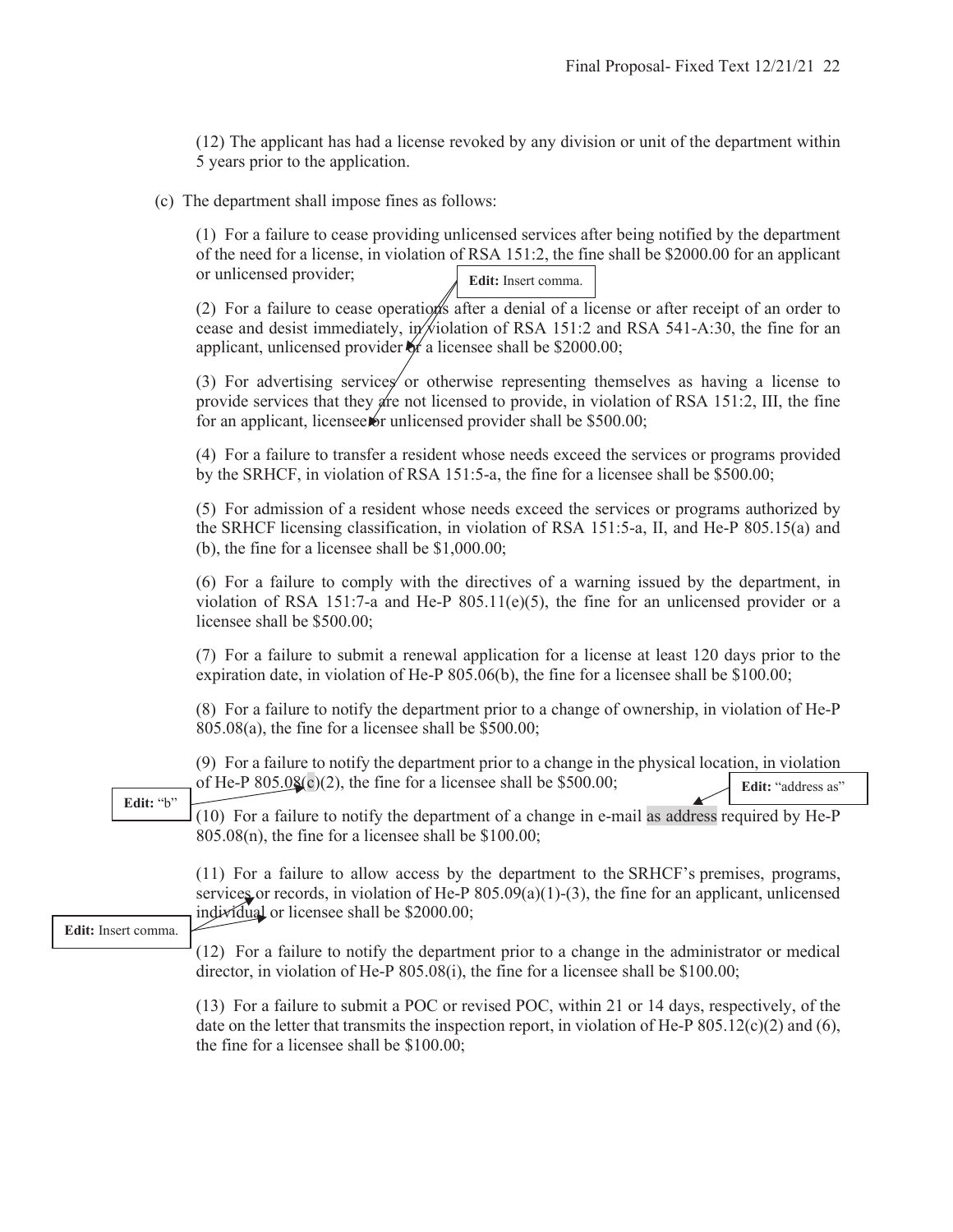(12) The applicant has had a license revoked by any division or unit of the department within 5 years prior to the application.

(c) The department shall impose fines as follows:

(1) For a failure to cease providing unlicensed services after being notified by the department of the need for a license, in violation of RSA 151:2, the fine shall be $2000.00 for an applicant or unlicensed provider;

Edit: Insert comma.

(2) For a failure to cease operations after a denial of a license or after receipt of an order to cease and desist immediately, in violation of RSA 151:2 and RSA 541-A:30, the fine for an applicant, unlicensed provider or a licensee shall be $2000.00;

(3) For advertising services or otherwise representing themselves as having a license to provide services that they are not licensed to provide, in violation of RSA 151:2, III, the fine for an applicant, licensee or unlicensed provider shall be $500.00;

(4) For a failure to transfer a resident whose needs exceed the services or programs provided by the SRHCF, in violation of RSA 151:5-a, the fine for a licensee shall be $500.00;

(5) For admission of a resident whose needs exceed the services or programs authorized by the SRHCF licensing classification, in violation of RSA 151:5-a, II, and He-P 805.15(a) and (b), the fine for a licensee shall be $1,000.00;

(6) For a failure to comply with the directives of a warning issued by the department, in violation of RSA 151:7-a and He-P 805.11(e)(5), the fine for an unlicensed provider or a licensee shall be $500.00;

(7) For a failure to submit a renewal application for a license at least 120 days prior to the expiration date, in violation of He-P 805.06(b), the fine for a licensee shall be $100.00;

(8) For a failure to notify the department prior to a change of ownership, in violation of He-P 805.08(a), the fine for a licensee shall be $500.00;

(9) For a failure to notify the department prior to a change in the physical location, in violation of He-P 805.08(c)(2), the fine for a licensee shall be $500.00;

Edit: "b"

Edit: "address as"

(10) For a failure to notify the department of a change in e-mail as address required by He-P 805.08(n), the fine for a licensee shall be $100.00;

(11) For a failure to allow access by the department to the SRHCF's premises, programs, services or records, in violation of He-P 805.09(a)(1)-(3), the fine for an applicant, unlicensed individual or licensee shall be $2000.00;

Edit: Insert comma.

(12) For a failure to notify the department prior to a change in the administrator or medical director, in violation of He-P 805.08(i), the fine for a licensee shall be $100.00;

(13) For a failure to submit a POC or revised POC, within 21 or 14 days, respectively, of the date on the letter that transmits the inspection report, in violation of He-P 805.12(c)(2) and (6), the fine for a licensee shall be $100.00;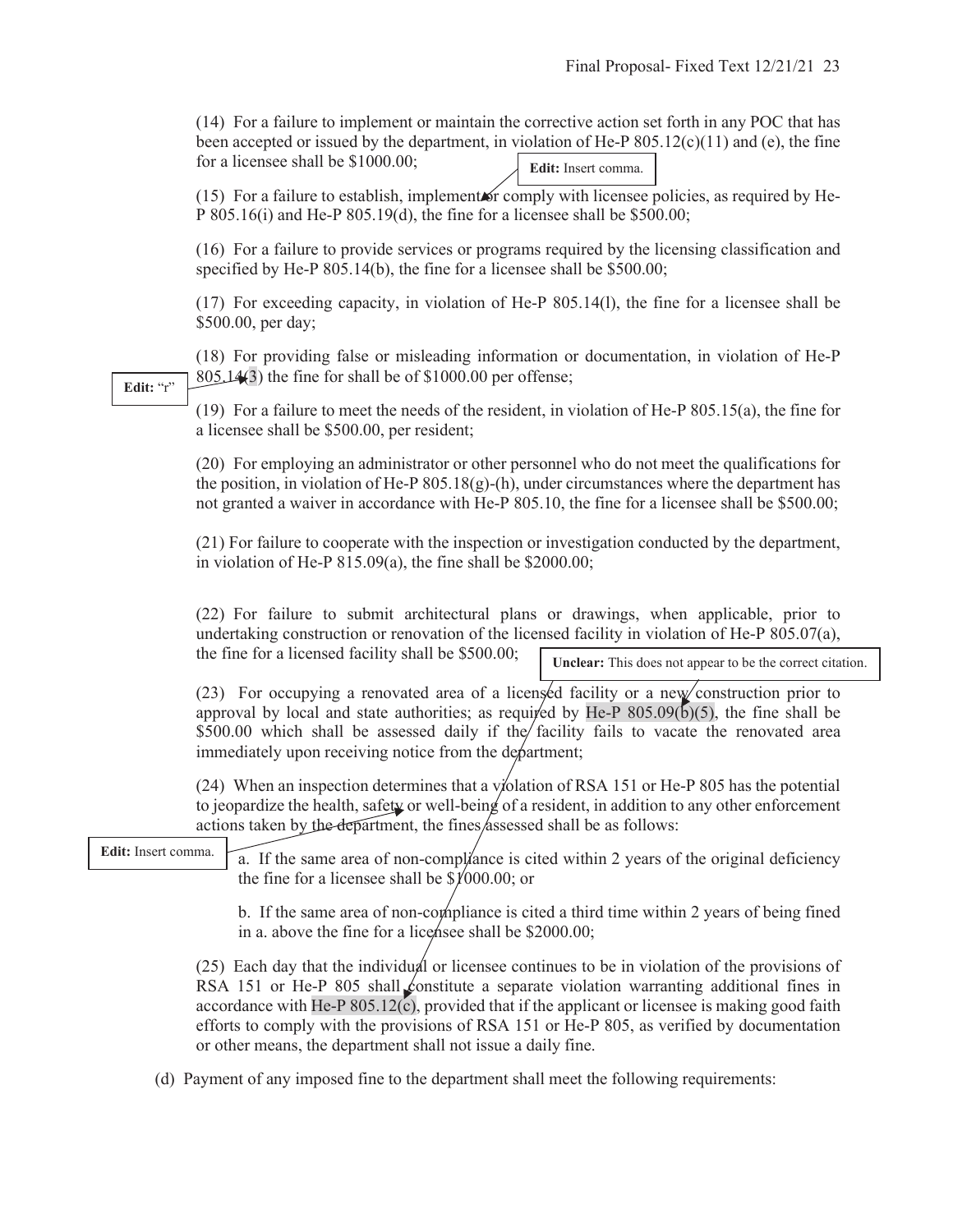(14) For a failure to implement or maintain the corrective action set forth in any POC that has been accepted or issued by the department, in violation of He-P 805.12(c)(11) and (e), the fine for a licensee shall be $1000.00;

**Edit:** Insert comma.

(15) For a failure to establish, implement or comply with licensee policies, as required by He-P 805.16(i) and He-P 805.19(d), the fine for a licensee shall be $500.00;

(16) For a failure to provide services or programs required by the licensing classification and specified by He-P 805.14(b), the fine for a licensee shall be $500.00;

(17) For exceeding capacity, in violation of He-P 805.14(l), the fine for a licensee shall be $500.00, per day;

(18) For providing false or misleading information or documentation, in violation of He-P 805.14(3) the fine for shall be of $1000.00 per offense;

**Edit:** "r"

(19) For a failure to meet the needs of the resident, in violation of He-P 805.15(a), the fine for a licensee shall be $500.00, per resident;

(20) For employing an administrator or other personnel who do not meet the qualifications for the position, in violation of He-P 805.18(g)-(h), under circumstances where the department has not granted a waiver in accordance with He-P 805.10, the fine for a licensee shall be $500.00;

(21) For failure to cooperate with the inspection or investigation conducted by the department, in violation of He-P 815.09(a), the fine shall be $2000.00;

(22) For failure to submit architectural plans or drawings, when applicable, prior to undertaking construction or renovation of the licensed facility in violation of He-P 805.07(a), the fine for a licensed facility shall be $500.00;

**Unclear:** This does not appear to be the correct citation.

(23) For occupying a renovated area of a licensed facility or a new construction prior to approval by local and state authorities; as required by He-P 805.09(b)(5), the fine shall be $500.00 which shall be assessed daily if the facility fails to vacate the renovated area immediately upon receiving notice from the department;

(24) When an inspection determines that a violation of RSA 151 or He-P 805 has the potential to jeopardize the health, safety or well-being of a resident, in addition to any other enforcement actions taken by the department, the fines assessed shall be as follows:

**Edit:** Insert comma.

a. If the same area of non-compliance is cited within 2 years of the original deficiency the fine for a licensee shall be $1000.00; or

b. If the same area of non-compliance is cited a third time within 2 years of being fined in a. above the fine for a licensee shall be $2000.00;

(25) Each day that the individual or licensee continues to be in violation of the provisions of RSA 151 or He-P 805 shall constitute a separate violation warranting additional fines in accordance with He-P 805.12(c), provided that if the applicant or licensee is making good faith efforts to comply with the provisions of RSA 151 or He-P 805, as verified by documentation or other means, the department shall not issue a daily fine.

(d) Payment of any imposed fine to the department shall meet the following requirements: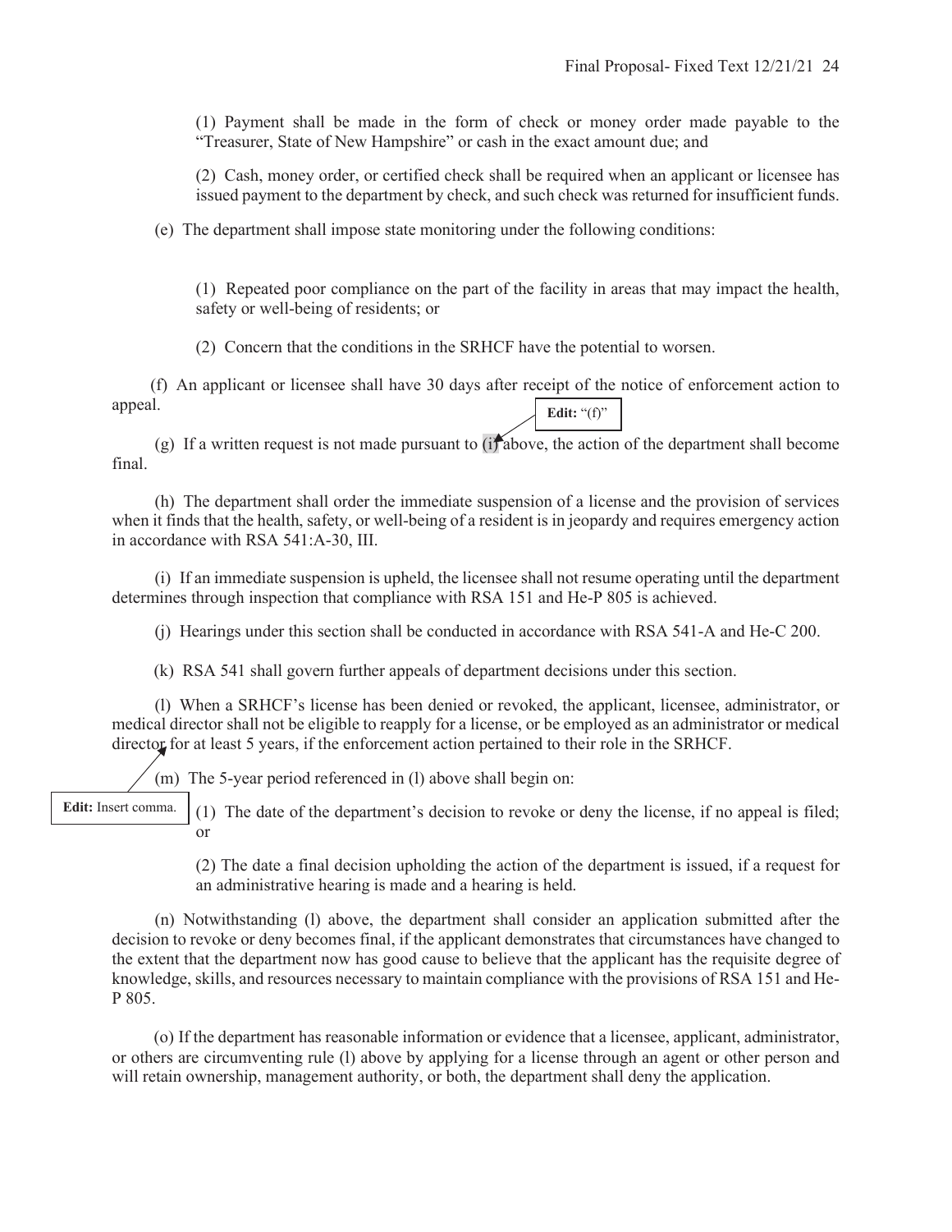(1) Payment shall be made in the form of check or money order made payable to the "Treasurer, State of New Hampshire" or cash in the exact amount due; and

(2) Cash, money order, or certified check shall be required when an applicant or licensee has issued payment to the department by check, and such check was returned for insufficient funds.

(e) The department shall impose state monitoring under the following conditions:

(1) Repeated poor compliance on the part of the facility in areas that may impact the health, safety or well-being of residents; or

(2) Concern that the conditions in the SRHCF have the potential to worsen.

(f) An applicant or licensee shall have 30 days after receipt of the notice of enforcement action to appeal.

**Edit:** "(f)"

(g) If a written request is not made pursuant to (i) above, the action of the department shall become final.

(h) The department shall order the immediate suspension of a license and the provision of services when it finds that the health, safety, or well-being of a resident is in jeopardy and requires emergency action in accordance with RSA 541:A-30, III.

(i) If an immediate suspension is upheld, the licensee shall not resume operating until the department determines through inspection that compliance with RSA 151 and He-P 805 is achieved.

(j) Hearings under this section shall be conducted in accordance with RSA 541-A and He-C 200.

(k) RSA 541 shall govern further appeals of department decisions under this section.

(l) When a SRHCF's license has been denied or revoked, the applicant, licensee, administrator, or medical director shall not be eligible to reapply for a license, or be employed as an administrator or medical director for at least 5 years, if the enforcement action pertained to their role in the SRHCF.

**Edit:** Insert comma.

(m) The 5-year period referenced in (l) above shall begin on:

(1) The date of the department's decision to revoke or deny the license, if no appeal is filed; or

(2) The date a final decision upholding the action of the department is issued, if a request for an administrative hearing is made and a hearing is held.

(n) Notwithstanding (l) above, the department shall consider an application submitted after the decision to revoke or deny becomes final, if the applicant demonstrates that circumstances have changed to the extent that the department now has good cause to believe that the applicant has the requisite degree of knowledge, skills, and resources necessary to maintain compliance with the provisions of RSA 151 and He-P 805.

(o) If the department has reasonable information or evidence that a licensee, applicant, administrator, or others are circumventing rule (l) above by applying for a license through an agent or other person and will retain ownership, management authority, or both, the department shall deny the application.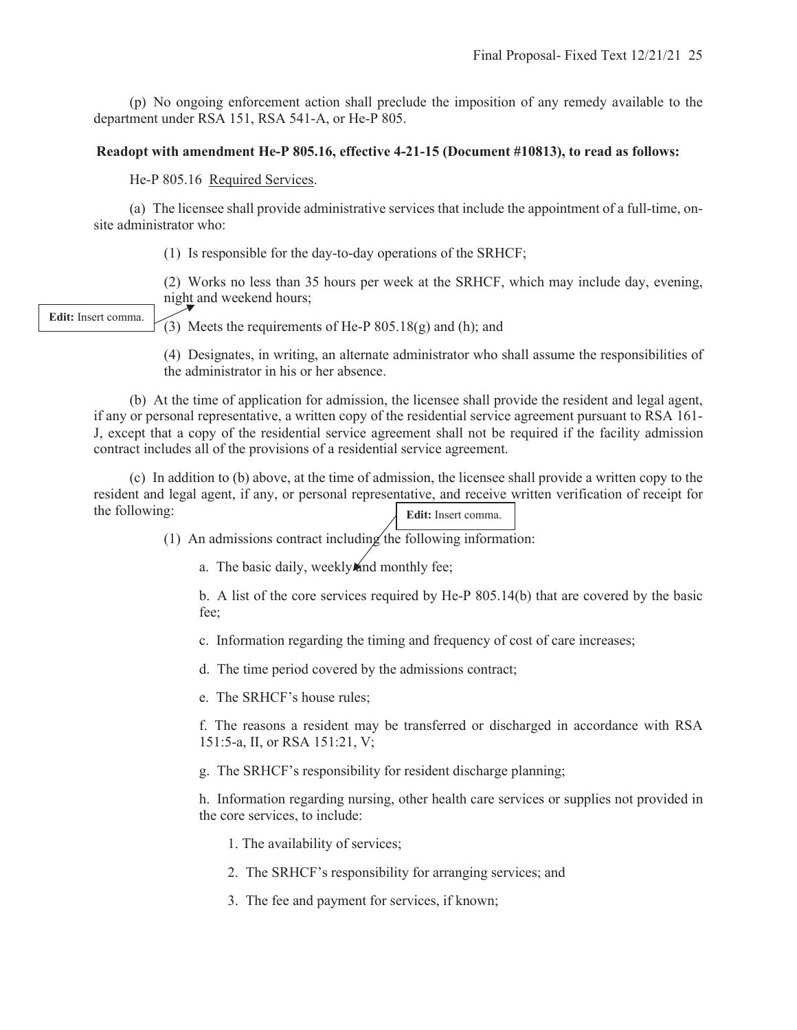(p) No ongoing enforcement action shall preclude the imposition of any remedy available to the department under RSA 151, RSA 541-A, or He-P 805.

**Readopt with amendment He-P 805.16, effective 4-21-15 (Document #10813), to read as follows:**

He-P 805.16 Required Services.

(a) The licensee shall provide administrative services that include the appointment of a full-time, on-site administrator who:

(1) Is responsible for the day-to-day operations of the SRHCF;

(2) Works no less than 35 hours per week at the SRHCF, which may include day, evening, night and weekend hours;

**Edit:** Insert comma.

(3) Meets the requirements of He-P 805.18(g) and (h); and

(4) Designates, in writing, an alternate administrator who shall assume the responsibilities of the administrator in his or her absence.

(b) At the time of application for admission, the licensee shall provide the resident and legal agent, if any or personal representative, a written copy of the residential service agreement pursuant to RSA 161-J, except that a copy of the residential service agreement shall not be required if the facility admission contract includes all of the provisions of a residential service agreement.

(c) In addition to (b) above, at the time of admission, the licensee shall provide a written copy to the resident and legal agent, if any, or personal representative, and receive written verification of receipt for the following:

**Edit:** Insert comma.

(1) An admissions contract including the following information:

a. The basic daily, weekly and monthly fee;

b. A list of the core services required by He-P 805.14(b) that are covered by the basic fee;

c. Information regarding the timing and frequency of cost of care increases;

d. The time period covered by the admissions contract;

e. The SRHCF's house rules;

f. The reasons a resident may be transferred or discharged in accordance with RSA 151:5-a, II, or RSA 151:21, V;

g. The SRHCF's responsibility for resident discharge planning;

h. Information regarding nursing, other health care services or supplies not provided in the core services, to include:

1. The availability of services;

2. The SRHCF's responsibility for arranging services; and

3. The fee and payment for services, if known;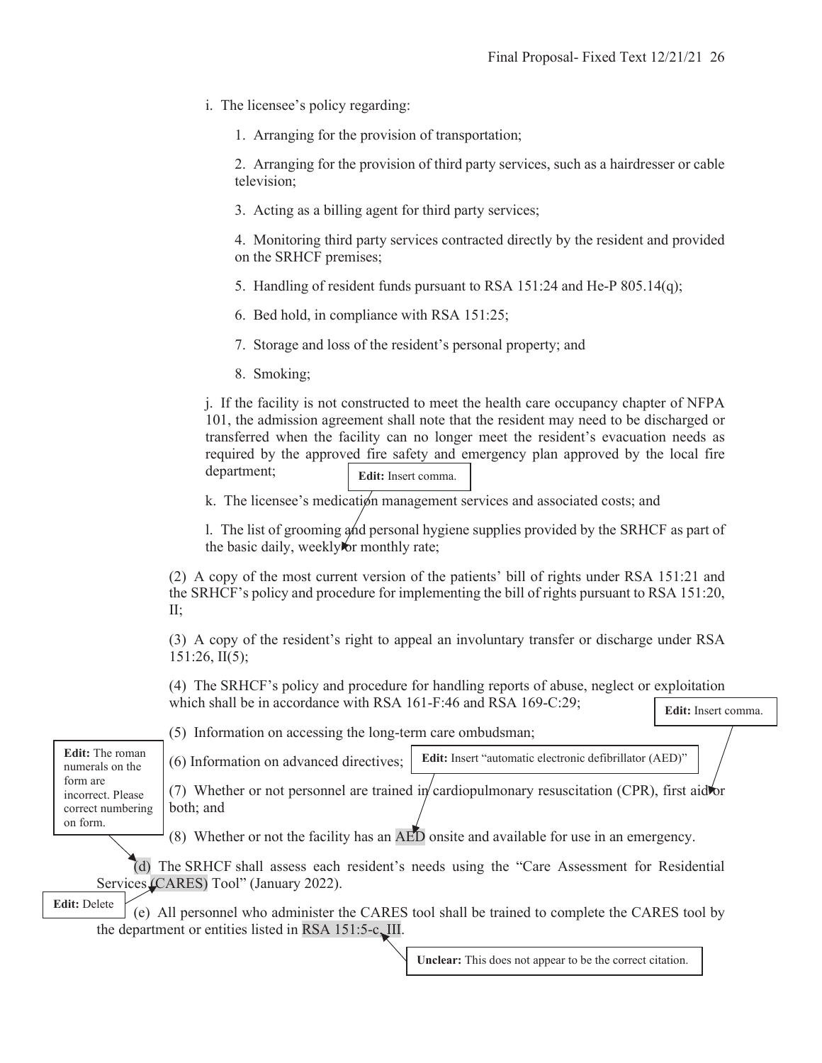i. The licensee's policy regarding:

1. Arranging for the provision of transportation;

2. Arranging for the provision of third party services, such as a hairdresser or cable television;

3. Acting as a billing agent for third party services;

4. Monitoring third party services contracted directly by the resident and provided on the SRHCF premises;

5. Handling of resident funds pursuant to RSA 151:24 and He-P 805.14(q);

6. Bed hold, in compliance with RSA 151:25;

7. Storage and loss of the resident's personal property; and

8. Smoking;

j. If the facility is not constructed to meet the health care occupancy chapter of NFPA 101, the admission agreement shall note that the resident may need to be discharged or transferred when the facility can no longer meet the resident's evacuation needs as required by the approved fire safety and emergency plan approved by the local fire department;

**Edit:** Insert comma.

k. The licensee's medication management services and associated costs; and

l. The list of grooming and personal hygiene supplies provided by the SRHCF as part of the basic daily, weekly or monthly rate;

(2) A copy of the most current version of the patients' bill of rights under RSA 151:21 and the SRHCF's policy and procedure for implementing the bill of rights pursuant to RSA 151:20, II;

(3) A copy of the resident's right to appeal an involuntary transfer or discharge under RSA 151:26, II(5);

(4) The SRHCF's policy and procedure for handling reports of abuse, neglect or exploitation which shall be in accordance with RSA 161-F:46 and RSA 169-C:29;

**Edit:** Insert comma.

(5) Information on accessing the long-term care ombudsman;

(6) Information on advanced directives;

**Edit:** Insert "automatic electronic defibrillator (AED)"

**Edit:** The roman numerals on the form are incorrect. Please correct numbering on form.

(7) Whether or not personnel are trained in cardiopulmonary resuscitation (CPR), first aid or both; and

(8) Whether or not the facility has an AED onsite and available for use in an emergency.

(d) The SRHCF shall assess each resident's needs using the "Care Assessment for Residential Services (CARES) Tool" (January 2022).

**Edit:** Delete

(e) All personnel who administer the CARES tool shall be trained to complete the CARES tool by the department or entities listed in RSA 151:5-c, III.

**Unclear:** This does not appear to be the correct citation.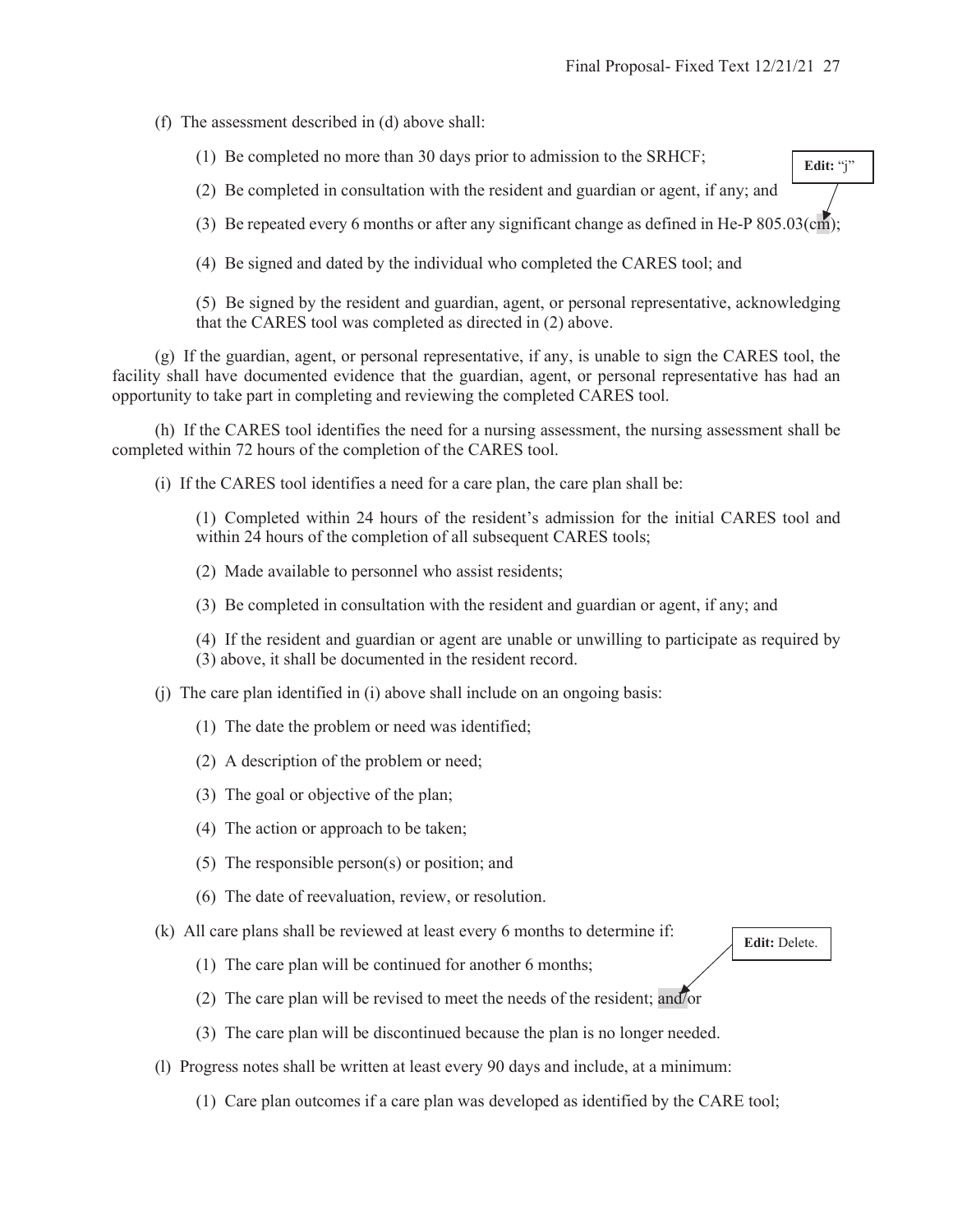(f) The assessment described in (d) above shall:

(1) Be completed no more than 30 days prior to admission to the SRHCF;

(2) Be completed in consultation with the resident and guardian or agent, if any; and

(3) Be repeated every 6 months or after any significant change as defined in He-P 805.03(cm);

**Edit:** "j"

(4) Be signed and dated by the individual who completed the CARES tool; and

(5) Be signed by the resident and guardian, agent, or personal representative, acknowledging that the CARES tool was completed as directed in (2) above.

(g) If the guardian, agent, or personal representative, if any, is unable to sign the CARES tool, the facility shall have documented evidence that the guardian, agent, or personal representative has had an opportunity to take part in completing and reviewing the completed CARES tool.

(h) If the CARES tool identifies the need for a nursing assessment, the nursing assessment shall be completed within 72 hours of the completion of the CARES tool.

(i) If the CARES tool identifies a need for a care plan, the care plan shall be:

(1) Completed within 24 hours of the resident's admission for the initial CARES tool and within 24 hours of the completion of all subsequent CARES tools;

(2) Made available to personnel who assist residents;

(3) Be completed in consultation with the resident and guardian or agent, if any; and

(4) If the resident and guardian or agent are unable or unwilling to participate as required by (3) above, it shall be documented in the resident record.

(j) The care plan identified in (i) above shall include on an ongoing basis:

(1) The date the problem or need was identified;

(2) A description of the problem or need;

(3) The goal or objective of the plan;

(4) The action or approach to be taken;

(5) The responsible person(s) or position; and

(6) The date of reevaluation, review, or resolution.

(k) All care plans shall be reviewed at least every 6 months to determine if:

(1) The care plan will be continued for another 6 months;

(2) The care plan will be revised to meet the needs of the resident; and/or

**Edit:** Delete.

(3) The care plan will be discontinued because the plan is no longer needed.

(l) Progress notes shall be written at least every 90 days and include, at a minimum:

(1) Care plan outcomes if a care plan was developed as identified by the CARE tool;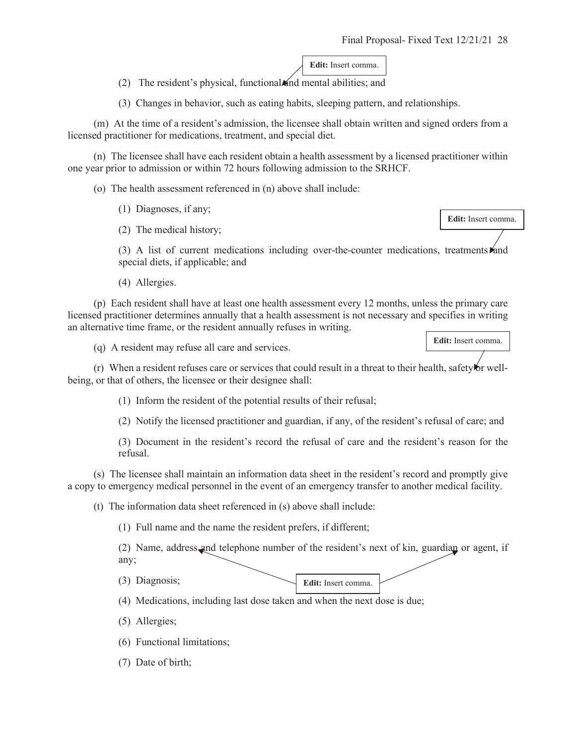Edit: Insert comma.

(2) The resident's physical, functional and mental abilities; and

(3) Changes in behavior, such as eating habits, sleeping pattern, and relationships.

(m) At the time of a resident's admission, the licensee shall obtain written and signed orders from a licensed practitioner for medications, treatment, and special diet.

(n) The licensee shall have each resident obtain a health assessment by a licensed practitioner within one year prior to admission or within 72 hours following admission to the SRHCF.

(o) The health assessment referenced in (n) above shall include:

(1) Diagnoses, if any;

(2) The medical history;

Edit: Insert comma.

(3) A list of current medications including over-the-counter medications, treatments and special diets, if applicable; and

(4) Allergies.

(p) Each resident shall have at least one health assessment every 12 months, unless the primary care licensed practitioner determines annually that a health assessment is not necessary and specifies in writing an alternative time frame, or the resident annually refuses in writing.

(q) A resident may refuse all care and services.

Edit: Insert comma.

(r) When a resident refuses care or services that could result in a threat to their health, safety or well-being, or that of others, the licensee or their designee shall:

(1) Inform the resident of the potential results of their refusal;

(2) Notify the licensed practitioner and guardian, if any, of the resident's refusal of care; and

(3) Document in the resident's record the refusal of care and the resident's reason for the refusal.

(s) The licensee shall maintain an information data sheet in the resident's record and promptly give a copy to emergency medical personnel in the event of an emergency transfer to another medical facility.

(t) The information data sheet referenced in (s) above shall include:

(1) Full name and the name the resident prefers, if different;

(2) Name, address and telephone number of the resident's next of kin, guardian or agent, if any;

Edit: Insert comma.

(3) Diagnosis;

(4) Medications, including last dose taken and when the next dose is due;

(5) Allergies;

(6) Functional limitations;

(7) Date of birth;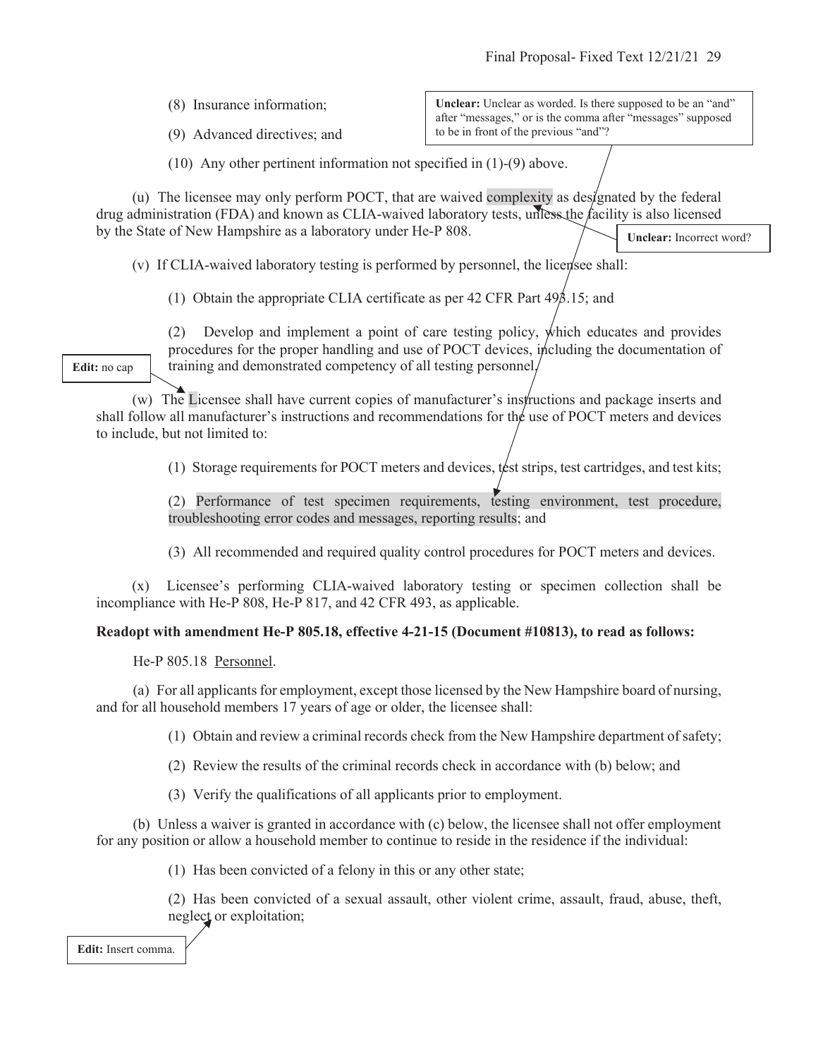(8) Insurance information;

(9) Advanced directives; and

(10) Any other pertinent information not specified in (1)-(9) above.

**Unclear:** Unclear as worded. Is there supposed to be an "and" after "messages," or is the comma after "messages" supposed to be in front of the previous "and"?

(u) The licensee may only perform POCT, that are waived complexity as designated by the federal drug administration (FDA) and known as CLIA-waived laboratory tests, unless the facility is also licensed by the State of New Hampshire as a laboratory under He-P 808.

**Unclear:** Incorrect word?

(v) If CLIA-waived laboratory testing is performed by personnel, the licensee shall:

(1) Obtain the appropriate CLIA certificate as per 42 CFR Part 493.15; and

(2) Develop and implement a point of care testing policy, which educates and provides procedures for the proper handling and use of POCT devices, including the documentation of training and demonstrated competency of all testing personnel.

**Edit:** no cap

(w) The Licensee shall have current copies of manufacturer's instructions and package inserts and shall follow all manufacturer's instructions and recommendations for the use of POCT meters and devices to include, but not limited to:

(1) Storage requirements for POCT meters and devices, test strips, test cartridges, and test kits;

(2) Performance of test specimen requirements, testing environment, test procedure, troubleshooting error codes and messages, reporting results; and

(3) All recommended and required quality control procedures for POCT meters and devices.

(x) Licensee's performing CLIA-waived laboratory testing or specimen collection shall be incompliance with He-P 808, He-P 817, and 42 CFR 493, as applicable.

**Readopt with amendment He-P 805.18, effective 4-21-15 (Document #10813), to read as follows:**

He-P 805.18 Personnel.

(a) For all applicants for employment, except those licensed by the New Hampshire board of nursing, and for all household members 17 years of age or older, the licensee shall:

(1) Obtain and review a criminal records check from the New Hampshire department of safety;

(2) Review the results of the criminal records check in accordance with (b) below; and

(3) Verify the qualifications of all applicants prior to employment.

(b) Unless a waiver is granted in accordance with (c) below, the licensee shall not offer employment for any position or allow a household member to continue to reside in the residence if the individual:

(1) Has been convicted of a felony in this or any other state;

(2) Has been convicted of a sexual assault, other violent crime, assault, fraud, abuse, theft, neglect or exploitation;

**Edit:** Insert comma.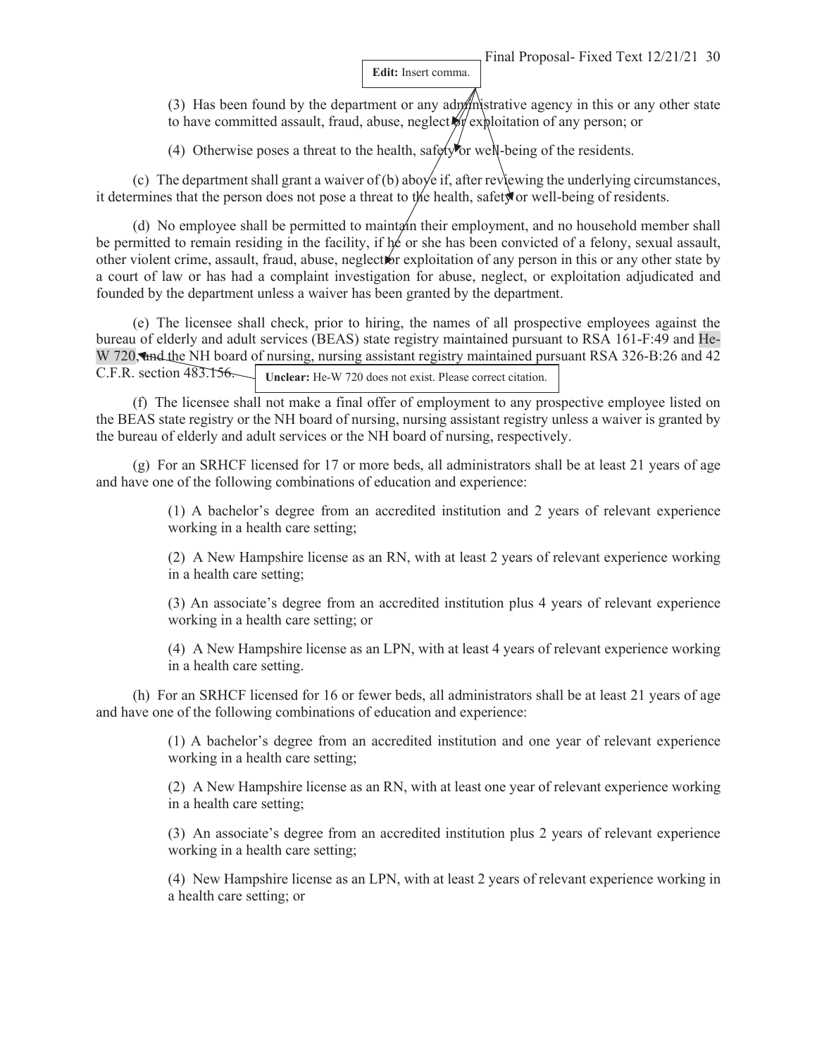**Edit:** Insert comma.

(3) Has been found by the department or any administrative agency in this or any other state to have committed assault, fraud, abuse, neglect or exploitation of any person; or

(4) Otherwise poses a threat to the health, safety or well-being of the residents.

(c) The department shall grant a waiver of (b) above if, after reviewing the underlying circumstances, it determines that the person does not pose a threat to the health, safety or well-being of residents.

(d) No employee shall be permitted to maintain their employment, and no household member shall be permitted to remain residing in the facility, if he or she has been convicted of a felony, sexual assault, other violent crime, assault, fraud, abuse, neglect or exploitation of any person in this or any other state by a court of law or has had a complaint investigation for abuse, neglect, or exploitation adjudicated and founded by the department unless a waiver has been granted by the department.

(e) The licensee shall check, prior to hiring, the names of all prospective employees against the bureau of elderly and adult services (BEAS) state registry maintained pursuant to RSA 161-F:49 and He-W 720, and the NH board of nursing, nursing assistant registry maintained pursuant RSA 326-B:26 and 42 C.F.R. section 483.156.

**Unclear:** He-W 720 does not exist. Please correct citation.

(f) The licensee shall not make a final offer of employment to any prospective employee listed on the BEAS state registry or the NH board of nursing, nursing assistant registry unless a waiver is granted by the bureau of elderly and adult services or the NH board of nursing, respectively.

(g) For an SRHCF licensed for 17 or more beds, all administrators shall be at least 21 years of age and have one of the following combinations of education and experience:

(1) A bachelor's degree from an accredited institution and 2 years of relevant experience working in a health care setting;

(2) A New Hampshire license as an RN, with at least 2 years of relevant experience working in a health care setting;

(3) An associate's degree from an accredited institution plus 4 years of relevant experience working in a health care setting; or

(4) A New Hampshire license as an LPN, with at least 4 years of relevant experience working in a health care setting.

(h) For an SRHCF licensed for 16 or fewer beds, all administrators shall be at least 21 years of age and have one of the following combinations of education and experience:

(1) A bachelor's degree from an accredited institution and one year of relevant experience working in a health care setting;

(2) A New Hampshire license as an RN, with at least one year of relevant experience working in a health care setting;

(3) An associate's degree from an accredited institution plus 2 years of relevant experience working in a health care setting;

(4) New Hampshire license as an LPN, with at least 2 years of relevant experience working in a health care setting; or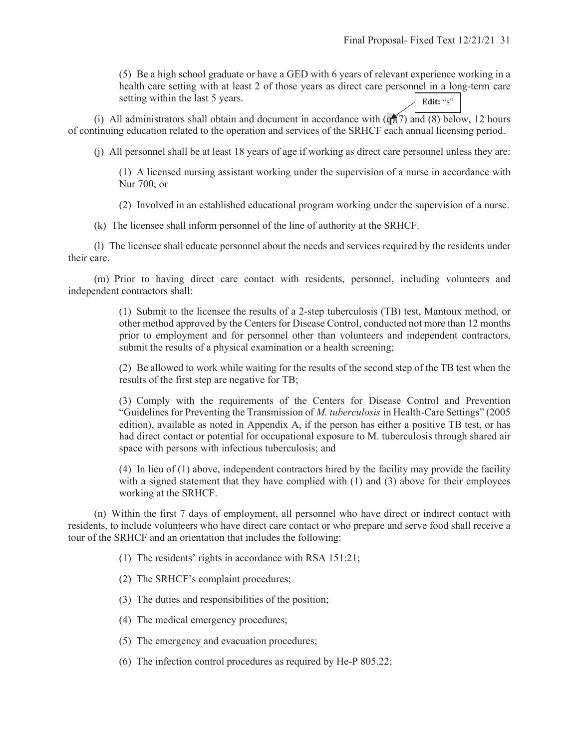(5) Be a high school graduate or have a GED with 6 years of relevant experience working in a health care setting with at least 2 of those years as direct care personnel in a long-term care setting within the last 5 years.

Edit: "s"

(i) All administrators shall obtain and document in accordance with (q)(7) and (8) below, 12 hours of continuing education related to the operation and services of the SRHCF each annual licensing period.

(j) All personnel shall be at least 18 years of age if working as direct care personnel unless they are:

(1) A licensed nursing assistant working under the supervision of a nurse in accordance with Nur 700; or

(2) Involved in an established educational program working under the supervision of a nurse.

(k) The licensee shall inform personnel of the line of authority at the SRHCF.

(l) The licensee shall educate personnel about the needs and services required by the residents under their care.

(m) Prior to having direct care contact with residents, personnel, including volunteers and independent contractors shall:

(1) Submit to the licensee the results of a 2-step tuberculosis (TB) test, Mantoux method, or other method approved by the Centers for Disease Control, conducted not more than 12 months prior to employment and for personnel other than volunteers and independent contractors, submit the results of a physical examination or a health screening;

(2) Be allowed to work while waiting for the results of the second step of the TB test when the results of the first step are negative for TB;

(3) Comply with the requirements of the Centers for Disease Control and Prevention "Guidelines for Preventing the Transmission of *M. tuberculosis* in Health-Care Settings" (2005 edition), available as noted in Appendix A, if the person has either a positive TB test, or has had direct contact or potential for occupational exposure to M. tuberculosis through shared air space with persons with infectious tuberculosis; and

(4) In lieu of (1) above, independent contractors hired by the facility may provide the facility with a signed statement that they have complied with (1) and (3) above for their employees working at the SRHCF.

(n) Within the first 7 days of employment, all personnel who have direct or indirect contact with residents, to include volunteers who have direct care contact or who prepare and serve food shall receive a tour of the SRHCF and an orientation that includes the following:

(1) The residents' rights in accordance with RSA 151:21;

(2) The SRHCF's complaint procedures;

(3) The duties and responsibilities of the position;

(4) The medical emergency procedures;

(5) The emergency and evacuation procedures;

(6) The infection control procedures as required by He-P 805.22;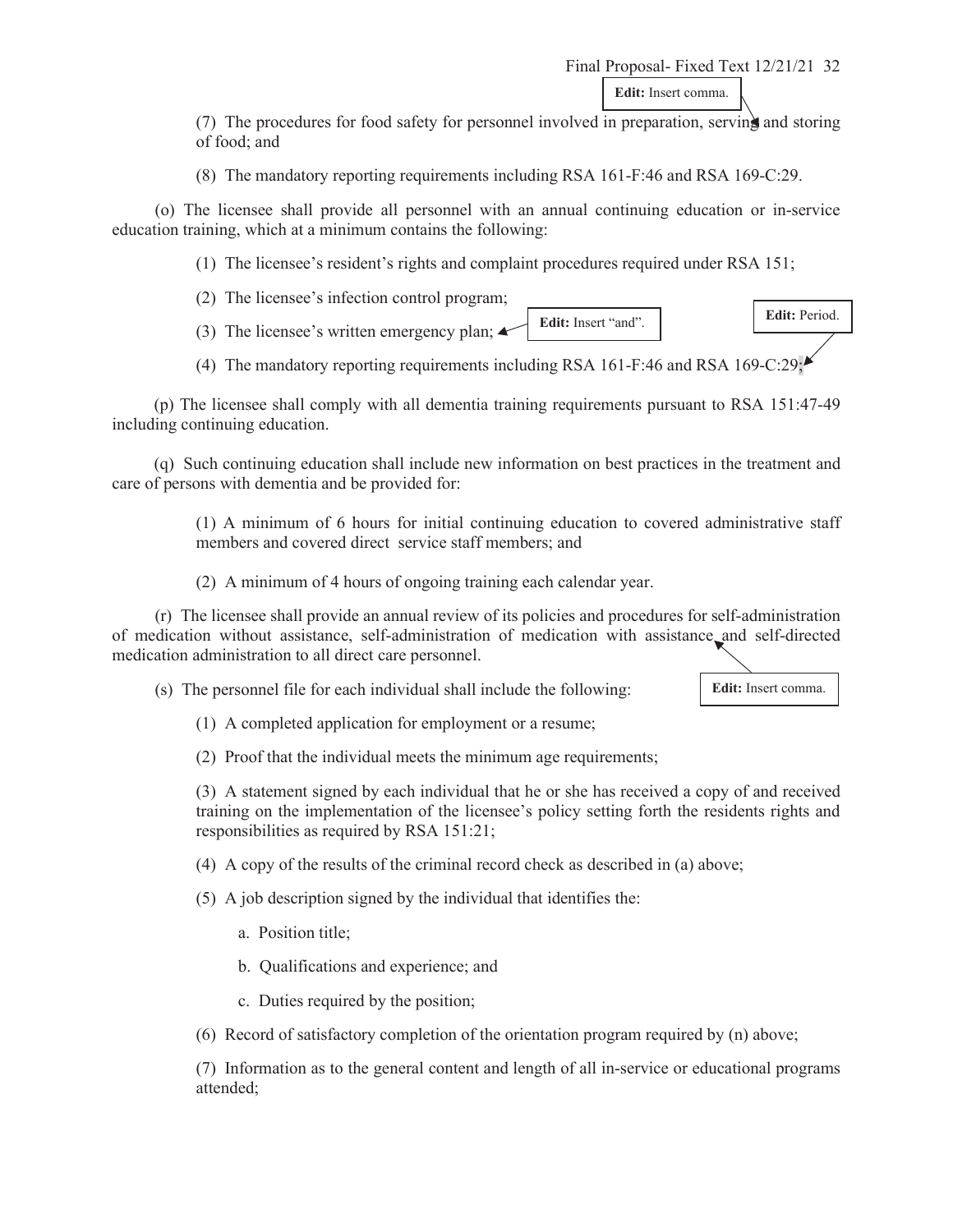Edit: Insert comma.

(7) The procedures for food safety for personnel involved in preparation, serving and storing of food; and

(8) The mandatory reporting requirements including RSA 161-F:46 and RSA 169-C:29.

(o) The licensee shall provide all personnel with an annual continuing education or in-service education training, which at a minimum contains the following:

(1) The licensee's resident's rights and complaint procedures required under RSA 151;

(2) The licensee's infection control program;

(3) The licensee's written emergency plan; Edit: Insert "and". Edit: Period.

(4) The mandatory reporting requirements including RSA 161-F:46 and RSA 169-C:29;

(p) The licensee shall comply with all dementia training requirements pursuant to RSA 151:47-49 including continuing education.

(q) Such continuing education shall include new information on best practices in the treatment and care of persons with dementia and be provided for:

(1) A minimum of 6 hours for initial continuing education to covered administrative staff members and covered direct service staff members; and

(2) A minimum of 4 hours of ongoing training each calendar year.

(r) The licensee shall provide an annual review of its policies and procedures for self-administration of medication without assistance, self-administration of medication with assistance and self-directed medication administration to all direct care personnel.

Edit: Insert comma.

(s) The personnel file for each individual shall include the following:

(1) A completed application for employment or a resume;

(2) Proof that the individual meets the minimum age requirements;

(3) A statement signed by each individual that he or she has received a copy of and received training on the implementation of the licensee's policy setting forth the residents rights and responsibilities as required by RSA 151:21;

(4) A copy of the results of the criminal record check as described in (a) above;

(5) A job description signed by the individual that identifies the:

a. Position title;

b. Qualifications and experience; and

c. Duties required by the position;

(6) Record of satisfactory completion of the orientation program required by (n) above;

(7) Information as to the general content and length of all in-service or educational programs attended;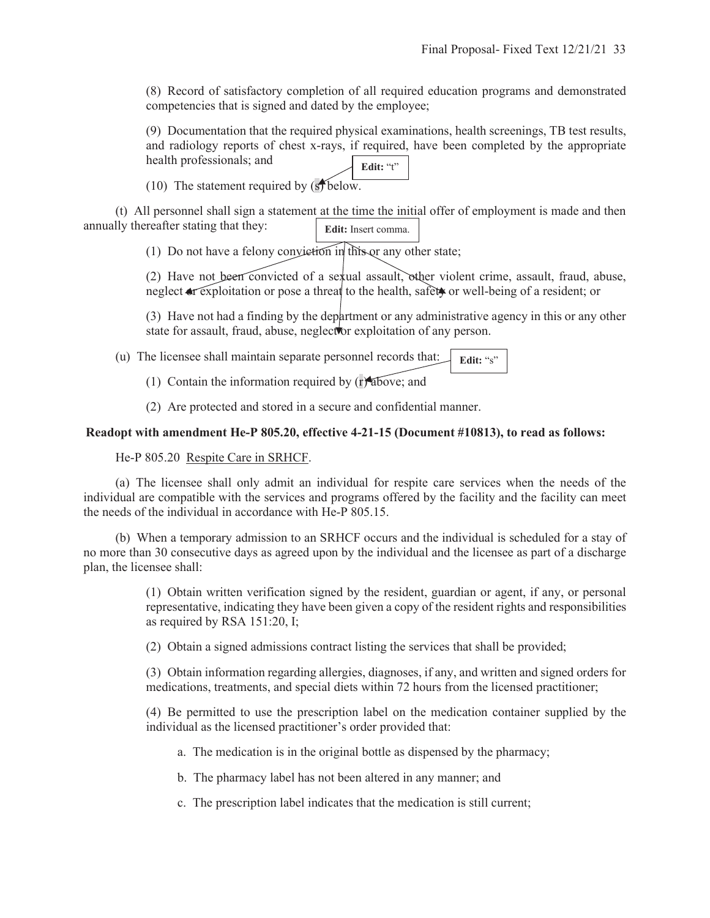(8) Record of satisfactory completion of all required education programs and demonstrated competencies that is signed and dated by the employee;

(9) Documentation that the required physical examinations, health screenings, TB test results, and radiology reports of chest x-rays, if required, have been completed by the appropriate health professionals; and

(10) The statement required by (s) below.

**Edit:** "t"

(t) All personnel shall sign a statement at the time the initial offer of employment is made and then annually thereafter stating that they:

**Edit:** Insert comma.

(1) Do not have a felony conviction in this or any other state;

(2) Have not been convicted of a sexual assault, other violent crime, assault, fraud, abuse, neglect or exploitation or pose a threat to the health, safety or well-being of a resident; or

(3) Have not had a finding by the department or any administrative agency in this or any other state for assault, fraud, abuse, neglect or exploitation of any person.

(u) The licensee shall maintain separate personnel records that:

**Edit:** "s"

(1) Contain the information required by (r) above; and

(2) Are protected and stored in a secure and confidential manner.

**Readopt with amendment He-P 805.20, effective 4-21-15 (Document #10813), to read as follows:**

He-P 805.20 Respite Care in SRHCF.

(a) The licensee shall only admit an individual for respite care services when the needs of the individual are compatible with the services and programs offered by the facility and the facility can meet the needs of the individual in accordance with He-P 805.15.

(b) When a temporary admission to an SRHCF occurs and the individual is scheduled for a stay of no more than 30 consecutive days as agreed upon by the individual and the licensee as part of a discharge plan, the licensee shall:

(1) Obtain written verification signed by the resident, guardian or agent, if any, or personal representative, indicating they have been given a copy of the resident rights and responsibilities as required by RSA 151:20, I;

(2) Obtain a signed admissions contract listing the services that shall be provided;

(3) Obtain information regarding allergies, diagnoses, if any, and written and signed orders for medications, treatments, and special diets within 72 hours from the licensed practitioner;

(4) Be permitted to use the prescription label on the medication container supplied by the individual as the licensed practitioner's order provided that:

a. The medication is in the original bottle as dispensed by the pharmacy;

b. The pharmacy label has not been altered in any manner; and

c. The prescription label indicates that the medication is still current;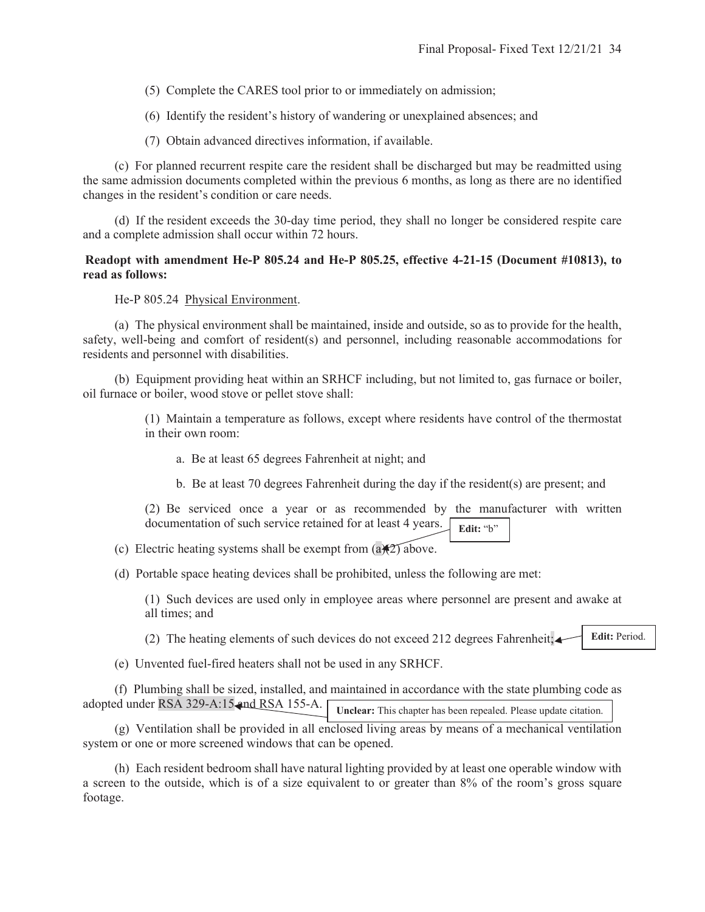(5) Complete the CARES tool prior to or immediately on admission;

(6) Identify the resident's history of wandering or unexplained absences; and

(7) Obtain advanced directives information, if available.

(c) For planned recurrent respite care the resident shall be discharged but may be readmitted using the same admission documents completed within the previous 6 months, as long as there are no identified changes in the resident's condition or care needs.

(d) If the resident exceeds the 30-day time period, they shall no longer be considered respite care and a complete admission shall occur within 72 hours.

**Readopt with amendment He-P 805.24 and He-P 805.25, effective 4-21-15 (Document #10813), to read as follows:**

He-P 805.24 Physical Environment.

(a) The physical environment shall be maintained, inside and outside, so as to provide for the health, safety, well-being and comfort of resident(s) and personnel, including reasonable accommodations for residents and personnel with disabilities.

(b) Equipment providing heat within an SRHCF including, but not limited to, gas furnace or boiler, oil furnace or boiler, wood stove or pellet stove shall:

(1) Maintain a temperature as follows, except where residents have control of the thermostat in their own room:

a. Be at least 65 degrees Fahrenheit at night; and

b. Be at least 70 degrees Fahrenheit during the day if the resident(s) are present; and

(2) Be serviced once a year or as recommended by the manufacturer with written documentation of such service retained for at least 4 years.

**Edit:** "b"

(c) Electric heating systems shall be exempt from (a)(2) above.

(d) Portable space heating devices shall be prohibited, unless the following are met:

(1) Such devices are used only in employee areas where personnel are present and awake at all times; and

(2) The heating elements of such devices do not exceed 212 degrees Fahrenheit;

**Edit:** Period.

(e) Unvented fuel-fired heaters shall not be used in any SRHCF.

(f) Plumbing shall be sized, installed, and maintained in accordance with the state plumbing code as adopted under RSA 329-A:15 and RSA 155-A.

**Unclear:** This chapter has been repealed. Please update citation.

(g) Ventilation shall be provided in all enclosed living areas by means of a mechanical ventilation system or one or more screened windows that can be opened.

(h) Each resident bedroom shall have natural lighting provided by at least one operable window with a screen to the outside, which is of a size equivalent to or greater than 8% of the room's gross square footage.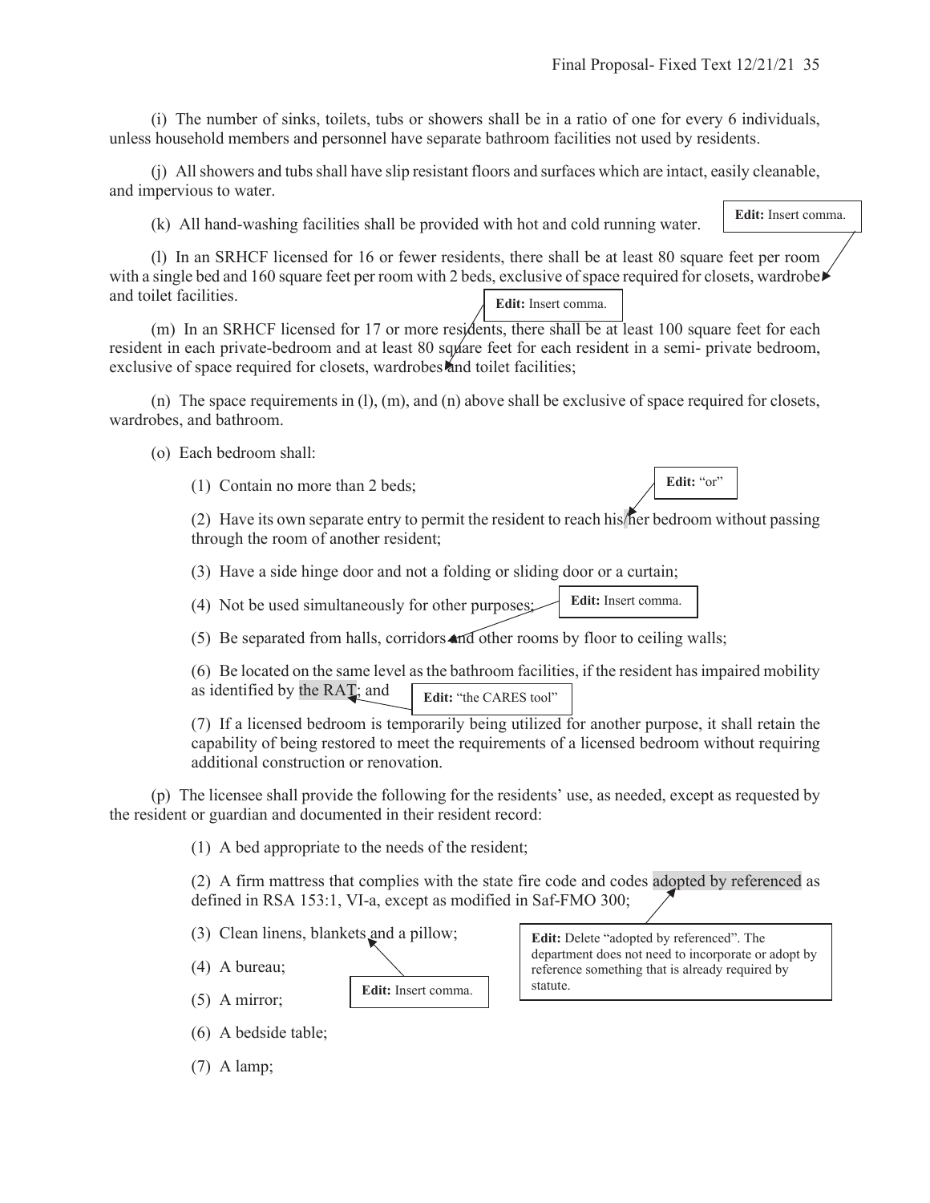(i) The number of sinks, toilets, tubs or showers shall be in a ratio of one for every 6 individuals, unless household members and personnel have separate bathroom facilities not used by residents.

(j) All showers and tubs shall have slip resistant floors and surfaces which are intact, easily cleanable, and impervious to water.

(k) All hand-washing facilities shall be provided with hot and cold running water.

**Edit:** Insert comma.

(l) In an SRHCF licensed for 16 or fewer residents, there shall be at least 80 square feet per room with a single bed and 160 square feet per room with 2 beds, exclusive of space required for closets, wardrobe and toilet facilities.

**Edit:** Insert comma.

(m) In an SRHCF licensed for 17 or more residents, there shall be at least 100 square feet for each resident in each private-bedroom and at least 80 square feet for each resident in a semi- private bedroom, exclusive of space required for closets, wardrobes and toilet facilities;

(n) The space requirements in (l), (m), and (n) above shall be exclusive of space required for closets, wardrobes, and bathroom.

(o) Each bedroom shall:

(1) Contain no more than 2 beds;

**Edit:** "or"

(2) Have its own separate entry to permit the resident to reach his/her bedroom without passing through the room of another resident;

(3) Have a side hinge door and not a folding or sliding door or a curtain;

(4) Not be used simultaneously for other purposes;

**Edit:** Insert comma.

(5) Be separated from halls, corridors and other rooms by floor to ceiling walls;

(6) Be located on the same level as the bathroom facilities, if the resident has impaired mobility as identified by the RAT; and

**Edit:** "the CARES tool"

(7) If a licensed bedroom is temporarily being utilized for another purpose, it shall retain the capability of being restored to meet the requirements of a licensed bedroom without requiring additional construction or renovation.

(p) The licensee shall provide the following for the residents' use, as needed, except as requested by the resident or guardian and documented in their resident record:

(1) A bed appropriate to the needs of the resident;

(2) A firm mattress that complies with the state fire code and codes adopted by referenced as defined in RSA 153:1, VI-a, except as modified in Saf-FMO 300;

**Edit:** Delete "adopted by referenced". The department does not need to incorporate or adopt by reference something that is already required by statute.

(3) Clean linens, blankets and a pillow;

**Edit:** Insert comma.

(4) A bureau;

(5) A mirror;

(6) A bedside table;

(7) A lamp;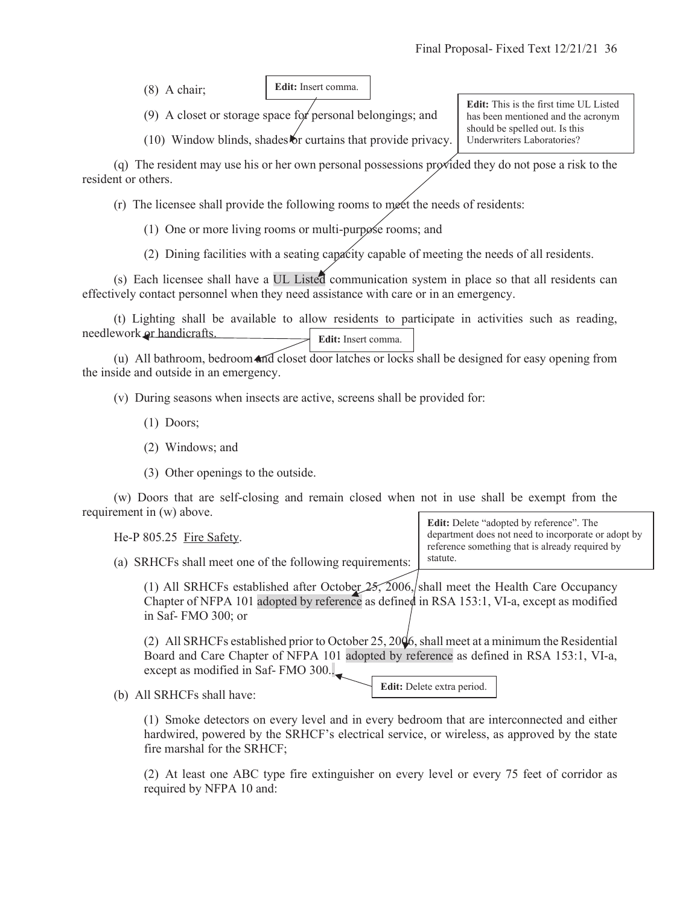(8) A chair;

(9) A closet or storage space for personal belongings; and

(10) Window blinds, shades or curtains that provide privacy.

> **Edit:** Insert comma.

> **Edit:** This is the first time UL Listed has been mentioned and the acronym should be spelled out. Is this Underwriters Laboratories?

(q) The resident may use his or her own personal possessions provided they do not pose a risk to the resident or others.

(r) The licensee shall provide the following rooms to meet the needs of residents:

(1) One or more living rooms or multi-purpose rooms; and

(2) Dining facilities with a seating capacity capable of meeting the needs of all residents.

(s) Each licensee shall have a UL Listed communication system in place so that all residents can effectively contact personnel when they need assistance with care or in an emergency.

(t) Lighting shall be available to allow residents to participate in activities such as reading, needlework or handicrafts.

> **Edit:** Insert comma.

(u) All bathroom, bedroom and closet door latches or locks shall be designed for easy opening from the inside and outside in an emergency.

(v) During seasons when insects are active, screens shall be provided for:

(1) Doors;

(2) Windows; and

(3) Other openings to the outside.

(w) Doors that are self-closing and remain closed when not in use shall be exempt from the requirement in (w) above.

He-P 805.25 <u>Fire Safety</u>.

> **Edit:** Delete "adopted by reference". The department does not need to incorporate or adopt by reference something that is already required by statute.

(a) SRHCFs shall meet one of the following requirements:

(1) All SRHCFs established after October 25, 2006, shall meet the Health Care Occupancy Chapter of NFPA 101 adopted by reference as defined in RSA 153:1, VI-a, except as modified in Saf- FMO 300; or

(2) All SRHCFs established prior to October 25, 2006, shall meet at a minimum the Residential Board and Care Chapter of NFPA 101 adopted by reference as defined in RSA 153:1, VI-a, except as modified in Saf- FMO 300..

> **Edit:** Delete extra period.

(b) All SRHCFs shall have:

(1) Smoke detectors on every level and in every bedroom that are interconnected and either hardwired, powered by the SRHCF's electrical service, or wireless, as approved by the state fire marshal for the SRHCF;

(2) At least one ABC type fire extinguisher on every level or every 75 feet of corridor as required by NFPA 10 and: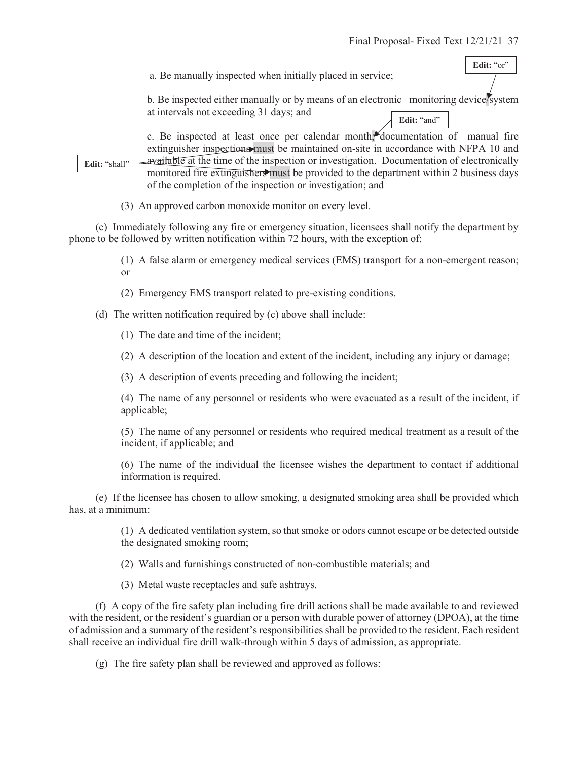Edit: "or"

a. Be manually inspected when initially placed in service;

b. Be inspected either manually or by means of an electronic monitoring device/system at intervals not exceeding 31 days; and

Edit: "and"

c. Be inspected at least once per calendar month; documentation of manual fire extinguisher inspections must be maintained on-site in accordance with NFPA 10 and available at the time of the inspection or investigation. Documentation of electronically monitored fire extinguishers must be provided to the department within 2 business days of the completion of the inspection or investigation; and

Edit: "shall"

(3) An approved carbon monoxide monitor on every level.

(c) Immediately following any fire or emergency situation, licensees shall notify the department by phone to be followed by written notification within 72 hours, with the exception of:

(1) A false alarm or emergency medical services (EMS) transport for a non-emergent reason; or

(2) Emergency EMS transport related to pre-existing conditions.

(d) The written notification required by (c) above shall include:

(1) The date and time of the incident;

(2) A description of the location and extent of the incident, including any injury or damage;

(3) A description of events preceding and following the incident;

(4) The name of any personnel or residents who were evacuated as a result of the incident, if applicable;

(5) The name of any personnel or residents who required medical treatment as a result of the incident, if applicable; and

(6) The name of the individual the licensee wishes the department to contact if additional information is required.

(e) If the licensee has chosen to allow smoking, a designated smoking area shall be provided which has, at a minimum:

(1) A dedicated ventilation system, so that smoke or odors cannot escape or be detected outside the designated smoking room;

(2) Walls and furnishings constructed of non-combustible materials; and

(3) Metal waste receptacles and safe ashtrays.

(f) A copy of the fire safety plan including fire drill actions shall be made available to and reviewed with the resident, or the resident's guardian or a person with durable power of attorney (DPOA), at the time of admission and a summary of the resident's responsibilities shall be provided to the resident. Each resident shall receive an individual fire drill walk-through within 5 days of admission, as appropriate.

(g) The fire safety plan shall be reviewed and approved as follows: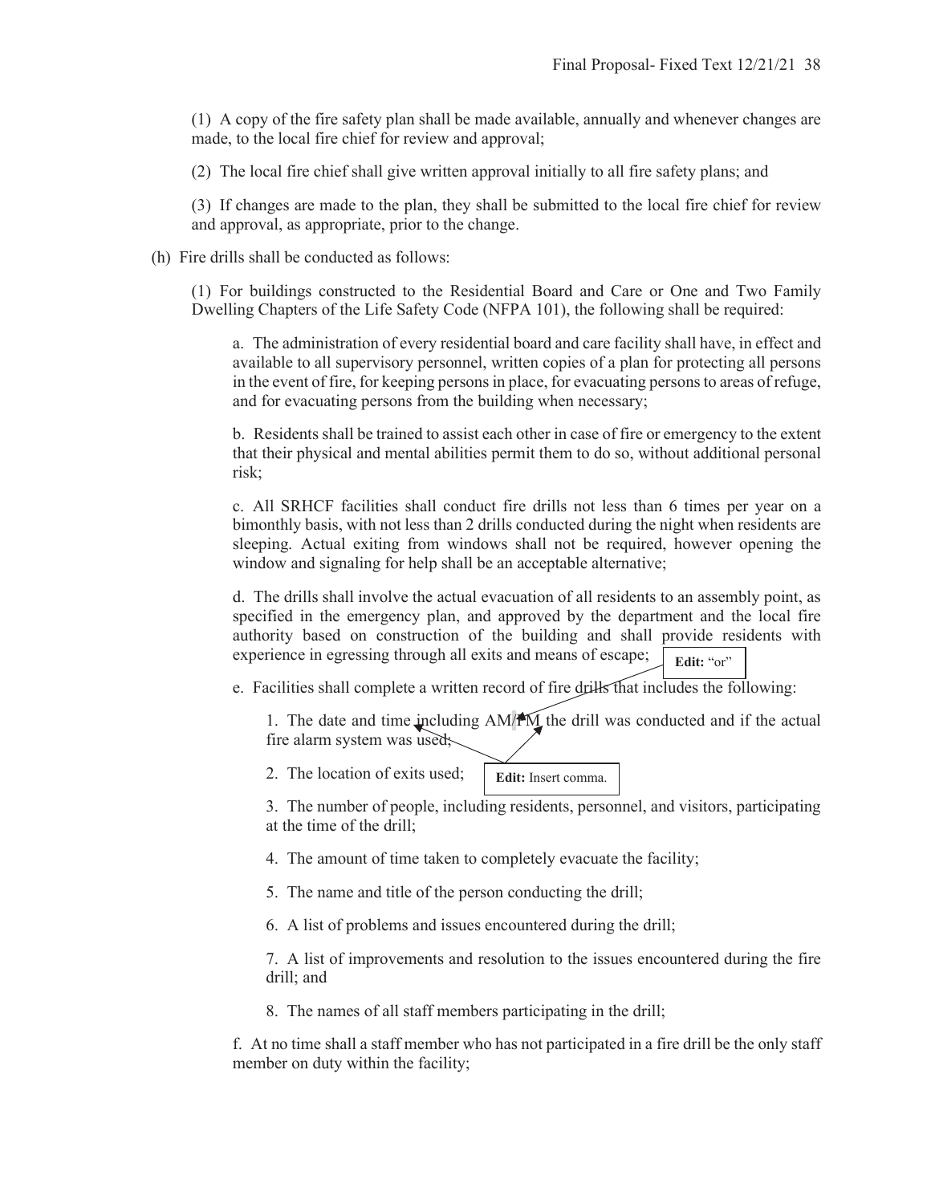(1) A copy of the fire safety plan shall be made available, annually and whenever changes are made, to the local fire chief for review and approval;

(2) The local fire chief shall give written approval initially to all fire safety plans; and

(3) If changes are made to the plan, they shall be submitted to the local fire chief for review and approval, as appropriate, prior to the change.

(h) Fire drills shall be conducted as follows:

(1) For buildings constructed to the Residential Board and Care or One and Two Family Dwelling Chapters of the Life Safety Code (NFPA 101), the following shall be required:

a. The administration of every residential board and care facility shall have, in effect and available to all supervisory personnel, written copies of a plan for protecting all persons in the event of fire, for keeping persons in place, for evacuating persons to areas of refuge, and for evacuating persons from the building when necessary;

b. Residents shall be trained to assist each other in case of fire or emergency to the extent that their physical and mental abilities permit them to do so, without additional personal risk;

c. All SRHCF facilities shall conduct fire drills not less than 6 times per year on a bimonthly basis, with not less than 2 drills conducted during the night when residents are sleeping. Actual exiting from windows shall not be required, however opening the window and signaling for help shall be an acceptable alternative;

d. The drills shall involve the actual evacuation of all residents to an assembly point, as specified in the emergency plan, and approved by the department and the local fire authority based on construction of the building and shall provide residents with experience in egressing through all exits and means of escape;

**Edit:** "or"

e. Facilities shall complete a written record of fire drills that includes the following:

1. The date and time including AM/PM the drill was conducted and if the actual fire alarm system was used;

**Edit:** Insert comma.

2. The location of exits used;

3. The number of people, including residents, personnel, and visitors, participating at the time of the drill;

4. The amount of time taken to completely evacuate the facility;

5. The name and title of the person conducting the drill;

6. A list of problems and issues encountered during the drill;

7. A list of improvements and resolution to the issues encountered during the fire drill; and

8. The names of all staff members participating in the drill;

f. At no time shall a staff member who has not participated in a fire drill be the only staff member on duty within the facility;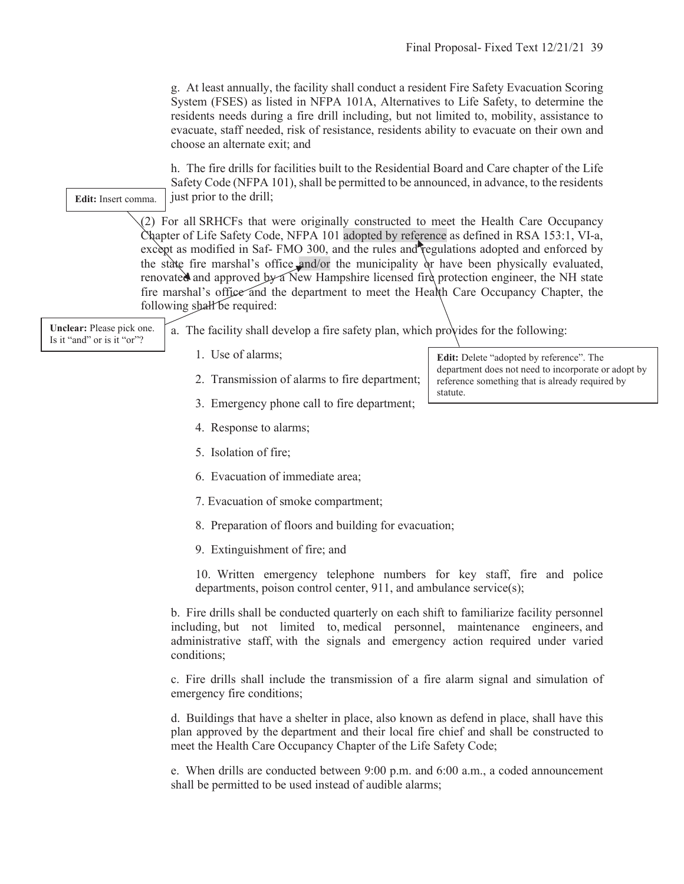g. At least annually, the facility shall conduct a resident Fire Safety Evacuation Scoring System (FSES) as listed in NFPA 101A, Alternatives to Life Safety, to determine the residents needs during a fire drill including, but not limited to, mobility, assistance to evacuate, staff needed, risk of resistance, residents ability to evacuate on their own and choose an alternate exit; and

h. The fire drills for facilities built to the Residential Board and Care chapter of the Life Safety Code (NFPA 101), shall be permitted to be announced, in advance, to the residents just prior to the drill;

**Edit:** Insert comma.

(2) For all SRHCFs that were originally constructed to meet the Health Care Occupancy Chapter of Life Safety Code, NFPA 101 adopted by reference as defined in RSA 153:1, VI-a, except as modified in Saf- FMO 300, and the rules and regulations adopted and enforced by the state fire marshal's office and/or the municipality or have been physically evaluated, renovated and approved by a New Hampshire licensed fire protection engineer, the NH state fire marshal's office and the department to meet the Health Care Occupancy Chapter, the following shall be required:

**Unclear:** Please pick one. Is it "and" or is it "or"?

**Edit:** Delete "adopted by reference". The department does not need to incorporate or adopt by reference something that is already required by statute.

a. The facility shall develop a fire safety plan, which provides for the following:

1. Use of alarms;

2. Transmission of alarms to fire department;

3. Emergency phone call to fire department;

4. Response to alarms;

5. Isolation of fire;

6. Evacuation of immediate area;

7. Evacuation of smoke compartment;

8. Preparation of floors and building for evacuation;

9. Extinguishment of fire; and

10. Written emergency telephone numbers for key staff, fire and police departments, poison control center, 911, and ambulance service(s);

b. Fire drills shall be conducted quarterly on each shift to familiarize facility personnel including, but not limited to, medical personnel, maintenance engineers, and administrative staff, with the signals and emergency action required under varied conditions;

c. Fire drills shall include the transmission of a fire alarm signal and simulation of emergency fire conditions;

d. Buildings that have a shelter in place, also known as defend in place, shall have this plan approved by the department and their local fire chief and shall be constructed to meet the Health Care Occupancy Chapter of the Life Safety Code;

e. When drills are conducted between 9:00 p.m. and 6:00 a.m., a coded announcement shall be permitted to be used instead of audible alarms;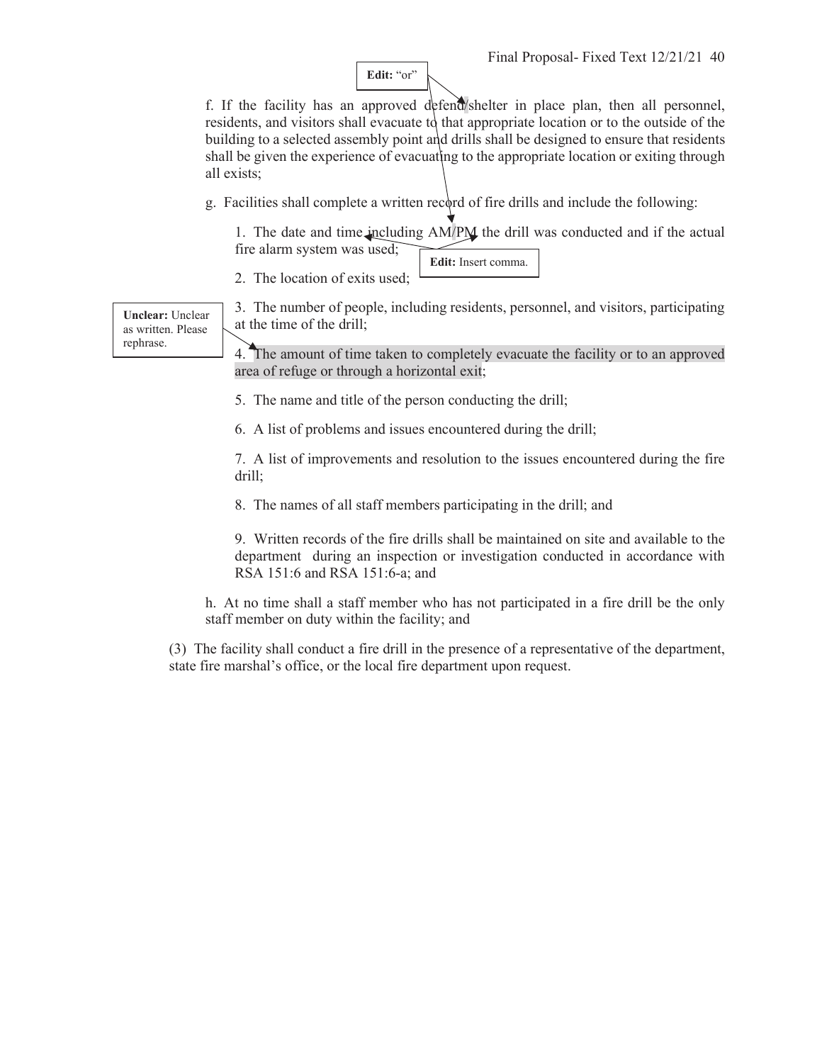Edit: "or"

f. If the facility has an approved defend/shelter in place plan, then all personnel, residents, and visitors shall evacuate to that appropriate location or to the outside of the building to a selected assembly point and drills shall be designed to ensure that residents shall be given the experience of evacuating to the appropriate location or exiting through all exists;

g. Facilities shall complete a written record of fire drills and include the following:

1. The date and time including AM/PM the drill was conducted and if the actual fire alarm system was used;

Edit: Insert comma.

2. The location of exits used;

3. The number of people, including residents, personnel, and visitors, participating at the time of the drill;

Unclear: Unclear as written. Please rephrase.

4. The amount of time taken to completely evacuate the facility or to an approved area of refuge or through a horizontal exit;

5. The name and title of the person conducting the drill;

6. A list of problems and issues encountered during the drill;

7. A list of improvements and resolution to the issues encountered during the fire drill;

8. The names of all staff members participating in the drill; and

9. Written records of the fire drills shall be maintained on site and available to the department during an inspection or investigation conducted in accordance with RSA 151:6 and RSA 151:6-a; and

h. At no time shall a staff member who has not participated in a fire drill be the only staff member on duty within the facility; and

(3) The facility shall conduct a fire drill in the presence of a representative of the department, state fire marshal's office, or the local fire department upon request.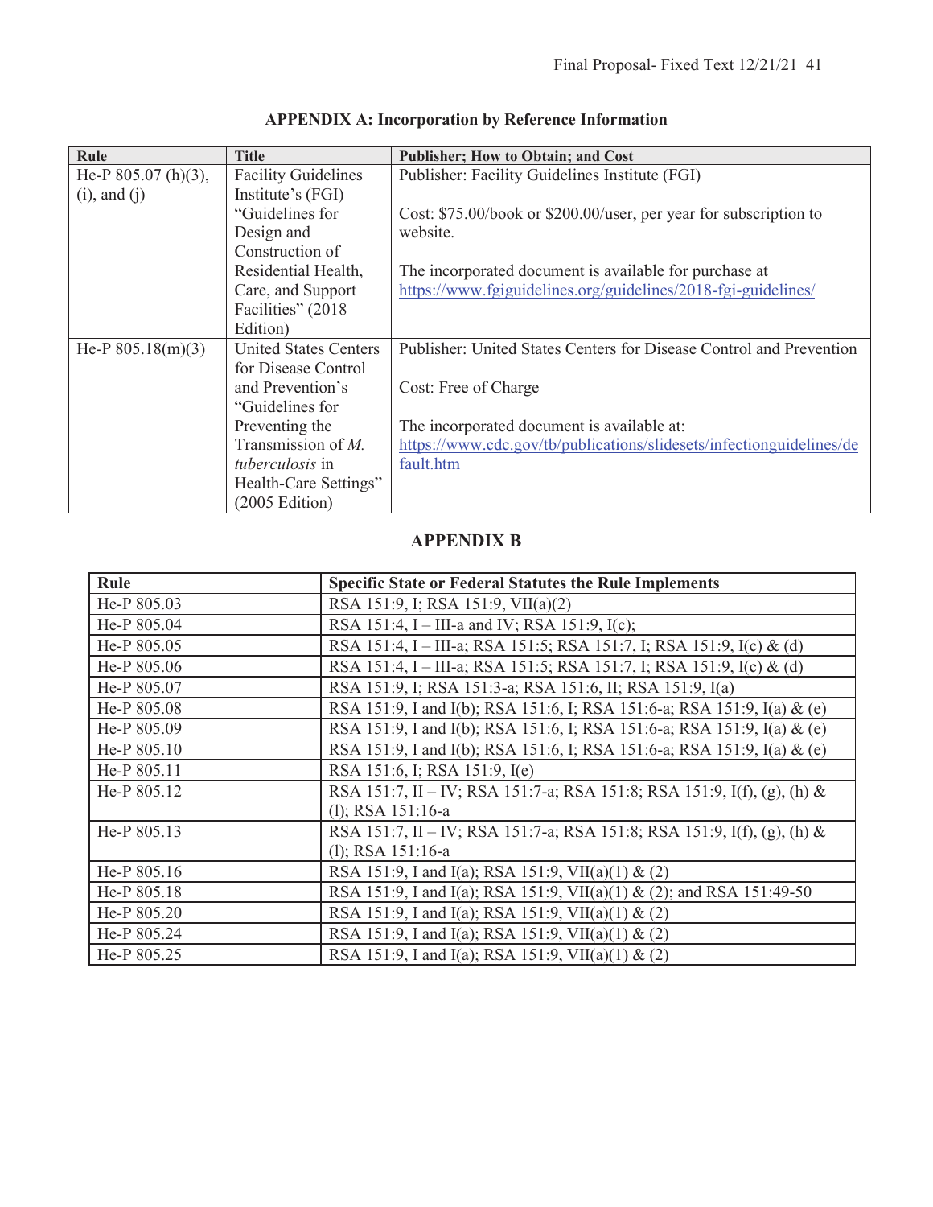## APPENDIX A: Incorporation by Reference Information

| Rule | Title | Publisher; How to Obtain; and Cost |
|---|---|---|
| He-P 805.07 (h)(3), (i), and (j) | Facility Guidelines Institute's (FGI) "Guidelines for Design and Construction of Residential Health, Care, and Support Facilities" (2018 Edition) | Publisher: Facility Guidelines Institute (FGI)<br><br>Cost: $75.00/book or $200.00/user, per year for subscription to website.<br><br>The incorporated document is available for purchase at https://www.fgiguidelines.org/guidelines/2018-fgi-guidelines/ |
| He-P 805.18(m)(3) | United States Centers for Disease Control and Prevention's "Guidelines for Preventing the Transmission of *M. tuberculosis* in Health-Care Settings" (2005 Edition) | Publisher: United States Centers for Disease Control and Prevention<br><br>Cost: Free of Charge<br><br>The incorporated document is available at: https://www.cdc.gov/tb/publications/slidesets/infectionguidelines/default.htm |

## APPENDIX B

| Rule | Specific State or Federal Statutes the Rule Implements |
|---|---|
| He-P 805.03 | RSA 151:9, I; RSA 151:9, VII(a)(2) |
| He-P 805.04 | RSA 151:4, I – III-a and IV; RSA 151:9, I(c); |
| He-P 805.05 | RSA 151:4, I – III-a; RSA 151:5; RSA 151:7, I; RSA 151:9, I(c) & (d) |
| He-P 805.06 | RSA 151:4, I – III-a; RSA 151:5; RSA 151:7, I; RSA 151:9, I(c) & (d) |
| He-P 805.07 | RSA 151:9, I; RSA 151:3-a; RSA 151:6, II; RSA 151:9, I(a) |
| He-P 805.08 | RSA 151:9, I and I(b); RSA 151:6, I; RSA 151:6-a; RSA 151:9, I(a) & (e) |
| He-P 805.09 | RSA 151:9, I and I(b); RSA 151:6, I; RSA 151:6-a; RSA 151:9, I(a) & (e) |
| He-P 805.10 | RSA 151:9, I and I(b); RSA 151:6, I; RSA 151:6-a; RSA 151:9, I(a) & (e) |
| He-P 805.11 | RSA 151:6, I; RSA 151:9, I(e) |
| He-P 805.12 | RSA 151:7, II – IV; RSA 151:7-a; RSA 151:8; RSA 151:9, I(f), (g), (h) & (l); RSA 151:16-a |
| He-P 805.13 | RSA 151:7, II – IV; RSA 151:7-a; RSA 151:8; RSA 151:9, I(f), (g), (h) & (l); RSA 151:16-a |
| He-P 805.16 | RSA 151:9, I and I(a); RSA 151:9, VII(a)(1) & (2) |
| He-P 805.18 | RSA 151:9, I and I(a); RSA 151:9, VII(a)(1) & (2); and RSA 151:49-50 |
| He-P 805.20 | RSA 151:9, I and I(a); RSA 151:9, VII(a)(1) & (2) |
| He-P 805.24 | RSA 151:9, I and I(a); RSA 151:9, VII(a)(1) & (2) |
| He-P 805.25 | RSA 151:9, I and I(a); RSA 151:9, VII(a)(1) & (2) |